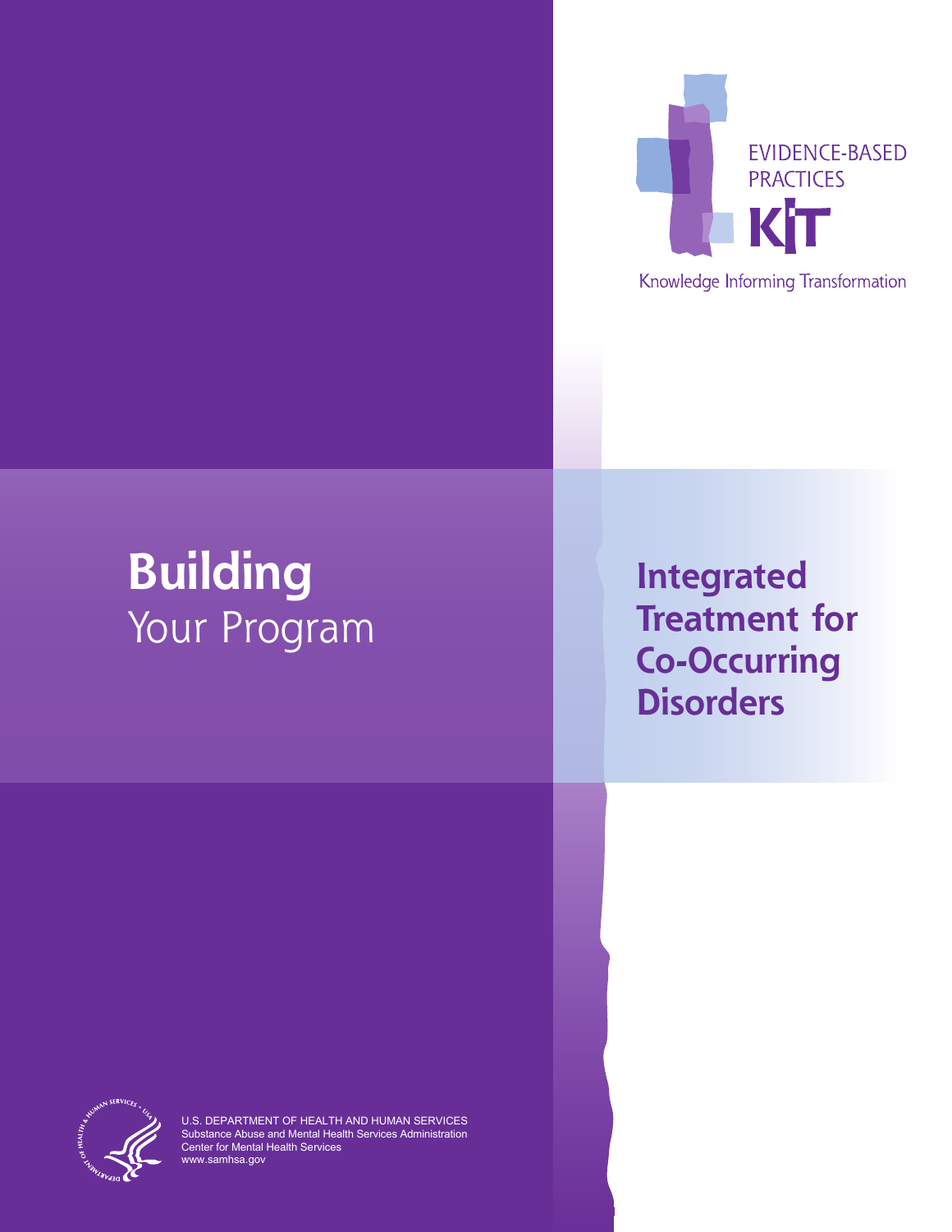EVIDENCE-BASED PRACTICES

KIT

Knowledge Informing Transformation

# Building Your Program

# Integrated Treatment for Co-Occurring Disorders

U.S. DEPARTMENT OF HEALTH AND HUMAN SERVICES
Substance Abuse and Mental Health Services Administration
Center for Mental Health Services
www.samhsa.gov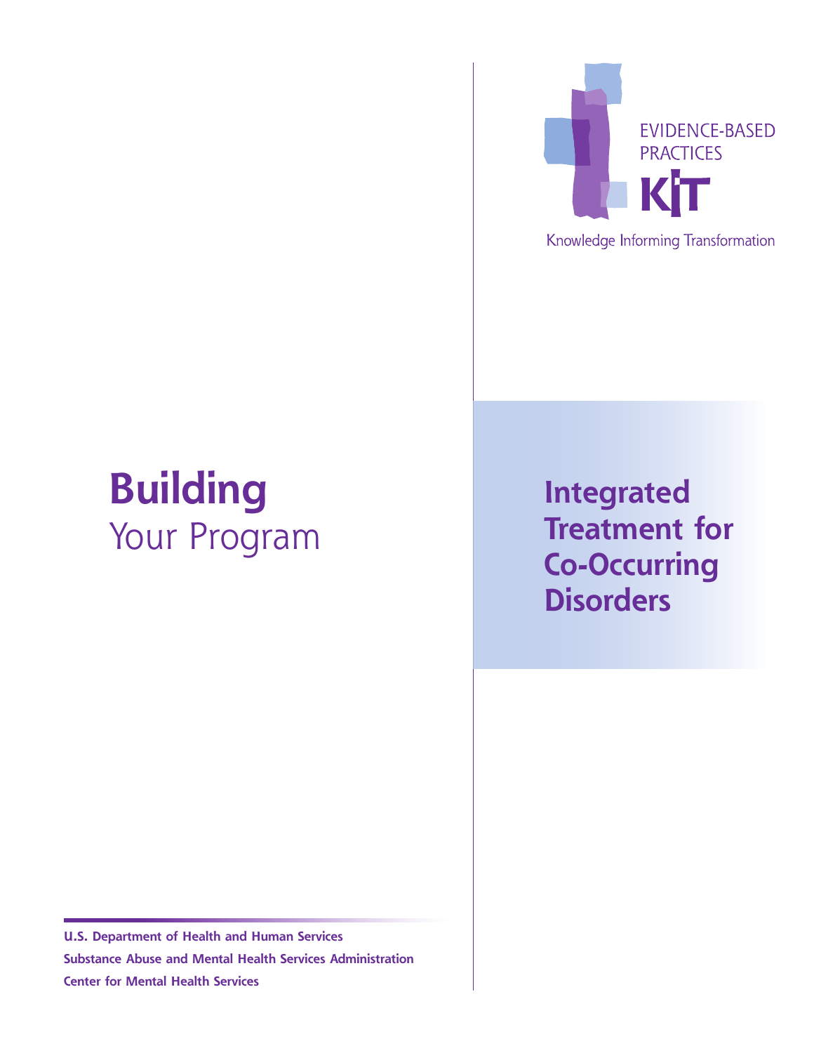EVIDENCE-BASED PRACTICES

KIT

Knowledge Informing Transformation

# Building Your Program

# Integrated Treatment for Co-Occurring Disorders

**U.S. Department of Health and Human Services**
**Substance Abuse and Mental Health Services Administration**
**Center for Mental Health Services**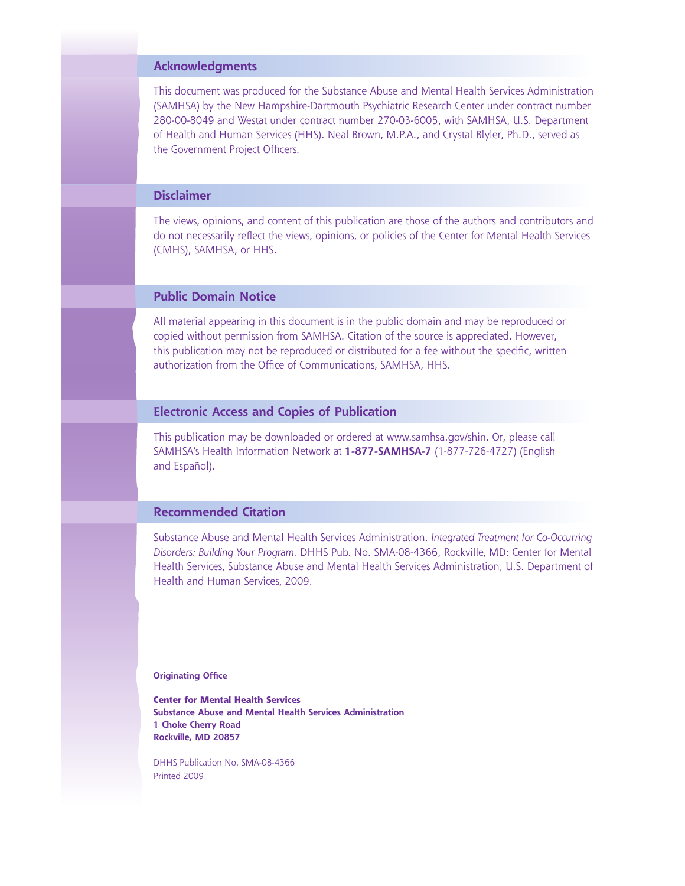## Acknowledgments

This document was produced for the Substance Abuse and Mental Health Services Administration (SAMHSA) by the New Hampshire-Dartmouth Psychiatric Research Center under contract number 280-00-8049 and Westat under contract number 270-03-6005, with SAMHSA, U.S. Department of Health and Human Services (HHS). Neal Brown, M.P.A., and Crystal Blyler, Ph.D., served as the Government Project Officers.

## Disclaimer

The views, opinions, and content of this publication are those of the authors and contributors and do not necessarily reflect the views, opinions, or policies of the Center for Mental Health Services (CMHS), SAMHSA, or HHS.

## Public Domain Notice

All material appearing in this document is in the public domain and may be reproduced or copied without permission from SAMHSA. Citation of the source is appreciated. However, this publication may not be reproduced or distributed for a fee without the specific, written authorization from the Office of Communications, SAMHSA, HHS.

## Electronic Access and Copies of Publication

This publication may be downloaded or ordered at www.samhsa.gov/shin. Or, please call SAMHSA's Health Information Network at **1-877-SAMHSA-7** (1-877-726-4727) (English and Español).

## Recommended Citation

Substance Abuse and Mental Health Services Administration. *Integrated Treatment for Co-Occurring Disorders: Building Your Program.* DHHS Pub. No. SMA-08-4366, Rockville, MD: Center for Mental Health Services, Substance Abuse and Mental Health Services Administration, U.S. Department of Health and Human Services, 2009.

**Originating Office**

**Center for Mental Health Services**
**Substance Abuse and Mental Health Services Administration**
**1 Choke Cherry Road**
**Rockville, MD 20857**

DHHS Publication No. SMA-08-4366
Printed 2009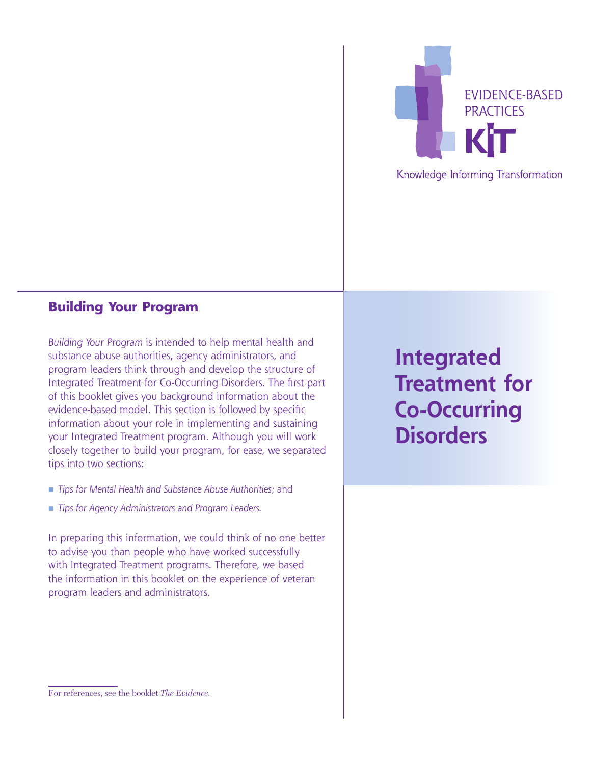EVIDENCE-BASED PRACTICES

KIT

Knowledge Informing Transformation

# Integrated Treatment for Co-Occurring Disorders

## Building Your Program

*Building Your Program* is intended to help mental health and substance abuse authorities, agency administrators, and program leaders think through and develop the structure of Integrated Treatment for Co-Occurring Disorders. The first part of this booklet gives you background information about the evidence-based model. This section is followed by specific information about your role in implementing and sustaining your Integrated Treatment program. Although you will work closely together to build your program, for ease, we separated tips into two sections:

- *Tips for Mental Health and Substance Abuse Authorities*; and
- *Tips for Agency Administrators and Program Leaders.*

In preparing this information, we could think of no one better to advise you than people who have worked successfully with Integrated Treatment programs. Therefore, we based the information in this booklet on the experience of veteran program leaders and administrators.

For references, see the booklet *The Evidence.*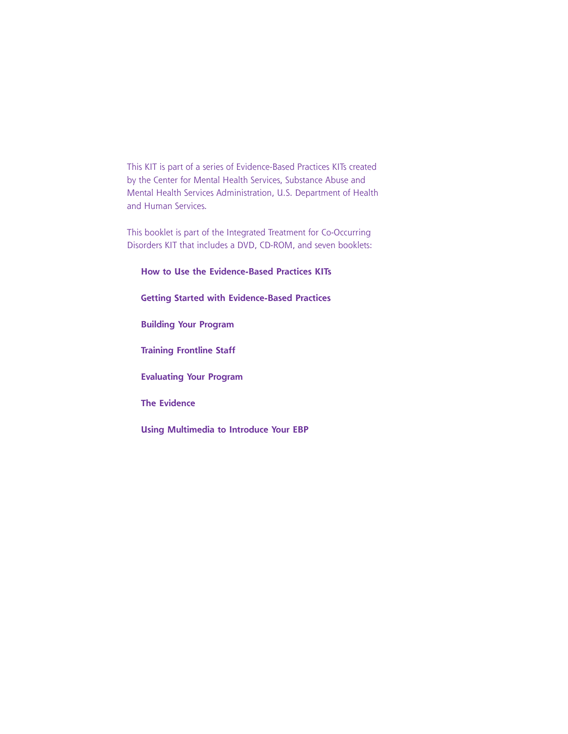This KIT is part of a series of Evidence-Based Practices KITs created by the Center for Mental Health Services, Substance Abuse and Mental Health Services Administration, U.S. Department of Health and Human Services.

This booklet is part of the Integrated Treatment for Co-Occurring Disorders KIT that includes a DVD, CD-ROM, and seven booklets:

**How to Use the Evidence-Based Practices KITs**

**Getting Started with Evidence-Based Practices**

**Building Your Program**

**Training Frontline Staff**

**Evaluating Your Program**

**The Evidence**

**Using Multimedia to Introduce Your EBP**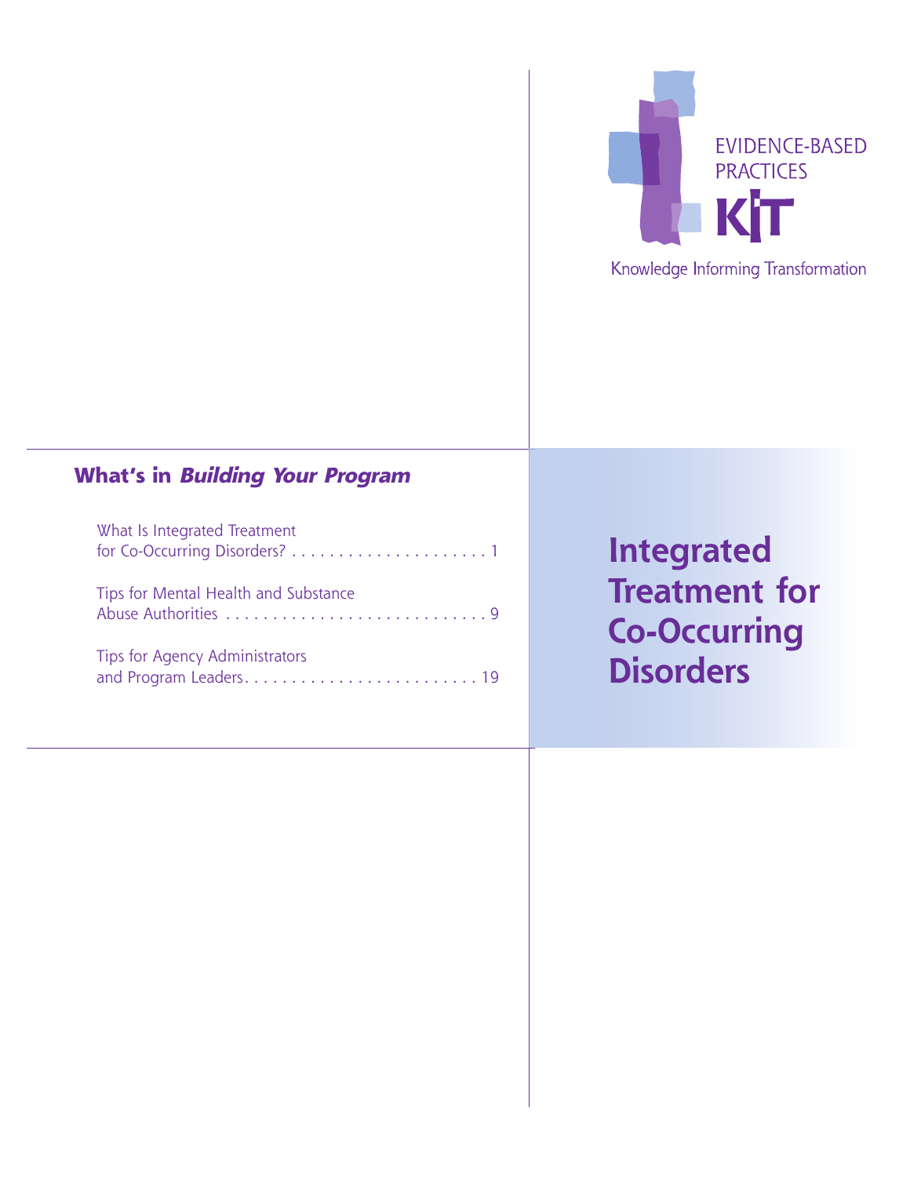EVIDENCE-BASED PRACTICES

KIT

Knowledge Informing Transformation

## What's in *Building Your Program*

What Is Integrated Treatment for Co-Occurring Disorders? . . . . . . . . . . . . . . . . . . . . . . 1

Tips for Mental Health and Substance Abuse Authorities . . . . . . . . . . . . . . . . . . . . . . . . . . . . 9

Tips for Agency Administrators and Program Leaders. . . . . . . . . . . . . . . . . . . . . . . . . . 19

# Integrated Treatment for Co-Occurring Disorders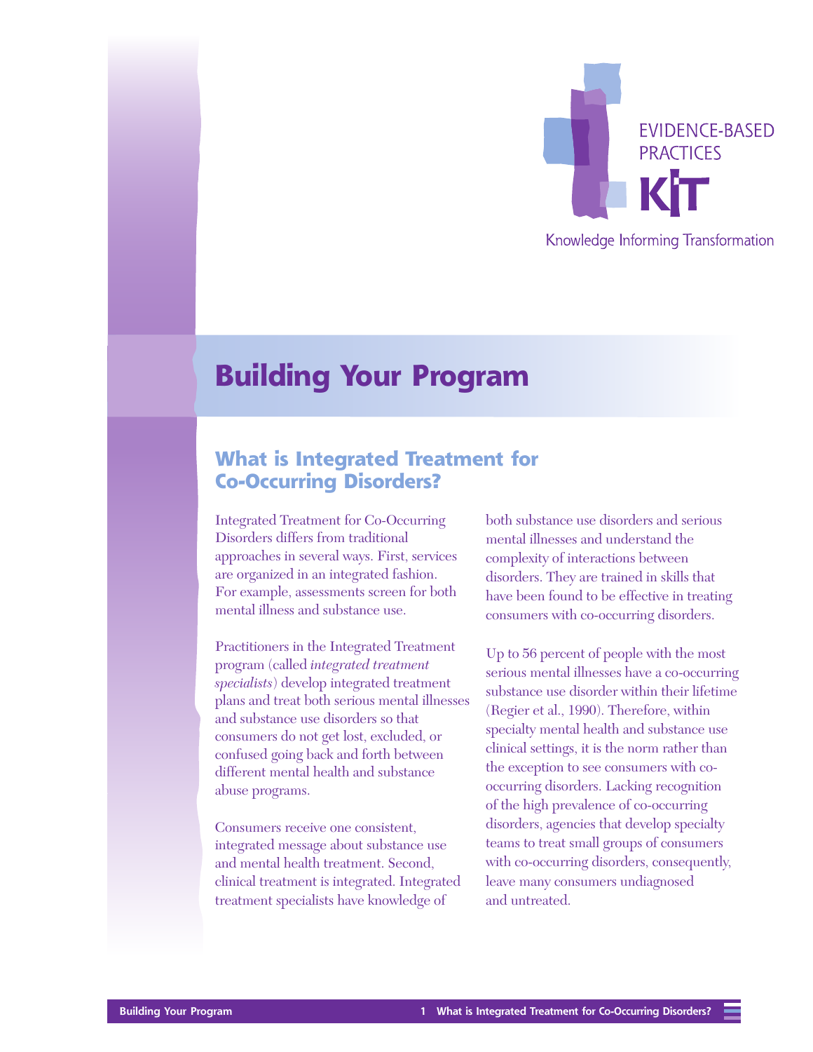# Building Your Program

## What is Integrated Treatment for Co-Occurring Disorders?

Integrated Treatment for Co-Occurring Disorders differs from traditional approaches in several ways. First, services are organized in an integrated fashion. For example, assessments screen for both mental illness and substance use.

Practitioners in the Integrated Treatment program (called *integrated treatment specialists*) develop integrated treatment plans and treat both serious mental illnesses and substance use disorders so that consumers do not get lost, excluded, or confused going back and forth between different mental health and substance abuse programs.

Consumers receive one consistent, integrated message about substance use and mental health treatment. Second, clinical treatment is integrated. Integrated treatment specialists have knowledge of both substance use disorders and serious mental illnesses and understand the complexity of interactions between disorders. They are trained in skills that have been found to be effective in treating consumers with co-occurring disorders.

Up to 56 percent of people with the most serious mental illnesses have a co-occurring substance use disorder within their lifetime (Regier et al., 1990). Therefore, within specialty mental health and substance use clinical settings, it is the norm rather than the exception to see consumers with co-occurring disorders. Lacking recognition of the high prevalence of co-occurring disorders, agencies that develop specialty teams to treat small groups of consumers with co-occurring disorders, consequently, leave many consumers undiagnosed and untreated.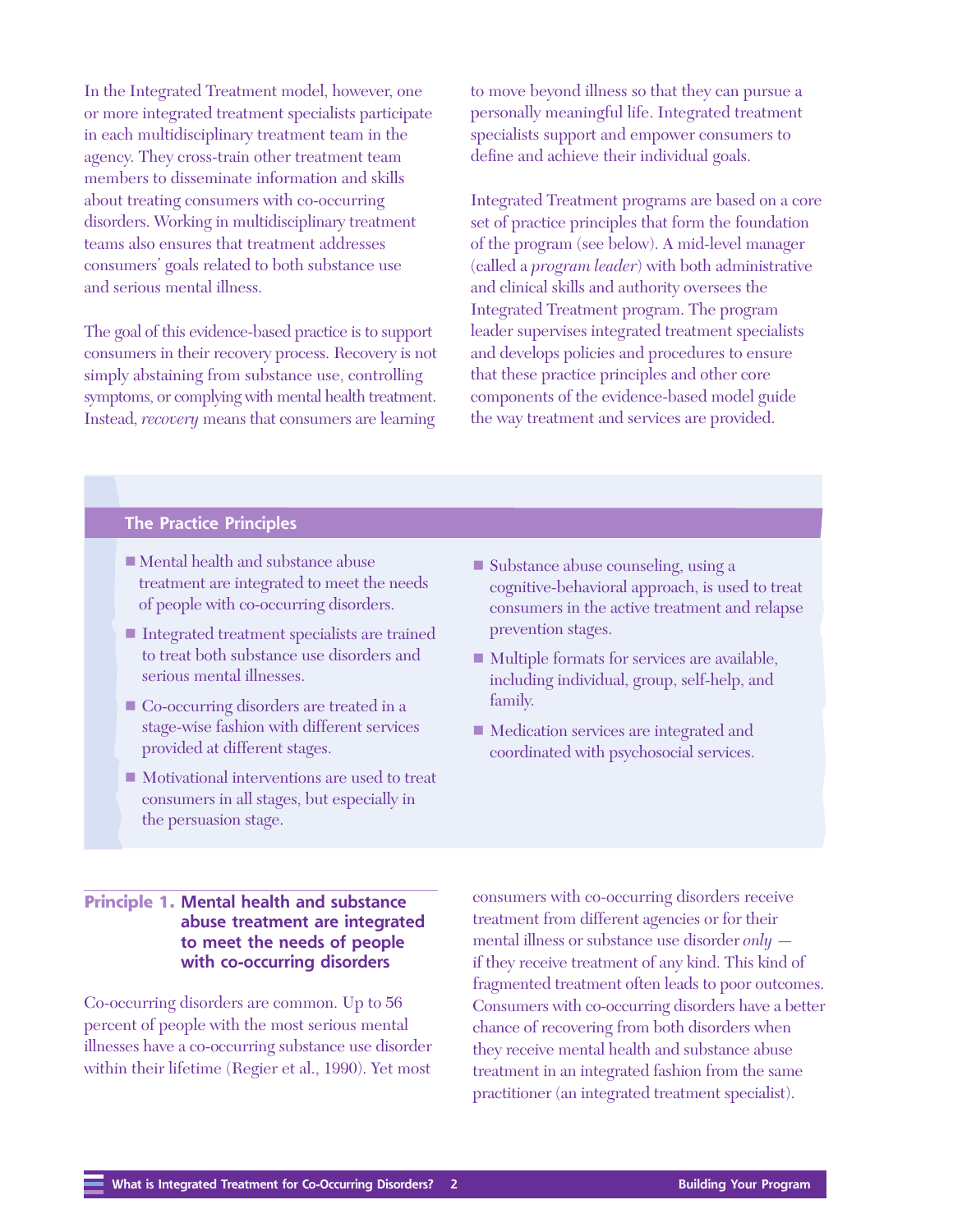In the Integrated Treatment model, however, one or more integrated treatment specialists participate in each multidisciplinary treatment team in the agency. They cross-train other treatment team members to disseminate information and skills about treating consumers with co-occurring disorders. Working in multidisciplinary treatment teams also ensures that treatment addresses consumers' goals related to both substance use and serious mental illness.

The goal of this evidence-based practice is to support consumers in their recovery process. Recovery is not simply abstaining from substance use, controlling symptoms, or complying with mental health treatment. Instead, *recovery* means that consumers are learning to move beyond illness so that they can pursue a personally meaningful life. Integrated treatment specialists support and empower consumers to define and achieve their individual goals.

Integrated Treatment programs are based on a core set of practice principles that form the foundation of the program (see below). A mid-level manager (called a *program leader*) with both administrative and clinical skills and authority oversees the Integrated Treatment program. The program leader supervises integrated treatment specialists and develops policies and procedures to ensure that these practice principles and other core components of the evidence-based model guide the way treatment and services are provided.

## The Practice Principles

- Mental health and substance abuse treatment are integrated to meet the needs of people with co-occurring disorders.
- Integrated treatment specialists are trained to treat both substance use disorders and serious mental illnesses.
- Co-occurring disorders are treated in a stage-wise fashion with different services provided at different stages.
- Motivational interventions are used to treat consumers in all stages, but especially in the persuasion stage.
- Substance abuse counseling, using a cognitive-behavioral approach, is used to treat consumers in the active treatment and relapse prevention stages.
- Multiple formats for services are available, including individual, group, self-help, and family.
- Medication services are integrated and coordinated with psychosocial services.

## Principle 1. Mental health and substance abuse treatment are integrated to meet the needs of people with co-occurring disorders

Co-occurring disorders are common. Up to 56 percent of people with the most serious mental illnesses have a co-occurring substance use disorder within their lifetime (Regier et al., 1990). Yet most consumers with co-occurring disorders receive treatment from different agencies or for their mental illness or substance use disorder *only* — if they receive treatment of any kind. This kind of fragmented treatment often leads to poor outcomes. Consumers with co-occurring disorders have a better chance of recovering from both disorders when they receive mental health and substance abuse treatment in an integrated fashion from the same practitioner (an integrated treatment specialist).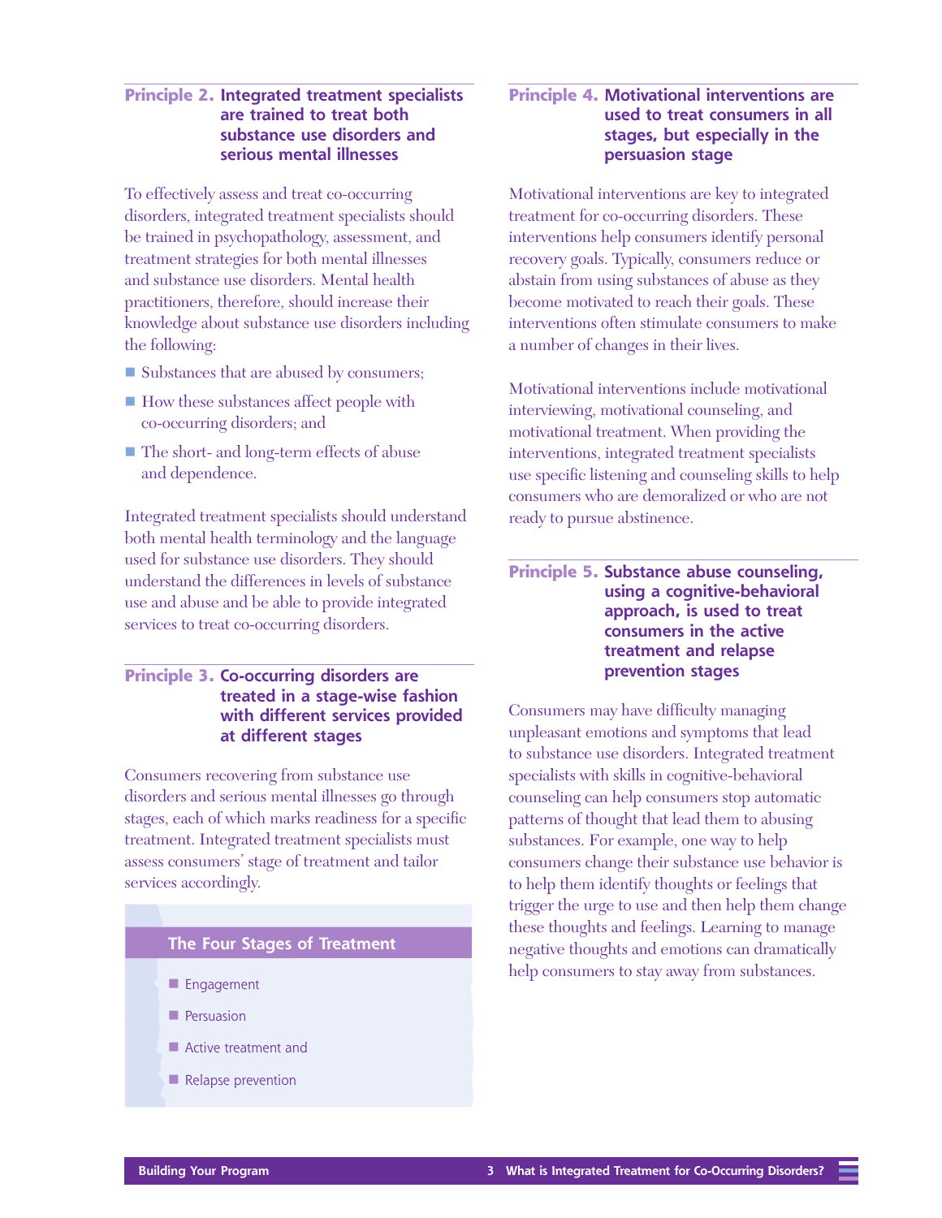## Principle 2. Integrated treatment specialists are trained to treat both substance use disorders and serious mental illnesses

To effectively assess and treat co-occurring disorders, integrated treatment specialists should be trained in psychopathology, assessment, and treatment strategies for both mental illnesses and substance use disorders. Mental health practitioners, therefore, should increase their knowledge about substance use disorders including the following:

- Substances that are abused by consumers;
- How these substances affect people with co-occurring disorders; and
- The short- and long-term effects of abuse and dependence.

Integrated treatment specialists should understand both mental health terminology and the language used for substance use disorders. They should understand the differences in levels of substance use and abuse and be able to provide integrated services to treat co-occurring disorders.

## Principle 3. Co-occurring disorders are treated in a stage-wise fashion with different services provided at different stages

Consumers recovering from substance use disorders and serious mental illnesses go through stages, each of which marks readiness for a specific treatment. Integrated treatment specialists must assess consumers' stage of treatment and tailor services accordingly.

**The Four Stages of Treatment**

- Engagement
- Persuasion
- Active treatment and
- Relapse prevention

## Principle 4. Motivational interventions are used to treat consumers in all stages, but especially in the persuasion stage

Motivational interventions are key to integrated treatment for co-occurring disorders. These interventions help consumers identify personal recovery goals. Typically, consumers reduce or abstain from using substances of abuse as they become motivated to reach their goals. These interventions often stimulate consumers to make a number of changes in their lives.

Motivational interventions include motivational interviewing, motivational counseling, and motivational treatment. When providing the interventions, integrated treatment specialists use specific listening and counseling skills to help consumers who are demoralized or who are not ready to pursue abstinence.

## Principle 5. Substance abuse counseling, using a cognitive-behavioral approach, is used to treat consumers in the active treatment and relapse prevention stages

Consumers may have difficulty managing unpleasant emotions and symptoms that lead to substance use disorders. Integrated treatment specialists with skills in cognitive-behavioral counseling can help consumers stop automatic patterns of thought that lead them to abusing substances. For example, one way to help consumers change their substance use behavior is to help them identify thoughts or feelings that trigger the urge to use and then help them change these thoughts and feelings. Learning to manage negative thoughts and emotions can dramatically help consumers to stay away from substances.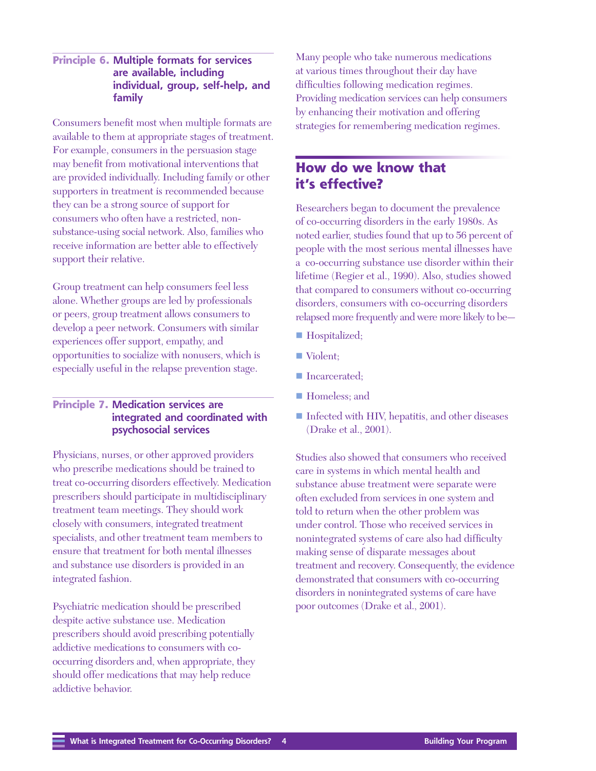### Principle 6. Multiple formats for services are available, including individual, group, self-help, and family

Consumers benefit most when multiple formats are available to them at appropriate stages of treatment. For example, consumers in the persuasion stage may benefit from motivational interventions that are provided individually. Including family or other supporters in treatment is recommended because they can be a strong source of support for consumers who often have a restricted, non-substance-using social network. Also, families who receive information are better able to effectively support their relative.

Group treatment can help consumers feel less alone. Whether groups are led by professionals or peers, group treatment allows consumers to develop a peer network. Consumers with similar experiences offer support, empathy, and opportunities to socialize with nonusers, which is especially useful in the relapse prevention stage.

### Principle 7. Medication services are integrated and coordinated with psychosocial services

Physicians, nurses, or other approved providers who prescribe medications should be trained to treat co-occurring disorders effectively. Medication prescribers should participate in multidisciplinary treatment team meetings. They should work closely with consumers, integrated treatment specialists, and other treatment team members to ensure that treatment for both mental illnesses and substance use disorders is provided in an integrated fashion.

Psychiatric medication should be prescribed despite active substance use. Medication prescribers should avoid prescribing potentially addictive medications to consumers with co-occurring disorders and, when appropriate, they should offer medications that may help reduce addictive behavior.

Many people who take numerous medications at various times throughout their day have difficulties following medication regimes. Providing medication services can help consumers by enhancing their motivation and offering strategies for remembering medication regimes.

## How do we know that it's effective?

Researchers began to document the prevalence of co-occurring disorders in the early 1980s. As noted earlier, studies found that up to 56 percent of people with the most serious mental illnesses have a co-occurring substance use disorder within their lifetime (Regier et al., 1990). Also, studies showed that compared to consumers without co-occurring disorders, consumers with co-occurring disorders relapsed more frequently and were more likely to be—

- Hospitalized;
- Violent;
- Incarcerated;
- Homeless; and
- Infected with HIV, hepatitis, and other diseases (Drake et al., 2001).

Studies also showed that consumers who received care in systems in which mental health and substance abuse treatment were separate were often excluded from services in one system and told to return when the other problem was under control. Those who received services in nonintegrated systems of care also had difficulty making sense of disparate messages about treatment and recovery. Consequently, the evidence demonstrated that consumers with co-occurring disorders in nonintegrated systems of care have poor outcomes (Drake et al., 2001).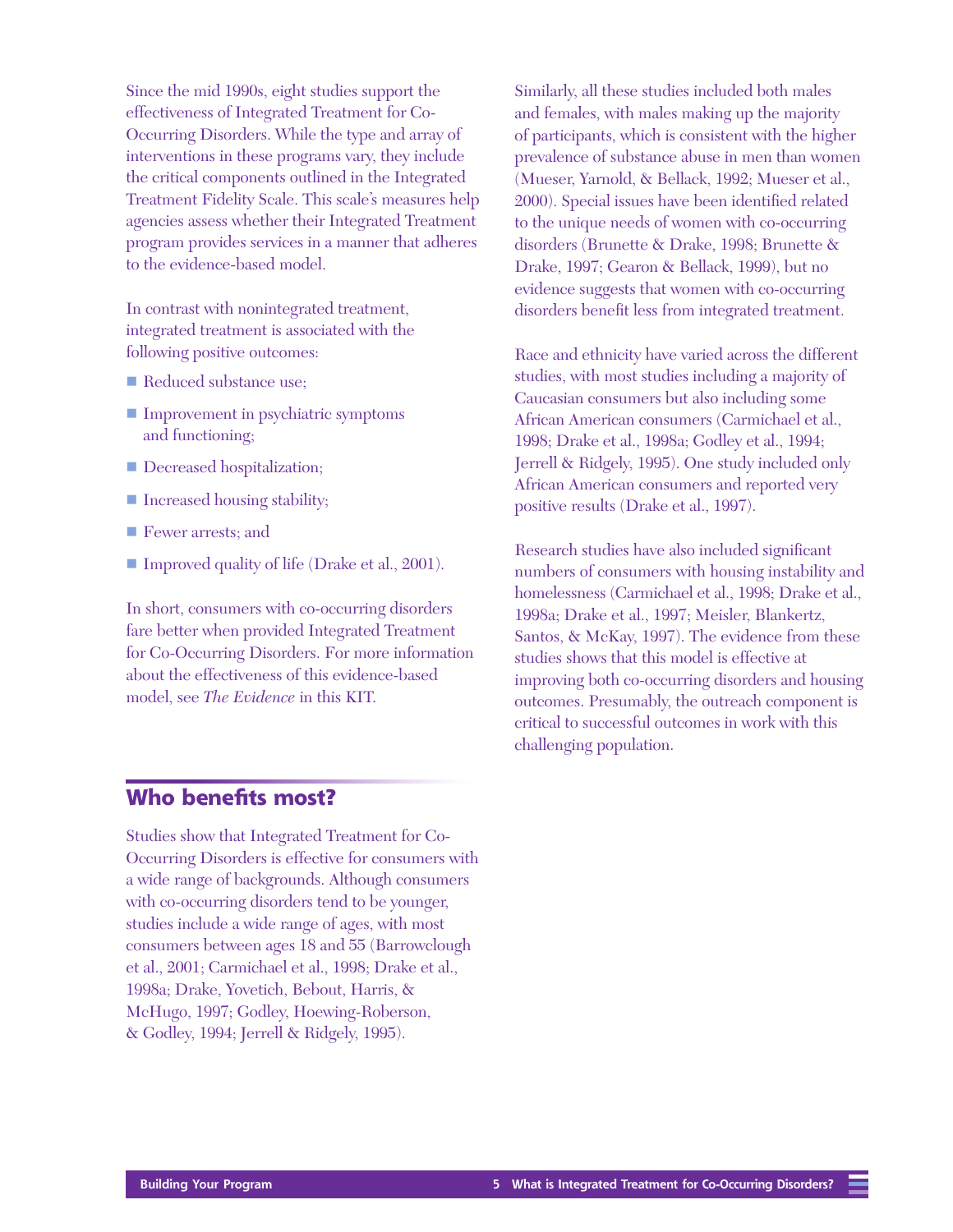Since the mid 1990s, eight studies support the effectiveness of Integrated Treatment for Co-Occurring Disorders. While the type and array of interventions in these programs vary, they include the critical components outlined in the Integrated Treatment Fidelity Scale. This scale's measures help agencies assess whether their Integrated Treatment program provides services in a manner that adheres to the evidence-based model.

In contrast with nonintegrated treatment, integrated treatment is associated with the following positive outcomes:

- Reduced substance use;
- Improvement in psychiatric symptoms and functioning;
- Decreased hospitalization;
- Increased housing stability;
- Fewer arrests; and
- Improved quality of life (Drake et al., 2001).

In short, consumers with co-occurring disorders fare better when provided Integrated Treatment for Co-Occurring Disorders. For more information about the effectiveness of this evidence-based model, see *The Evidence* in this KIT.

## Who benefits most?

Studies show that Integrated Treatment for Co-Occurring Disorders is effective for consumers with a wide range of backgrounds. Although consumers with co-occurring disorders tend to be younger, studies include a wide range of ages, with most consumers between ages 18 and 55 (Barrowclough et al., 2001; Carmichael et al., 1998; Drake et al., 1998a; Drake, Yovetich, Bebout, Harris, & McHugo, 1997; Godley, Hoewing-Roberson, & Godley, 1994; Jerrell & Ridgely, 1995).

Similarly, all these studies included both males and females, with males making up the majority of participants, which is consistent with the higher prevalence of substance abuse in men than women (Mueser, Yarnold, & Bellack, 1992; Mueser et al., 2000). Special issues have been identified related to the unique needs of women with co-occurring disorders (Brunette & Drake, 1998; Brunette & Drake, 1997; Gearon & Bellack, 1999), but no evidence suggests that women with co-occurring disorders benefit less from integrated treatment.

Race and ethnicity have varied across the different studies, with most studies including a majority of Caucasian consumers but also including some African American consumers (Carmichael et al., 1998; Drake et al., 1998a; Godley et al., 1994; Jerrell & Ridgely, 1995). One study included only African American consumers and reported very positive results (Drake et al., 1997).

Research studies have also included significant numbers of consumers with housing instability and homelessness (Carmichael et al., 1998; Drake et al., 1998a; Drake et al., 1997; Meisler, Blankertz, Santos, & McKay, 1997). The evidence from these studies shows that this model is effective at improving both co-occurring disorders and housing outcomes. Presumably, the outreach component is critical to successful outcomes in work with this challenging population.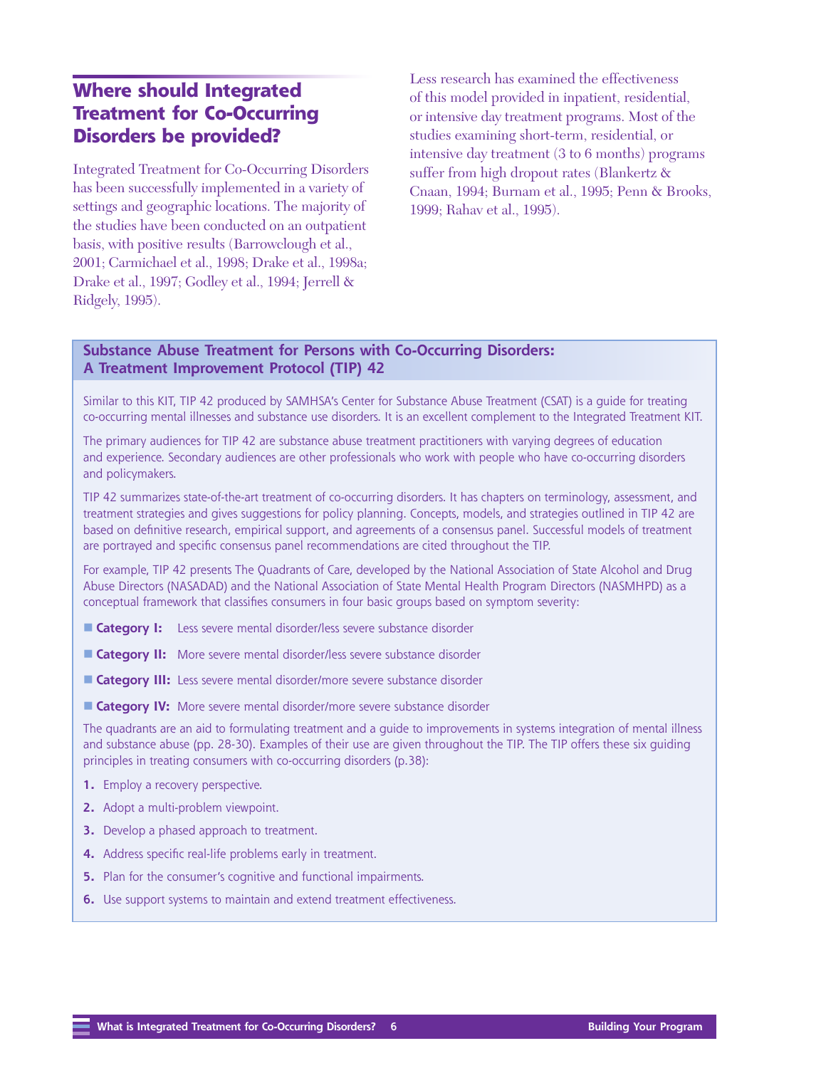## Where should Integrated Treatment for Co-Occurring Disorders be provided?

Integrated Treatment for Co-Occurring Disorders has been successfully implemented in a variety of settings and geographic locations. The majority of the studies have been conducted on an outpatient basis, with positive results (Barrowclough et al., 2001; Carmichael et al., 1998; Drake et al., 1998a; Drake et al., 1997; Godley et al., 1994; Jerrell & Ridgely, 1995).

Less research has examined the effectiveness of this model provided in inpatient, residential, or intensive day treatment programs. Most of the studies examining short-term, residential, or intensive day treatment (3 to 6 months) programs suffer from high dropout rates (Blankertz & Cnaan, 1994; Burnam et al., 1995; Penn & Brooks, 1999; Rahav et al., 1995).

### Substance Abuse Treatment for Persons with Co-Occurring Disorders: A Treatment Improvement Protocol (TIP) 42

Similar to this KIT, TIP 42 produced by SAMHSA's Center for Substance Abuse Treatment (CSAT) is a guide for treating co-occurring mental illnesses and substance use disorders. It is an excellent complement to the Integrated Treatment KIT.

The primary audiences for TIP 42 are substance abuse treatment practitioners with varying degrees of education and experience. Secondary audiences are other professionals who work with people who have co-occurring disorders and policymakers.

TIP 42 summarizes state-of-the-art treatment of co-occurring disorders. It has chapters on terminology, assessment, and treatment strategies and gives suggestions for policy planning. Concepts, models, and strategies outlined in TIP 42 are based on definitive research, empirical support, and agreements of a consensus panel. Successful models of treatment are portrayed and specific consensus panel recommendations are cited throughout the TIP.

For example, TIP 42 presents The Quadrants of Care, developed by the National Association of State Alcohol and Drug Abuse Directors (NASADAD) and the National Association of State Mental Health Program Directors (NASMHPD) as a conceptual framework that classifies consumers in four basic groups based on symptom severity:

- **Category I:** Less severe mental disorder/less severe substance disorder
- **Category II:** More severe mental disorder/less severe substance disorder
- **Category III:** Less severe mental disorder/more severe substance disorder
- **Category IV:** More severe mental disorder/more severe substance disorder

The quadrants are an aid to formulating treatment and a guide to improvements in systems integration of mental illness and substance abuse (pp. 28-30). Examples of their use are given throughout the TIP. The TIP offers these six guiding principles in treating consumers with co-occurring disorders (p.38):

1. Employ a recovery perspective.
2. Adopt a multi-problem viewpoint.
3. Develop a phased approach to treatment.
4. Address specific real-life problems early in treatment.
5. Plan for the consumer's cognitive and functional impairments.
6. Use support systems to maintain and extend treatment effectiveness.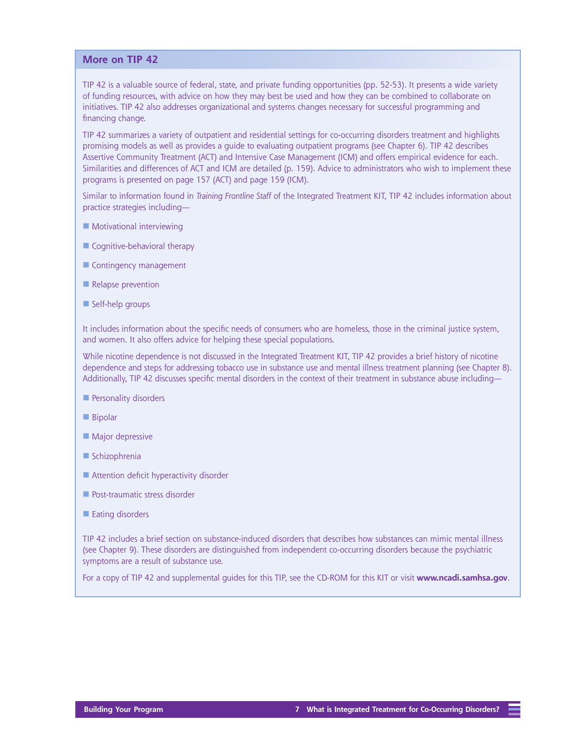## More on TIP 42

TIP 42 is a valuable source of federal, state, and private funding opportunities (pp. 52-53). It presents a wide variety of funding resources, with advice on how they may best be used and how they can be combined to collaborate on initiatives. TIP 42 also addresses organizational and systems changes necessary for successful programming and financing change.

TIP 42 summarizes a variety of outpatient and residential settings for co-occurring disorders treatment and highlights promising models as well as provides a guide to evaluating outpatient programs (see Chapter 6). TIP 42 describes Assertive Community Treatment (ACT) and Intensive Case Management (ICM) and offers empirical evidence for each. Similarities and differences of ACT and ICM are detailed (p. 159). Advice to administrators who wish to implement these programs is presented on page 157 (ACT) and page 159 (ICM).

Similar to information found in *Training Frontline Staff* of the Integrated Treatment KIT, TIP 42 includes information about practice strategies including—

- Motivational interviewing
- Cognitive-behavioral therapy
- Contingency management
- Relapse prevention
- Self-help groups

It includes information about the specific needs of consumers who are homeless, those in the criminal justice system, and women. It also offers advice for helping these special populations.

While nicotine dependence is not discussed in the Integrated Treatment KIT, TIP 42 provides a brief history of nicotine dependence and steps for addressing tobacco use in substance use and mental illness treatment planning (see Chapter 8). Additionally, TIP 42 discusses specific mental disorders in the context of their treatment in substance abuse including—

- Personality disorders
- Bipolar
- Major depressive
- Schizophrenia
- Attention deficit hyperactivity disorder
- Post-traumatic stress disorder
- Eating disorders

TIP 42 includes a brief section on substance-induced disorders that describes how substances can mimic mental illness (see Chapter 9). These disorders are distinguished from independent co-occurring disorders because the psychiatric symptoms are a result of substance use.

For a copy of TIP 42 and supplemental guides for this TIP, see the CD-ROM for this KIT or visit **www.ncadi.samhsa.gov**.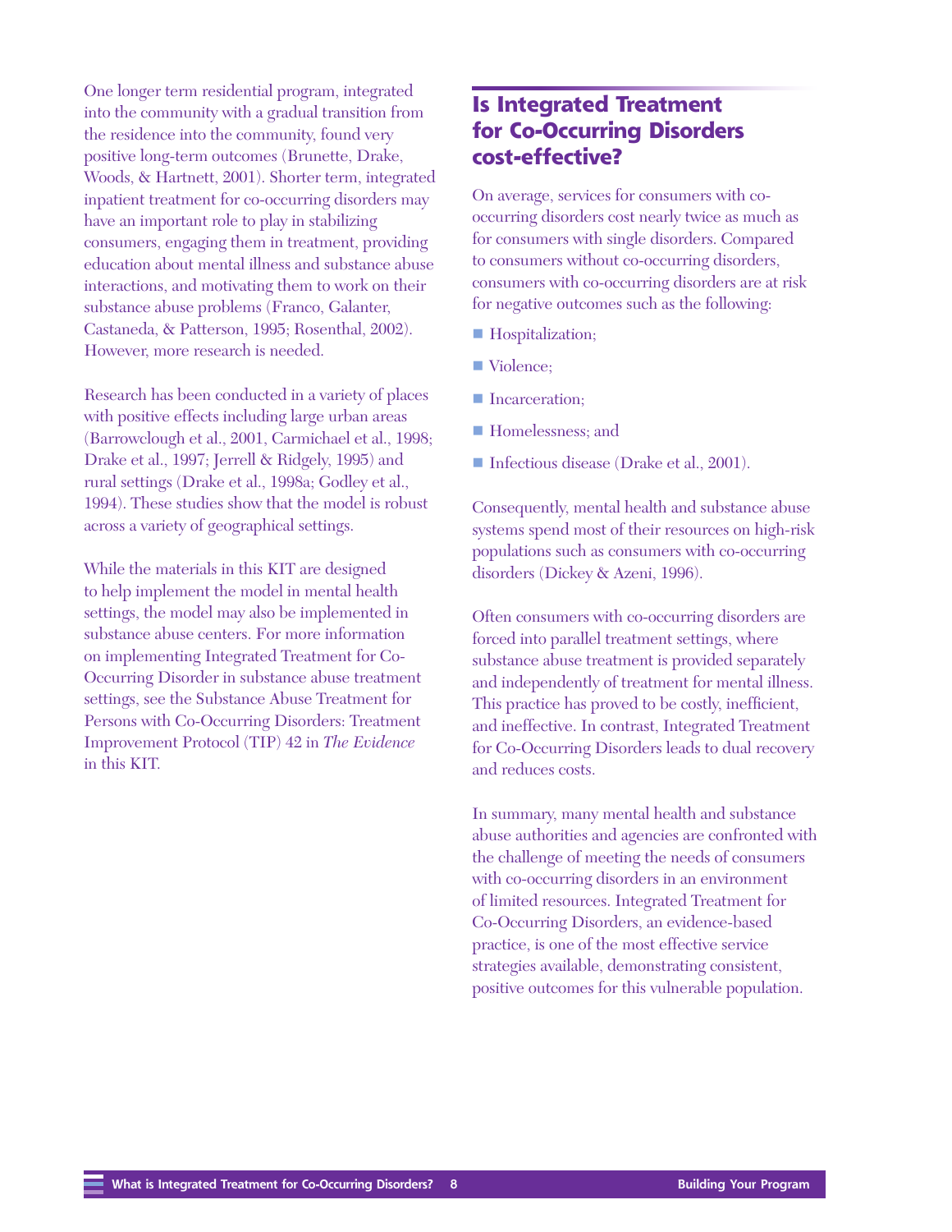One longer term residential program, integrated into the community with a gradual transition from the residence into the community, found very positive long-term outcomes (Brunette, Drake, Woods, & Hartnett, 2001). Shorter term, integrated inpatient treatment for co-occurring disorders may have an important role to play in stabilizing consumers, engaging them in treatment, providing education about mental illness and substance abuse interactions, and motivating them to work on their substance abuse problems (Franco, Galanter, Castaneda, & Patterson, 1995; Rosenthal, 2002). However, more research is needed.

Research has been conducted in a variety of places with positive effects including large urban areas (Barrowclough et al., 2001, Carmichael et al., 1998; Drake et al., 1997; Jerrell & Ridgely, 1995) and rural settings (Drake et al., 1998a; Godley et al., 1994). These studies show that the model is robust across a variety of geographical settings.

While the materials in this KIT are designed to help implement the model in mental health settings, the model may also be implemented in substance abuse centers. For more information on implementing Integrated Treatment for Co-Occurring Disorder in substance abuse treatment settings, see the Substance Abuse Treatment for Persons with Co-Occurring Disorders: Treatment Improvement Protocol (TIP) 42 in *The Evidence* in this KIT.

## Is Integrated Treatment for Co-Occurring Disorders cost-effective?

On average, services for consumers with co-occurring disorders cost nearly twice as much as for consumers with single disorders. Compared to consumers without co-occurring disorders, consumers with co-occurring disorders are at risk for negative outcomes such as the following:

- Hospitalization;
- Violence;
- Incarceration;
- Homelessness; and
- Infectious disease (Drake et al., 2001).

Consequently, mental health and substance abuse systems spend most of their resources on high-risk populations such as consumers with co-occurring disorders (Dickey & Azeni, 1996).

Often consumers with co-occurring disorders are forced into parallel treatment settings, where substance abuse treatment is provided separately and independently of treatment for mental illness. This practice has proved to be costly, inefficient, and ineffective. In contrast, Integrated Treatment for Co-Occurring Disorders leads to dual recovery and reduces costs.

In summary, many mental health and substance abuse authorities and agencies are confronted with the challenge of meeting the needs of consumers with co-occurring disorders in an environment of limited resources. Integrated Treatment for Co-Occurring Disorders, an evidence-based practice, is one of the most effective service strategies available, demonstrating consistent, positive outcomes for this vulnerable population.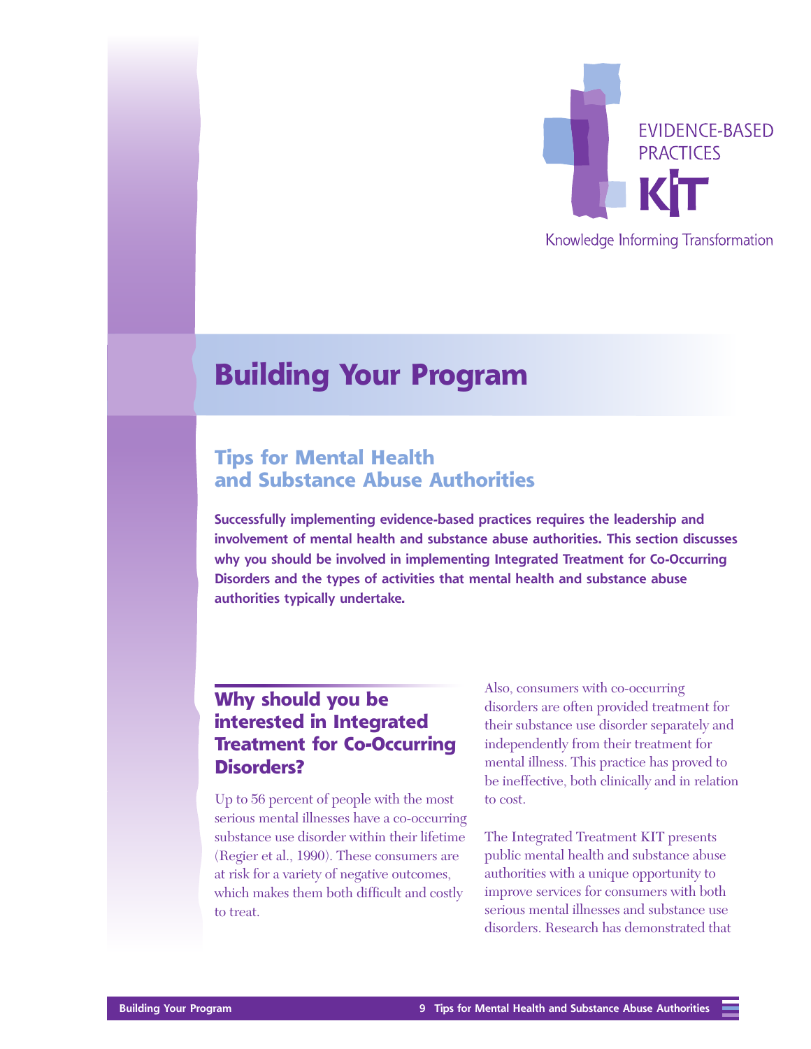EVIDENCE-BASED PRACTICES KIT

Knowledge Informing Transformation

# Building Your Program

## Tips for Mental Health and Substance Abuse Authorities

**Successfully implementing evidence-based practices requires the leadership and involvement of mental health and substance abuse authorities. This section discusses why you should be involved in implementing Integrated Treatment for Co-Occurring Disorders and the types of activities that mental health and substance abuse authorities typically undertake.**

### Why should you be interested in Integrated Treatment for Co-Occurring Disorders?

Up to 56 percent of people with the most serious mental illnesses have a co-occurring substance use disorder within their lifetime (Regier et al., 1990). These consumers are at risk for a variety of negative outcomes, which makes them both difficult and costly to treat.

Also, consumers with co-occurring disorders are often provided treatment for their substance use disorder separately and independently from their treatment for mental illness. This practice has proved to be ineffective, both clinically and in relation to cost.

The Integrated Treatment KIT presents public mental health and substance abuse authorities with a unique opportunity to improve services for consumers with both serious mental illnesses and substance use disorders. Research has demonstrated that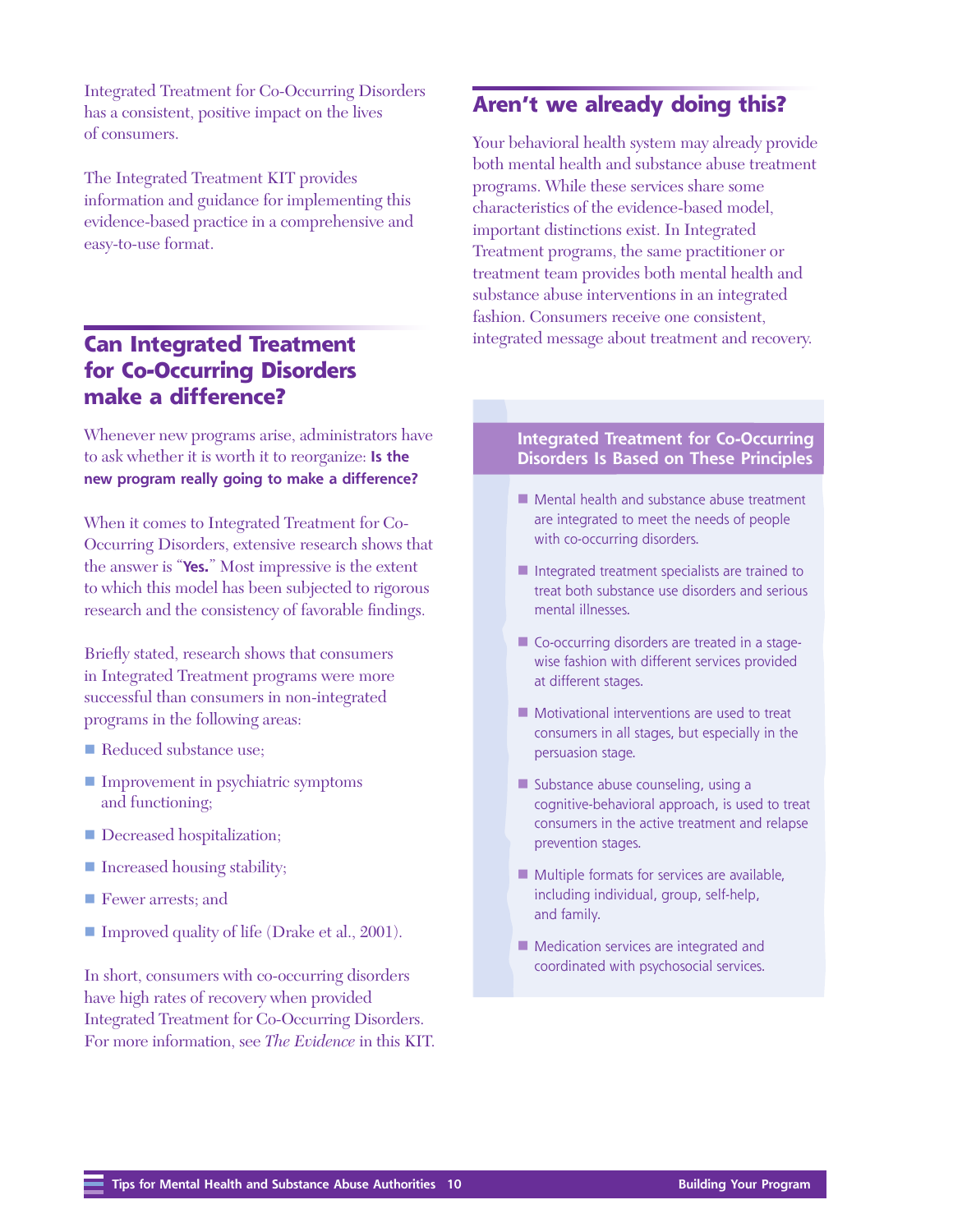Integrated Treatment for Co-Occurring Disorders has a consistent, positive impact on the lives of consumers.

The Integrated Treatment KIT provides information and guidance for implementing this evidence-based practice in a comprehensive and easy-to-use format.

## Can Integrated Treatment for Co-Occurring Disorders make a difference?

Whenever new programs arise, administrators have to ask whether it is worth it to reorganize: **Is the new program really going to make a difference?**

When it comes to Integrated Treatment for Co-Occurring Disorders, extensive research shows that the answer is "**Yes.**" Most impressive is the extent to which this model has been subjected to rigorous research and the consistency of favorable findings.

Briefly stated, research shows that consumers in Integrated Treatment programs were more successful than consumers in non-integrated programs in the following areas:

- Reduced substance use;
- Improvement in psychiatric symptoms and functioning;
- Decreased hospitalization;
- Increased housing stability;
- Fewer arrests; and
- Improved quality of life (Drake et al., 2001).

In short, consumers with co-occurring disorders have high rates of recovery when provided Integrated Treatment for Co-Occurring Disorders. For more information, see *The Evidence* in this KIT.

## Aren't we already doing this?

Your behavioral health system may already provide both mental health and substance abuse treatment programs. While these services share some characteristics of the evidence-based model, important distinctions exist. In Integrated Treatment programs, the same practitioner or treatment team provides both mental health and substance abuse interventions in an integrated fashion. Consumers receive one consistent, integrated message about treatment and recovery.

### Integrated Treatment for Co-Occurring Disorders Is Based on These Principles

- Mental health and substance abuse treatment are integrated to meet the needs of people with co-occurring disorders.
- Integrated treatment specialists are trained to treat both substance use disorders and serious mental illnesses.
- Co-occurring disorders are treated in a stage-wise fashion with different services provided at different stages.
- Motivational interventions are used to treat consumers in all stages, but especially in the persuasion stage.
- Substance abuse counseling, using a cognitive-behavioral approach, is used to treat consumers in the active treatment and relapse prevention stages.
- Multiple formats for services are available, including individual, group, self-help, and family.
- Medication services are integrated and coordinated with psychosocial services.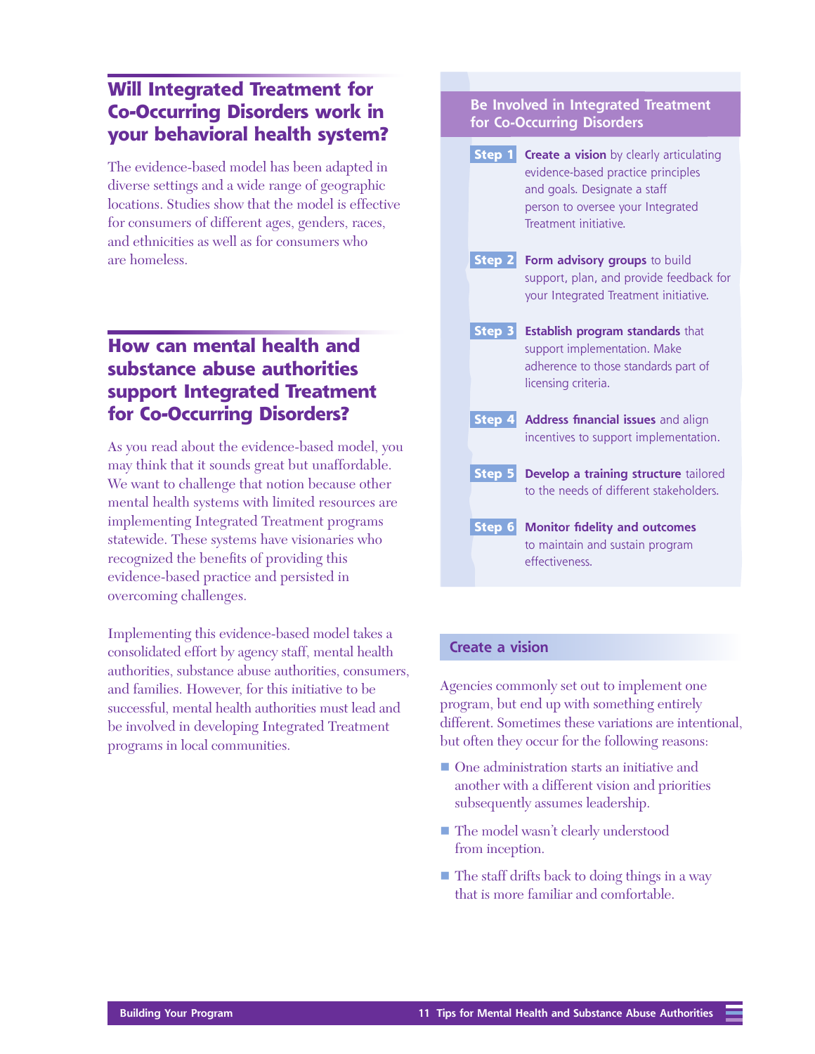## Will Integrated Treatment for Co-Occurring Disorders work in your behavioral health system?

The evidence-based model has been adapted in diverse settings and a wide range of geographic locations. Studies show that the model is effective for consumers of different ages, genders, races, and ethnicities as well as for consumers who are homeless.

## How can mental health and substance abuse authorities support Integrated Treatment for Co-Occurring Disorders?

As you read about the evidence-based model, you may think that it sounds great but unaffordable. We want to challenge that notion because other mental health systems with limited resources are implementing Integrated Treatment programs statewide. These systems have visionaries who recognized the benefits of providing this evidence-based practice and persisted in overcoming challenges.

Implementing this evidence-based model takes a consolidated effort by agency staff, mental health authorities, substance abuse authorities, consumers, and families. However, for this initiative to be successful, mental health authorities must lead and be involved in developing Integrated Treatment programs in local communities.

### Be Involved in Integrated Treatment for Co-Occurring Disorders

**Step 1** **Create a vision** by clearly articulating evidence-based practice principles and goals. Designate a staff person to oversee your Integrated Treatment initiative.

**Step 2** **Form advisory groups** to build support, plan, and provide feedback for your Integrated Treatment initiative.

**Step 3** **Establish program standards** that support implementation. Make adherence to those standards part of licensing criteria.

**Step 4** **Address financial issues** and align incentives to support implementation.

**Step 5** **Develop a training structure** tailored to the needs of different stakeholders.

**Step 6** **Monitor fidelity and outcomes** to maintain and sustain program effectiveness.

### Create a vision

Agencies commonly set out to implement one program, but end up with something entirely different. Sometimes these variations are intentional, but often they occur for the following reasons:

- One administration starts an initiative and another with a different vision and priorities subsequently assumes leadership.
- The model wasn't clearly understood from inception.
- The staff drifts back to doing things in a way that is more familiar and comfortable.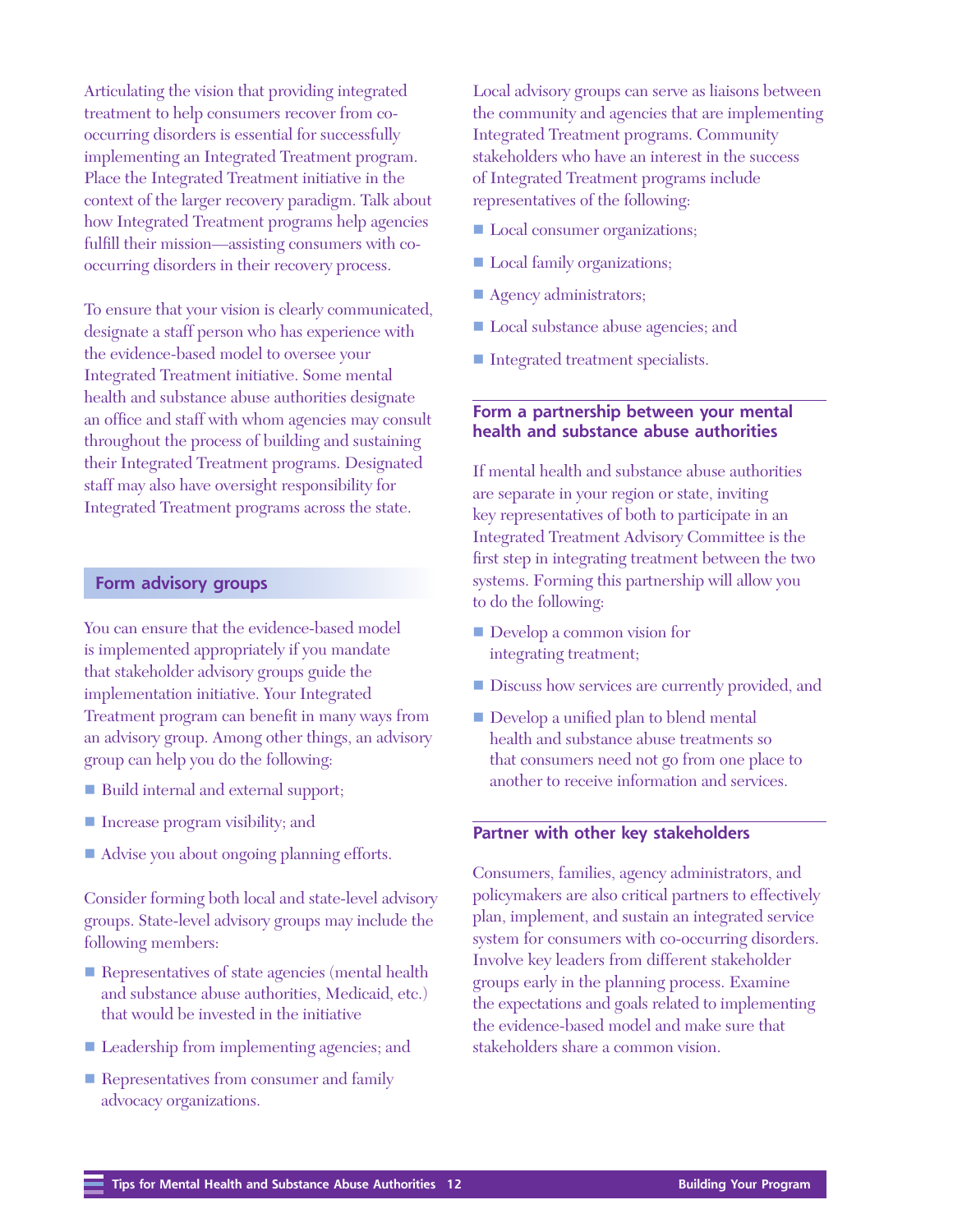Articulating the vision that providing integrated treatment to help consumers recover from co-occurring disorders is essential for successfully implementing an Integrated Treatment program. Place the Integrated Treatment initiative in the context of the larger recovery paradigm. Talk about how Integrated Treatment programs help agencies fulfill their mission—assisting consumers with co-occurring disorders in their recovery process.

To ensure that your vision is clearly communicated, designate a staff person who has experience with the evidence-based model to oversee your Integrated Treatment initiative. Some mental health and substance abuse authorities designate an office and staff with whom agencies may consult throughout the process of building and sustaining their Integrated Treatment programs. Designated staff may also have oversight responsibility for Integrated Treatment programs across the state.

## Form advisory groups

You can ensure that the evidence-based model is implemented appropriately if you mandate that stakeholder advisory groups guide the implementation initiative. Your Integrated Treatment program can benefit in many ways from an advisory group. Among other things, an advisory group can help you do the following:

- Build internal and external support;
- Increase program visibility; and
- Advise you about ongoing planning efforts.

Consider forming both local and state-level advisory groups. State-level advisory groups may include the following members:

- Representatives of state agencies (mental health and substance abuse authorities, Medicaid, etc.) that would be invested in the initiative
- Leadership from implementing agencies; and
- Representatives from consumer and family advocacy organizations.

Local advisory groups can serve as liaisons between the community and agencies that are implementing Integrated Treatment programs. Community stakeholders who have an interest in the success of Integrated Treatment programs include representatives of the following:

- Local consumer organizations;
- Local family organizations;
- Agency administrators;
- Local substance abuse agencies; and
- Integrated treatment specialists.

### Form a partnership between your mental health and substance abuse authorities

If mental health and substance abuse authorities are separate in your region or state, inviting key representatives of both to participate in an Integrated Treatment Advisory Committee is the first step in integrating treatment between the two systems. Forming this partnership will allow you to do the following:

- Develop a common vision for integrating treatment;
- Discuss how services are currently provided, and
- Develop a unified plan to blend mental health and substance abuse treatments so that consumers need not go from one place to another to receive information and services.

### Partner with other key stakeholders

Consumers, families, agency administrators, and policymakers are also critical partners to effectively plan, implement, and sustain an integrated service system for consumers with co-occurring disorders. Involve key leaders from different stakeholder groups early in the planning process. Examine the expectations and goals related to implementing the evidence-based model and make sure that stakeholders share a common vision.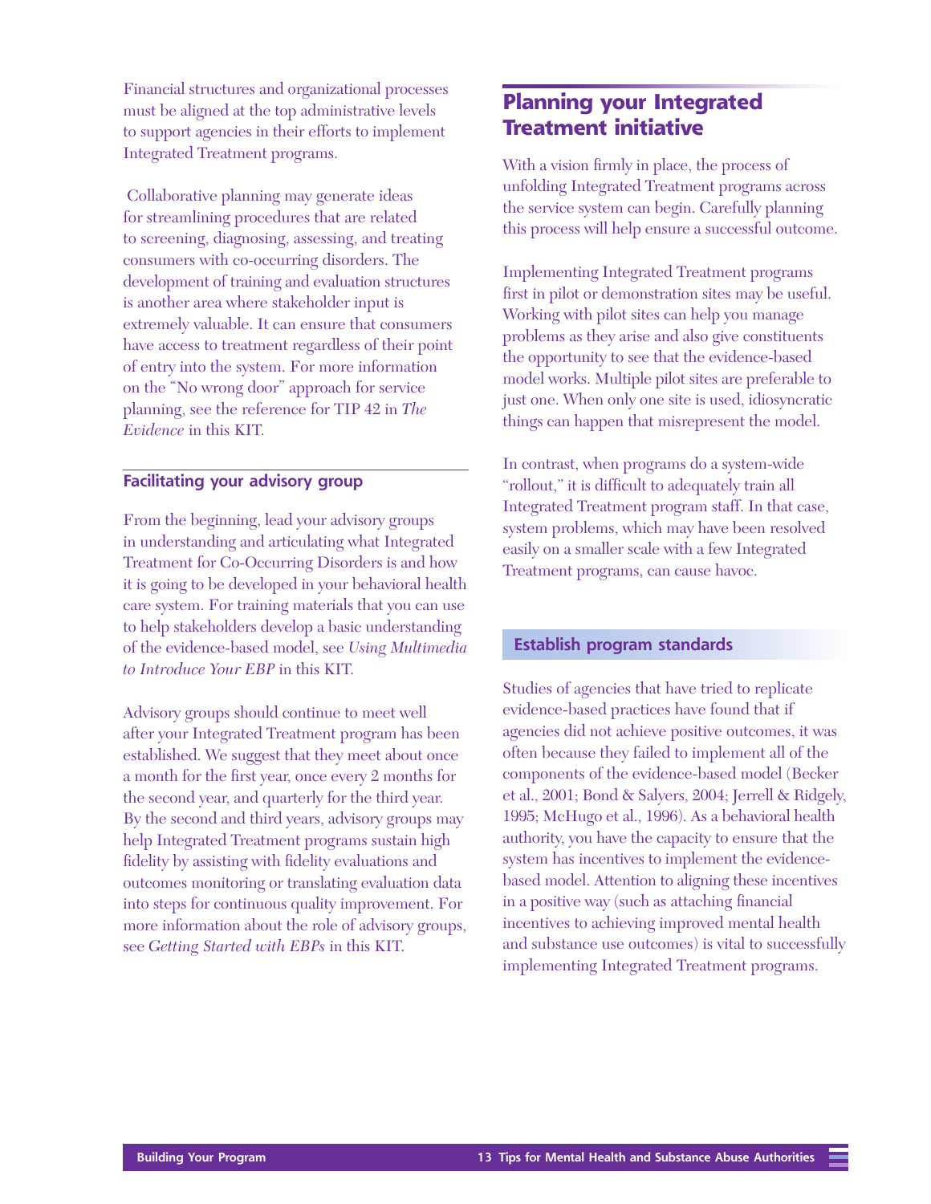Financial structures and organizational processes must be aligned at the top administrative levels to support agencies in their efforts to implement Integrated Treatment programs.

Collaborative planning may generate ideas for streamlining procedures that are related to screening, diagnosing, assessing, and treating consumers with co-occurring disorders. The development of training and evaluation structures is another area where stakeholder input is extremely valuable. It can ensure that consumers have access to treatment regardless of their point of entry into the system. For more information on the "No wrong door" approach for service planning, see the reference for TIP 42 in *The Evidence* in this KIT.

### Facilitating your advisory group

From the beginning, lead your advisory groups in understanding and articulating what Integrated Treatment for Co-Occurring Disorders is and how it is going to be developed in your behavioral health care system. For training materials that you can use to help stakeholders develop a basic understanding of the evidence-based model, see *Using Multimedia to Introduce Your EBP* in this KIT.

Advisory groups should continue to meet well after your Integrated Treatment program has been established. We suggest that they meet about once a month for the first year, once every 2 months for the second year, and quarterly for the third year. By the second and third years, advisory groups may help Integrated Treatment programs sustain high fidelity by assisting with fidelity evaluations and outcomes monitoring or translating evaluation data into steps for continuous quality improvement. For more information about the role of advisory groups, see *Getting Started with EBPs* in this KIT.

## Planning your Integrated Treatment initiative

With a vision firmly in place, the process of unfolding Integrated Treatment programs across the service system can begin. Carefully planning this process will help ensure a successful outcome.

Implementing Integrated Treatment programs first in pilot or demonstration sites may be useful. Working with pilot sites can help you manage problems as they arise and also give constituents the opportunity to see that the evidence-based model works. Multiple pilot sites are preferable to just one. When only one site is used, idiosyncratic things can happen that misrepresent the model.

In contrast, when programs do a system-wide "rollout," it is difficult to adequately train all Integrated Treatment program staff. In that case, system problems, which may have been resolved easily on a smaller scale with a few Integrated Treatment programs, can cause havoc.

### Establish program standards

Studies of agencies that have tried to replicate evidence-based practices have found that if agencies did not achieve positive outcomes, it was often because they failed to implement all of the components of the evidence-based model (Becker et al., 2001; Bond & Salyers, 2004; Jerrell & Ridgely, 1995; McHugo et al., 1996). As a behavioral health authority, you have the capacity to ensure that the system has incentives to implement the evidence-based model. Attention to aligning these incentives in a positive way (such as attaching financial incentives to achieving improved mental health and substance use outcomes) is vital to successfully implementing Integrated Treatment programs.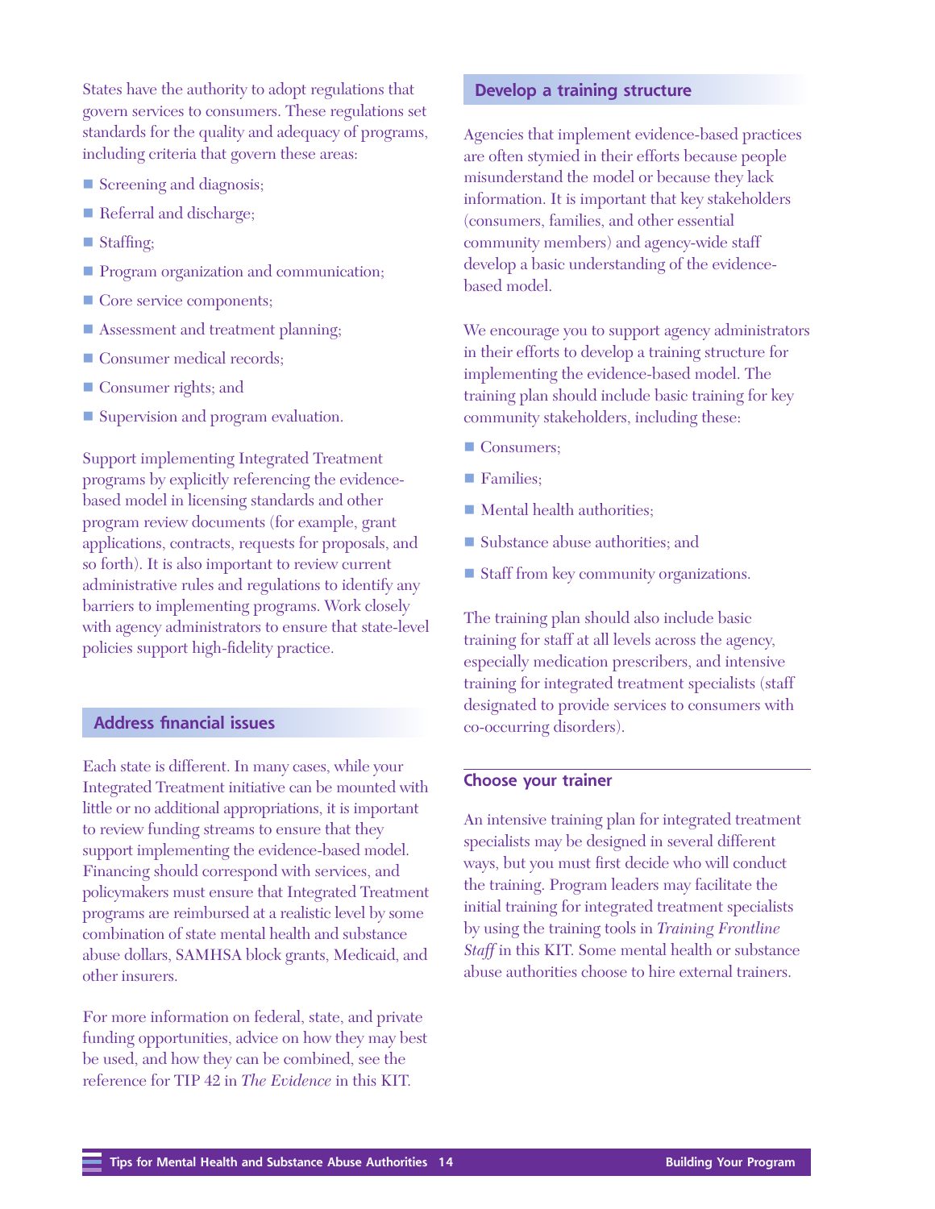States have the authority to adopt regulations that govern services to consumers. These regulations set standards for the quality and adequacy of programs, including criteria that govern these areas:

- Screening and diagnosis;
- Referral and discharge;
- Staffing;
- Program organization and communication;
- Core service components;
- Assessment and treatment planning;
- Consumer medical records;
- Consumer rights; and
- Supervision and program evaluation.

Support implementing Integrated Treatment programs by explicitly referencing the evidence-based model in licensing standards and other program review documents (for example, grant applications, contracts, requests for proposals, and so forth). It is also important to review current administrative rules and regulations to identify any barriers to implementing programs. Work closely with agency administrators to ensure that state-level policies support high-fidelity practice.

## Address financial issues

Each state is different. In many cases, while your Integrated Treatment initiative can be mounted with little or no additional appropriations, it is important to review funding streams to ensure that they support implementing the evidence-based model. Financing should correspond with services, and policymakers must ensure that Integrated Treatment programs are reimbursed at a realistic level by some combination of state mental health and substance abuse dollars, SAMHSA block grants, Medicaid, and other insurers.

For more information on federal, state, and private funding opportunities, advice on how they may best be used, and how they can be combined, see the reference for TIP 42 in *The Evidence* in this KIT.

## Develop a training structure

Agencies that implement evidence-based practices are often stymied in their efforts because people misunderstand the model or because they lack information. It is important that key stakeholders (consumers, families, and other essential community members) and agency-wide staff develop a basic understanding of the evidence-based model.

We encourage you to support agency administrators in their efforts to develop a training structure for implementing the evidence-based model. The training plan should include basic training for key community stakeholders, including these:

- Consumers;
- Families;
- Mental health authorities;
- Substance abuse authorities; and
- Staff from key community organizations.

The training plan should also include basic training for staff at all levels across the agency, especially medication prescribers, and intensive training for integrated treatment specialists (staff designated to provide services to consumers with co-occurring disorders).

### Choose your trainer

An intensive training plan for integrated treatment specialists may be designed in several different ways, but you must first decide who will conduct the training. Program leaders may facilitate the initial training for integrated treatment specialists by using the training tools in *Training Frontline Staff* in this KIT. Some mental health or substance abuse authorities choose to hire external trainers.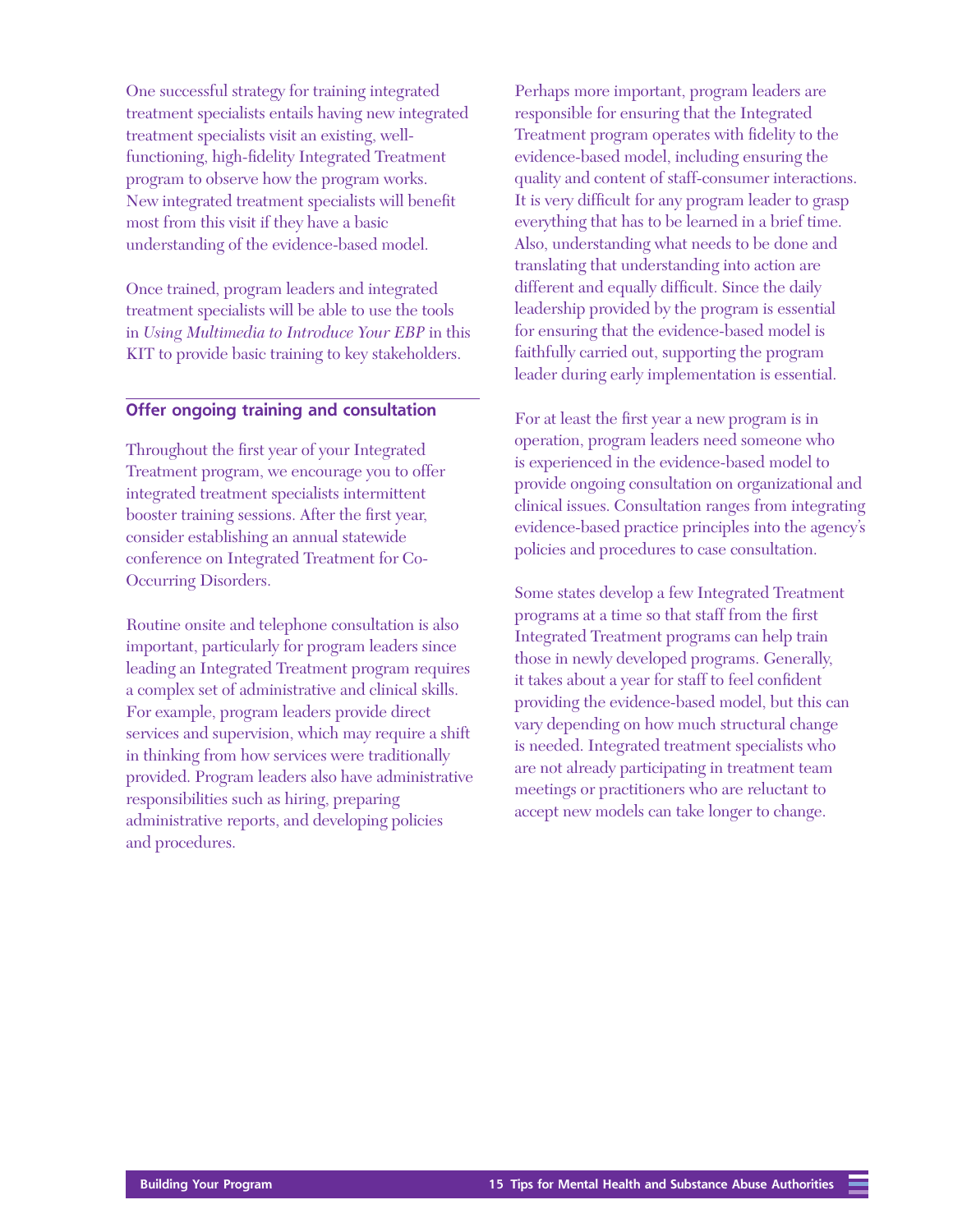One successful strategy for training integrated treatment specialists entails having new integrated treatment specialists visit an existing, well-functioning, high-fidelity Integrated Treatment program to observe how the program works. New integrated treatment specialists will benefit most from this visit if they have a basic understanding of the evidence-based model.

Once trained, program leaders and integrated treatment specialists will be able to use the tools in *Using Multimedia to Introduce Your EBP* in this KIT to provide basic training to key stakeholders.

## Offer ongoing training and consultation

Throughout the first year of your Integrated Treatment program, we encourage you to offer integrated treatment specialists intermittent booster training sessions. After the first year, consider establishing an annual statewide conference on Integrated Treatment for Co-Occurring Disorders.

Routine onsite and telephone consultation is also important, particularly for program leaders since leading an Integrated Treatment program requires a complex set of administrative and clinical skills. For example, program leaders provide direct services and supervision, which may require a shift in thinking from how services were traditionally provided. Program leaders also have administrative responsibilities such as hiring, preparing administrative reports, and developing policies and procedures.

Perhaps more important, program leaders are responsible for ensuring that the Integrated Treatment program operates with fidelity to the evidence-based model, including ensuring the quality and content of staff-consumer interactions. It is very difficult for any program leader to grasp everything that has to be learned in a brief time. Also, understanding what needs to be done and translating that understanding into action are different and equally difficult. Since the daily leadership provided by the program is essential for ensuring that the evidence-based model is faithfully carried out, supporting the program leader during early implementation is essential.

For at least the first year a new program is in operation, program leaders need someone who is experienced in the evidence-based model to provide ongoing consultation on organizational and clinical issues. Consultation ranges from integrating evidence-based practice principles into the agency's policies and procedures to case consultation.

Some states develop a few Integrated Treatment programs at a time so that staff from the first Integrated Treatment programs can help train those in newly developed programs. Generally, it takes about a year for staff to feel confident providing the evidence-based model, but this can vary depending on how much structural change is needed. Integrated treatment specialists who are not already participating in treatment team meetings or practitioners who are reluctant to accept new models can take longer to change.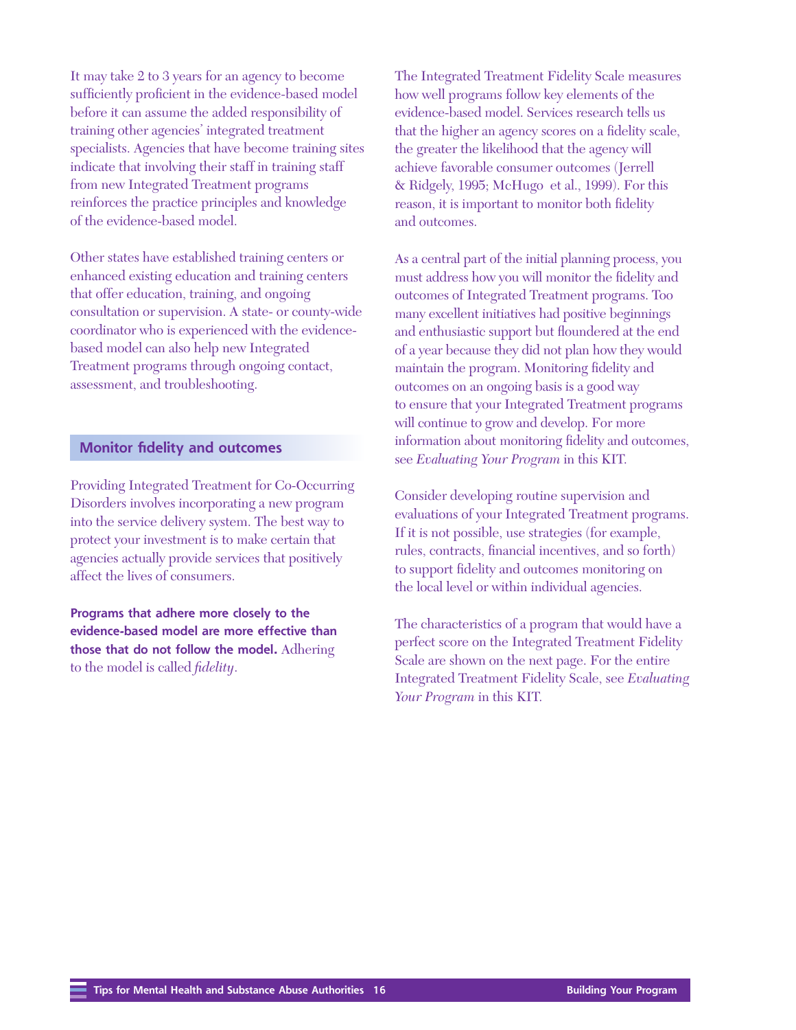It may take 2 to 3 years for an agency to become sufficiently proficient in the evidence-based model before it can assume the added responsibility of training other agencies' integrated treatment specialists. Agencies that have become training sites indicate that involving their staff in training staff from new Integrated Treatment programs reinforces the practice principles and knowledge of the evidence-based model.

Other states have established training centers or enhanced existing education and training centers that offer education, training, and ongoing consultation or supervision. A state- or county-wide coordinator who is experienced with the evidence-based model can also help new Integrated Treatment programs through ongoing contact, assessment, and troubleshooting.

## Monitor fidelity and outcomes

Providing Integrated Treatment for Co-Occurring Disorders involves incorporating a new program into the service delivery system. The best way to protect your investment is to make certain that agencies actually provide services that positively affect the lives of consumers.

**Programs that adhere more closely to the evidence-based model are more effective than those that do not follow the model.** Adhering to the model is called *fidelity*.

The Integrated Treatment Fidelity Scale measures how well programs follow key elements of the evidence-based model. Services research tells us that the higher an agency scores on a fidelity scale, the greater the likelihood that the agency will achieve favorable consumer outcomes (Jerrell & Ridgely, 1995; McHugo et al., 1999). For this reason, it is important to monitor both fidelity and outcomes.

As a central part of the initial planning process, you must address how you will monitor the fidelity and outcomes of Integrated Treatment programs. Too many excellent initiatives had positive beginnings and enthusiastic support but floundered at the end of a year because they did not plan how they would maintain the program. Monitoring fidelity and outcomes on an ongoing basis is a good way to ensure that your Integrated Treatment programs will continue to grow and develop. For more information about monitoring fidelity and outcomes, see *Evaluating Your Program* in this KIT.

Consider developing routine supervision and evaluations of your Integrated Treatment programs. If it is not possible, use strategies (for example, rules, contracts, financial incentives, and so forth) to support fidelity and outcomes monitoring on the local level or within individual agencies.

The characteristics of a program that would have a perfect score on the Integrated Treatment Fidelity Scale are shown on the next page. For the entire Integrated Treatment Fidelity Scale, see *Evaluating Your Program* in this KIT.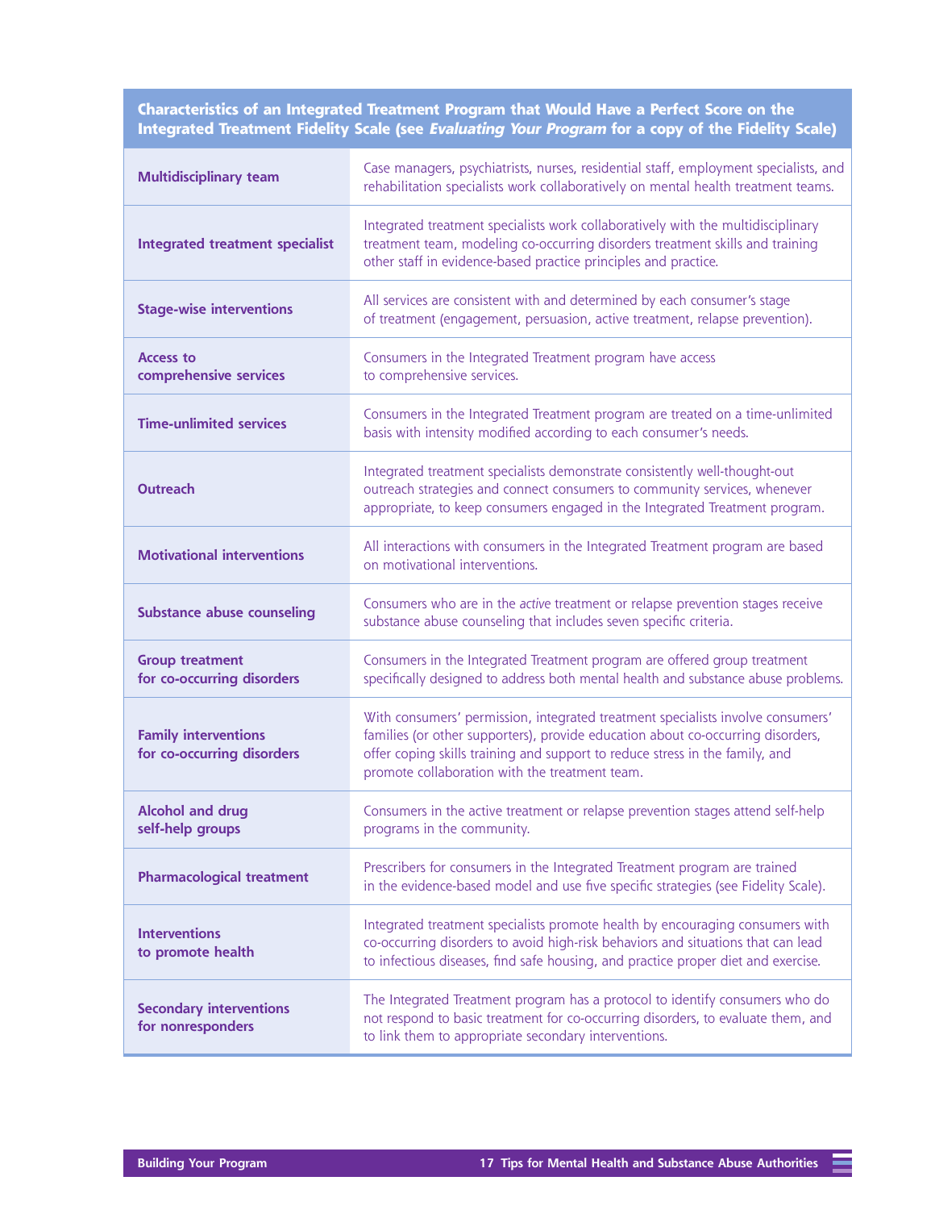| Characteristics of an Integrated Treatment Program that Would Have a Perfect Score on the Integrated Treatment Fidelity Scale (see *Evaluating Your Program* for a copy of the Fidelity Scale) | |
|---|---|
| **Multidisciplinary team** | Case managers, psychiatrists, nurses, residential staff, employment specialists, and rehabilitation specialists work collaboratively on mental health treatment teams. |
| **Integrated treatment specialist** | Integrated treatment specialists work collaboratively with the multidisciplinary treatment team, modeling co-occurring disorders treatment skills and training other staff in evidence-based practice principles and practice. |
| **Stage-wise interventions** | All services are consistent with and determined by each consumer's stage of treatment (engagement, persuasion, active treatment, relapse prevention). |
| **Access to comprehensive services** | Consumers in the Integrated Treatment program have access to comprehensive services. |
| **Time-unlimited services** | Consumers in the Integrated Treatment program are treated on a time-unlimited basis with intensity modified according to each consumer's needs. |
| **Outreach** | Integrated treatment specialists demonstrate consistently well-thought-out outreach strategies and connect consumers to community services, whenever appropriate, to keep consumers engaged in the Integrated Treatment program. |
| **Motivational interventions** | All interactions with consumers in the Integrated Treatment program are based on motivational interventions. |
| **Substance abuse counseling** | Consumers who are in the *active* treatment or relapse prevention stages receive substance abuse counseling that includes seven specific criteria. |
| **Group treatment for co-occurring disorders** | Consumers in the Integrated Treatment program are offered group treatment specifically designed to address both mental health and substance abuse problems. |
| **Family interventions for co-occurring disorders** | With consumers' permission, integrated treatment specialists involve consumers' families (or other supporters), provide education about co-occurring disorders, offer coping skills training and support to reduce stress in the family, and promote collaboration with the treatment team. |
| **Alcohol and drug self-help groups** | Consumers in the active treatment or relapse prevention stages attend self-help programs in the community. |
| **Pharmacological treatment** | Prescribers for consumers in the Integrated Treatment program are trained in the evidence-based model and use five specific strategies (see Fidelity Scale). |
| **Interventions to promote health** | Integrated treatment specialists promote health by encouraging consumers with co-occurring disorders to avoid high-risk behaviors and situations that can lead to infectious diseases, find safe housing, and practice proper diet and exercise. |
| **Secondary interventions for nonresponders** | The Integrated Treatment program has a protocol to identify consumers who do not respond to basic treatment for co-occurring disorders, to evaluate them, and to link them to appropriate secondary interventions. |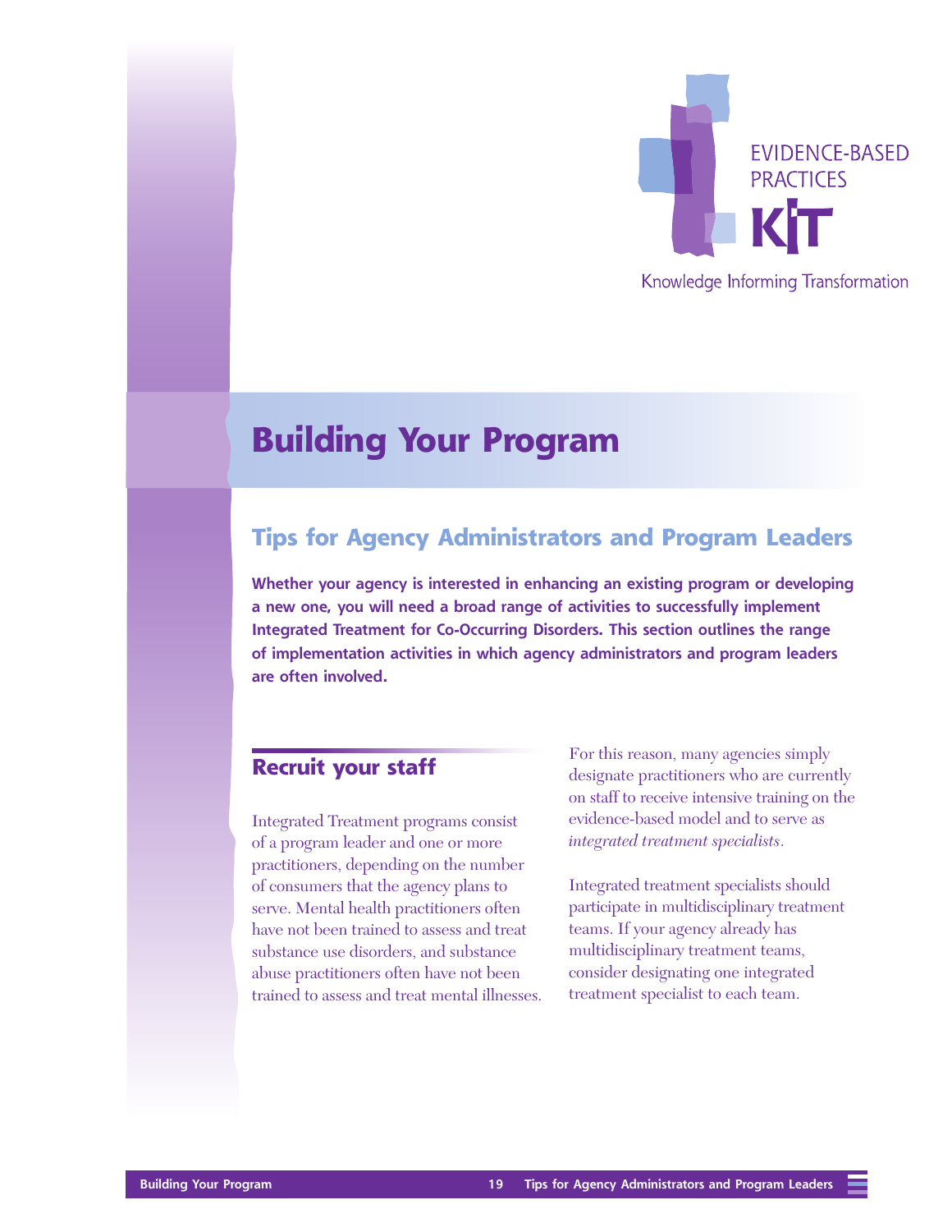# Building Your Program

## Tips for Agency Administrators and Program Leaders

**Whether your agency is interested in enhancing an existing program or developing a new one, you will need a broad range of activities to successfully implement Integrated Treatment for Co-Occurring Disorders. This section outlines the range of implementation activities in which agency administrators and program leaders are often involved.**

### Recruit your staff

Integrated Treatment programs consist of a program leader and one or more practitioners, depending on the number of consumers that the agency plans to serve. Mental health practitioners often have not been trained to assess and treat substance use disorders, and substance abuse practitioners often have not been trained to assess and treat mental illnesses.

For this reason, many agencies simply designate practitioners who are currently on staff to receive intensive training on the evidence-based model and to serve as *integrated treatment specialists*.

Integrated treatment specialists should participate in multidisciplinary treatment teams. If your agency already has multidisciplinary treatment teams, consider designating one integrated treatment specialist to each team.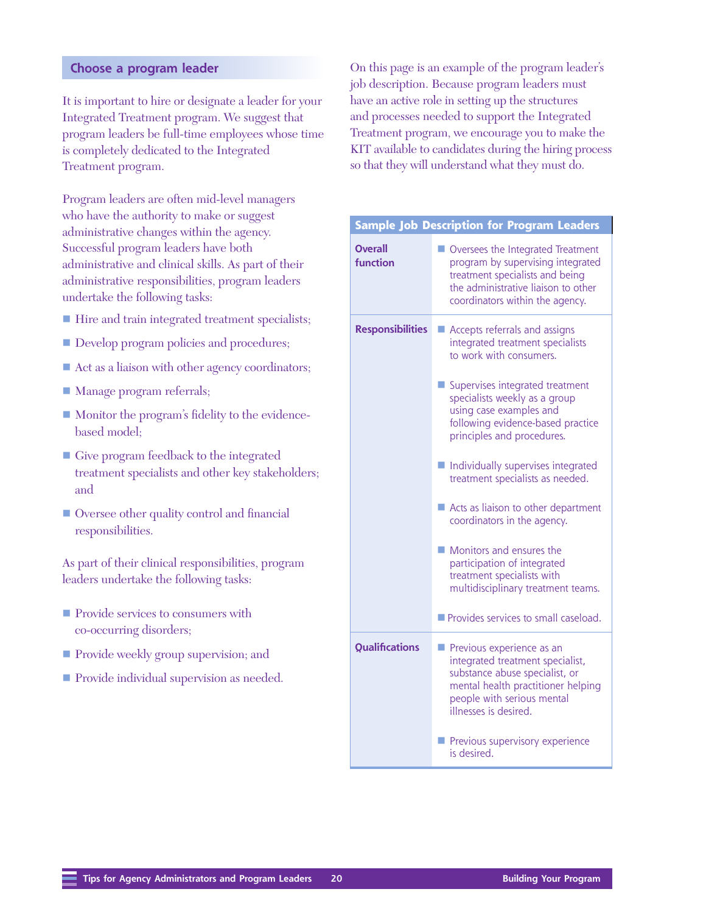## Choose a program leader

It is important to hire or designate a leader for your Integrated Treatment program. We suggest that program leaders be full-time employees whose time is completely dedicated to the Integrated Treatment program.

Program leaders are often mid-level managers who have the authority to make or suggest administrative changes within the agency. Successful program leaders have both administrative and clinical skills. As part of their administrative responsibilities, program leaders undertake the following tasks:

- Hire and train integrated treatment specialists;
- Develop program policies and procedures;
- Act as a liaison with other agency coordinators;
- Manage program referrals;
- Monitor the program's fidelity to the evidence-based model;
- Give program feedback to the integrated treatment specialists and other key stakeholders; and
- Oversee other quality control and financial responsibilities.

As part of their clinical responsibilities, program leaders undertake the following tasks:

- Provide services to consumers with co-occurring disorders;
- Provide weekly group supervision; and
- Provide individual supervision as needed.

On this page is an example of the program leader's job description. Because program leaders must have an active role in setting up the structures and processes needed to support the Integrated Treatment program, we encourage you to make the KIT available to candidates during the hiring process so that they will understand what they must do.

| Sample Job Description for Program Leaders | |
|---|---|
| **Overall function** | ■ Oversees the Integrated Treatment program by supervising integrated treatment specialists and being the administrative liaison to other coordinators within the agency. |
| **Responsibilities** | ■ Accepts referrals and assigns integrated treatment specialists to work with consumers.<br>■ Supervises integrated treatment specialists weekly as a group using case examples and following evidence-based practice principles and procedures.<br>■ Individually supervises integrated treatment specialists as needed.<br>■ Acts as liaison to other department coordinators in the agency.<br>■ Monitors and ensures the participation of integrated treatment specialists with multidisciplinary treatment teams.<br>■ Provides services to small caseload. |
| **Qualifications** | ■ Previous experience as an integrated treatment specialist, substance abuse specialist, or mental health practitioner helping people with serious mental illnesses is desired.<br>■ Previous supervisory experience is desired. |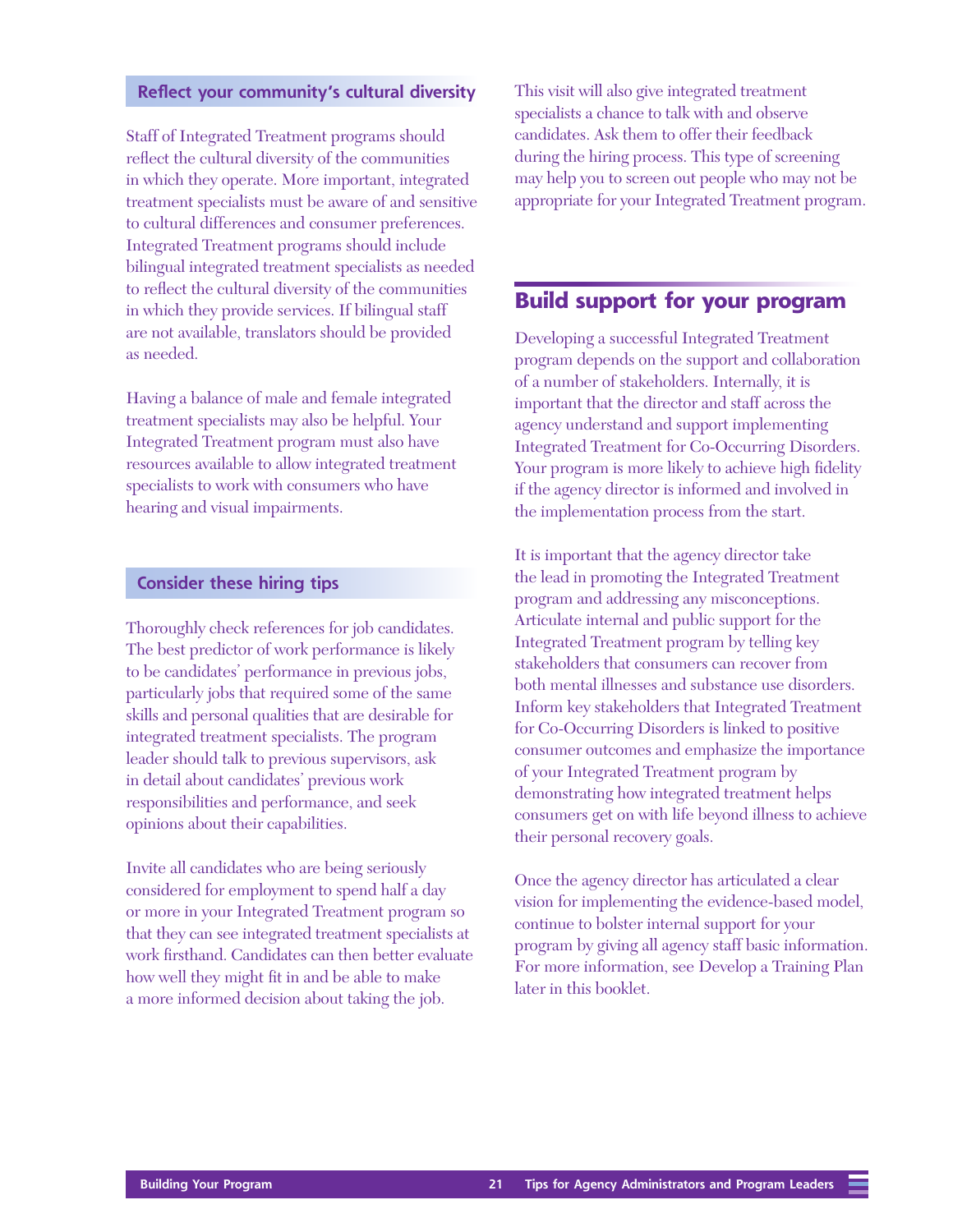### Reflect your community's cultural diversity

Staff of Integrated Treatment programs should reflect the cultural diversity of the communities in which they operate. More important, integrated treatment specialists must be aware of and sensitive to cultural differences and consumer preferences. Integrated Treatment programs should include bilingual integrated treatment specialists as needed to reflect the cultural diversity of the communities in which they provide services. If bilingual staff are not available, translators should be provided as needed.

Having a balance of male and female integrated treatment specialists may also be helpful. Your Integrated Treatment program must also have resources available to allow integrated treatment specialists to work with consumers who have hearing and visual impairments.

### Consider these hiring tips

Thoroughly check references for job candidates. The best predictor of work performance is likely to be candidates' performance in previous jobs, particularly jobs that required some of the same skills and personal qualities that are desirable for integrated treatment specialists. The program leader should talk to previous supervisors, ask in detail about candidates' previous work responsibilities and performance, and seek opinions about their capabilities.

Invite all candidates who are being seriously considered for employment to spend half a day or more in your Integrated Treatment program so that they can see integrated treatment specialists at work firsthand. Candidates can then better evaluate how well they might fit in and be able to make a more informed decision about taking the job.

This visit will also give integrated treatment specialists a chance to talk with and observe candidates. Ask them to offer their feedback during the hiring process. This type of screening may help you to screen out people who may not be appropriate for your Integrated Treatment program.

## Build support for your program

Developing a successful Integrated Treatment program depends on the support and collaboration of a number of stakeholders. Internally, it is important that the director and staff across the agency understand and support implementing Integrated Treatment for Co-Occurring Disorders. Your program is more likely to achieve high fidelity if the agency director is informed and involved in the implementation process from the start.

It is important that the agency director take the lead in promoting the Integrated Treatment program and addressing any misconceptions. Articulate internal and public support for the Integrated Treatment program by telling key stakeholders that consumers can recover from both mental illnesses and substance use disorders. Inform key stakeholders that Integrated Treatment for Co-Occurring Disorders is linked to positive consumer outcomes and emphasize the importance of your Integrated Treatment program by demonstrating how integrated treatment helps consumers get on with life beyond illness to achieve their personal recovery goals.

Once the agency director has articulated a clear vision for implementing the evidence-based model, continue to bolster internal support for your program by giving all agency staff basic information. For more information, see Develop a Training Plan later in this booklet.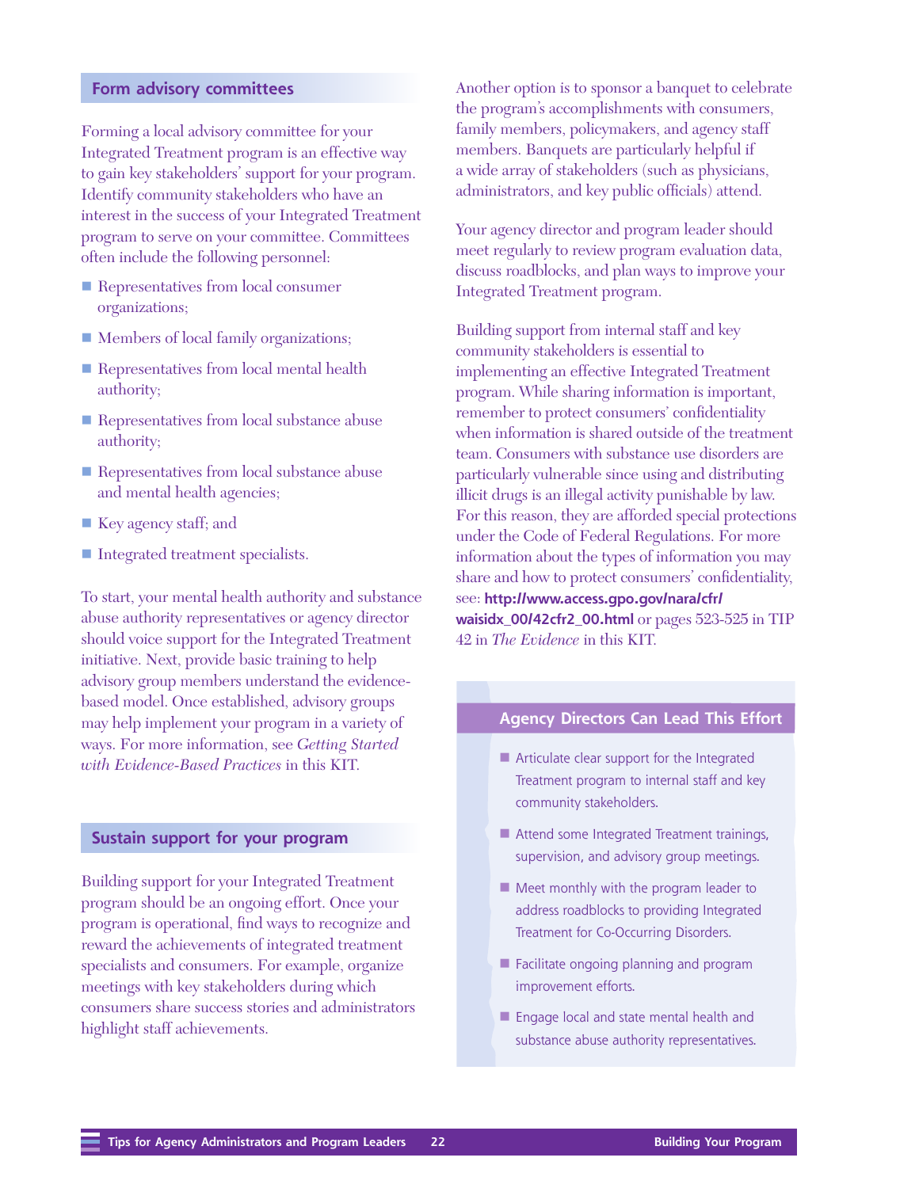## Form advisory committees

Forming a local advisory committee for your Integrated Treatment program is an effective way to gain key stakeholders' support for your program. Identify community stakeholders who have an interest in the success of your Integrated Treatment program to serve on your committee. Committees often include the following personnel:

- Representatives from local consumer organizations;
- Members of local family organizations;
- Representatives from local mental health authority;
- Representatives from local substance abuse authority;
- Representatives from local substance abuse and mental health agencies;
- Key agency staff; and
- Integrated treatment specialists.

To start, your mental health authority and substance abuse authority representatives or agency director should voice support for the Integrated Treatment initiative. Next, provide basic training to help advisory group members understand the evidence-based model. Once established, advisory groups may help implement your program in a variety of ways. For more information, see *Getting Started with Evidence-Based Practices* in this KIT.

## Sustain support for your program

Building support for your Integrated Treatment program should be an ongoing effort. Once your program is operational, find ways to recognize and reward the achievements of integrated treatment specialists and consumers. For example, organize meetings with key stakeholders during which consumers share success stories and administrators highlight staff achievements.

Another option is to sponsor a banquet to celebrate the program's accomplishments with consumers, family members, policymakers, and agency staff members. Banquets are particularly helpful if a wide array of stakeholders (such as physicians, administrators, and key public officials) attend.

Your agency director and program leader should meet regularly to review program evaluation data, discuss roadblocks, and plan ways to improve your Integrated Treatment program.

Building support from internal staff and key community stakeholders is essential to implementing an effective Integrated Treatment program. While sharing information is important, remember to protect consumers' confidentiality when information is shared outside of the treatment team. Consumers with substance use disorders are particularly vulnerable since using and distributing illicit drugs is an illegal activity punishable by law. For this reason, they are afforded special protections under the Code of Federal Regulations. For more information about the types of information you may share and how to protect consumers' confidentiality, see: **http://www.access.gpo.gov/nara/cfr/waisidx_00/42cfr2_00.html** or pages 523-525 in TIP 42 in *The Evidence* in this KIT.

### Agency Directors Can Lead This Effort

- Articulate clear support for the Integrated Treatment program to internal staff and key community stakeholders.
- Attend some Integrated Treatment trainings, supervision, and advisory group meetings.
- Meet monthly with the program leader to address roadblocks to providing Integrated Treatment for Co-Occurring Disorders.
- Facilitate ongoing planning and program improvement efforts.
- Engage local and state mental health and substance abuse authority representatives.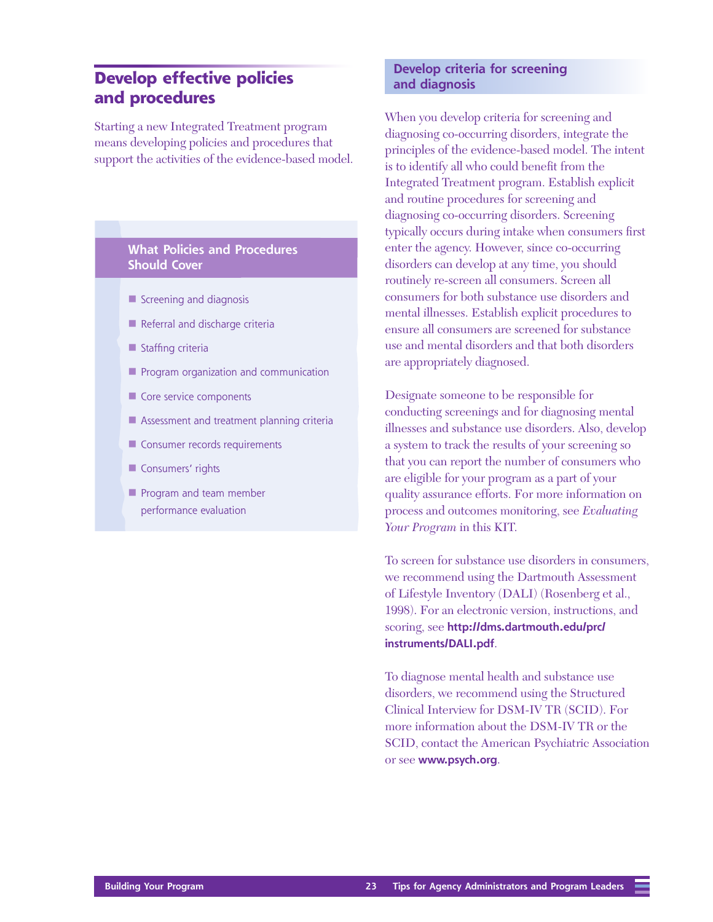## Develop effective policies and procedures

Starting a new Integrated Treatment program means developing policies and procedures that support the activities of the evidence-based model.

### What Policies and Procedures Should Cover

- Screening and diagnosis
- Referral and discharge criteria
- Staffing criteria
- Program organization and communication
- Core service components
- Assessment and treatment planning criteria
- Consumer records requirements
- Consumers' rights
- Program and team member performance evaluation

### Develop criteria for screening and diagnosis

When you develop criteria for screening and diagnosing co-occurring disorders, integrate the principles of the evidence-based model. The intent is to identify all who could benefit from the Integrated Treatment program. Establish explicit and routine procedures for screening and diagnosing co-occurring disorders. Screening typically occurs during intake when consumers first enter the agency. However, since co-occurring disorders can develop at any time, you should routinely re-screen all consumers. Screen all consumers for both substance use disorders and mental illnesses. Establish explicit procedures to ensure all consumers are screened for substance use and mental disorders and that both disorders are appropriately diagnosed.

Designate someone to be responsible for conducting screenings and for diagnosing mental illnesses and substance use disorders. Also, develop a system to track the results of your screening so that you can report the number of consumers who are eligible for your program as a part of your quality assurance efforts. For more information on process and outcomes monitoring, see *Evaluating Your Program* in this KIT.

To screen for substance use disorders in consumers, we recommend using the Dartmouth Assessment of Lifestyle Inventory (DALI) (Rosenberg et al., 1998). For an electronic version, instructions, and scoring, see **http://dms.dartmouth.edu/prc/instruments/DALI.pdf**.

To diagnose mental health and substance use disorders, we recommend using the Structured Clinical Interview for DSM-IV TR (SCID). For more information about the DSM-IV TR or the SCID, contact the American Psychiatric Association or see **www.psych.org**.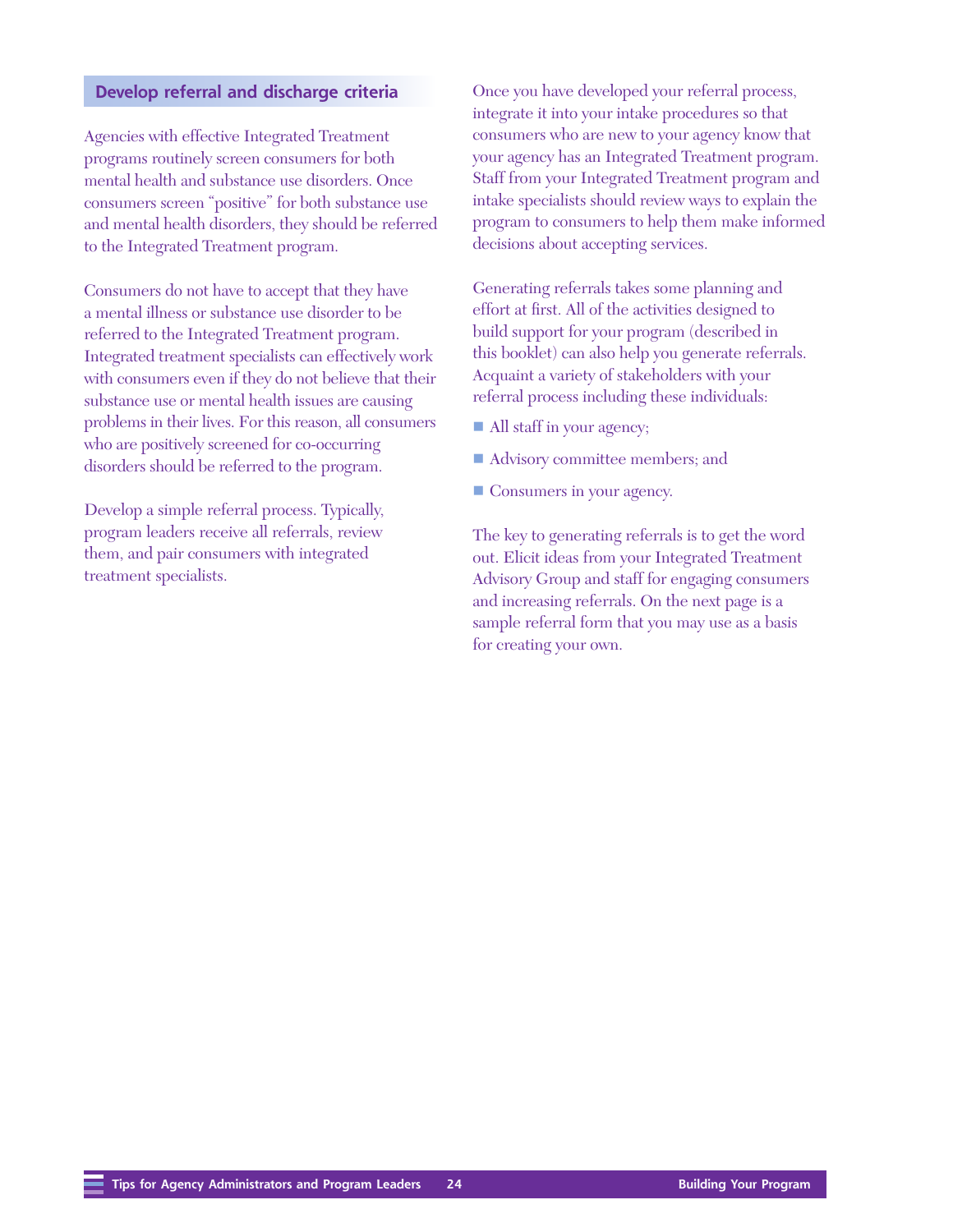## Develop referral and discharge criteria

Agencies with effective Integrated Treatment programs routinely screen consumers for both mental health and substance use disorders. Once consumers screen "positive" for both substance use and mental health disorders, they should be referred to the Integrated Treatment program.

Consumers do not have to accept that they have a mental illness or substance use disorder to be referred to the Integrated Treatment program. Integrated treatment specialists can effectively work with consumers even if they do not believe that their substance use or mental health issues are causing problems in their lives. For this reason, all consumers who are positively screened for co-occurring disorders should be referred to the program.

Develop a simple referral process. Typically, program leaders receive all referrals, review them, and pair consumers with integrated treatment specialists.

Once you have developed your referral process, integrate it into your intake procedures so that consumers who are new to your agency know that your agency has an Integrated Treatment program. Staff from your Integrated Treatment program and intake specialists should review ways to explain the program to consumers to help them make informed decisions about accepting services.

Generating referrals takes some planning and effort at first. All of the activities designed to build support for your program (described in this booklet) can also help you generate referrals. Acquaint a variety of stakeholders with your referral process including these individuals:

- All staff in your agency;
- Advisory committee members; and
- Consumers in your agency.

The key to generating referrals is to get the word out. Elicit ideas from your Integrated Treatment Advisory Group and staff for engaging consumers and increasing referrals. On the next page is a sample referral form that you may use as a basis for creating your own.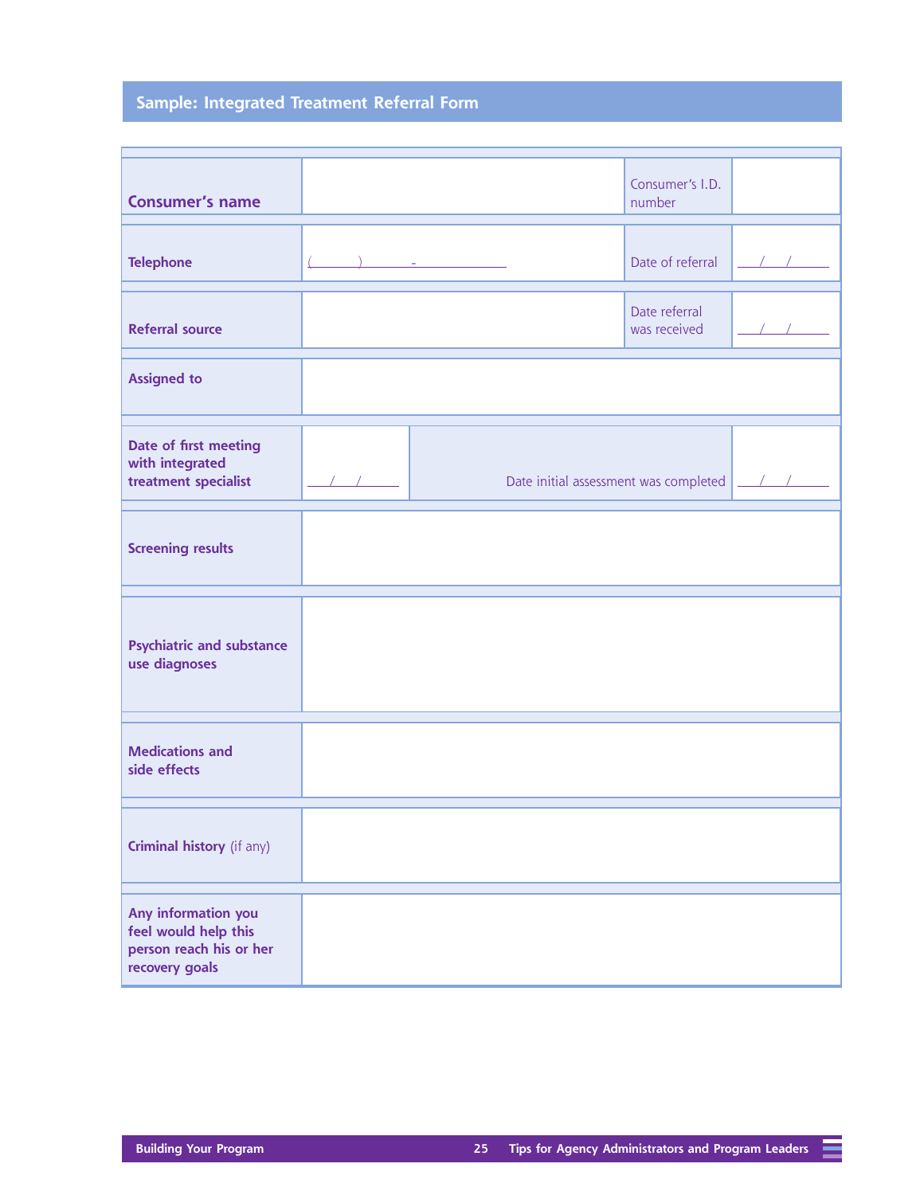## Sample: Integrated Treatment Referral Form

| | | | |
|---|---|---|---|
| **Consumer's name** | | Consumer's I.D. number | |
| **Telephone** | (     )     - | Date of referral | / / |
| **Referral source** | | Date referral was received | / / |
| **Assigned to** | | | |
| **Date of first meeting with integrated treatment specialist** | / / | Date initial assessment was completed | / / |
| **Screening results** | | | |
| **Psychiatric and substance use diagnoses** | | | |
| **Medications and side effects** | | | |
| **Criminal history** (if any) | | | |
| **Any information you feel would help this person reach his or her recovery goals** | | | |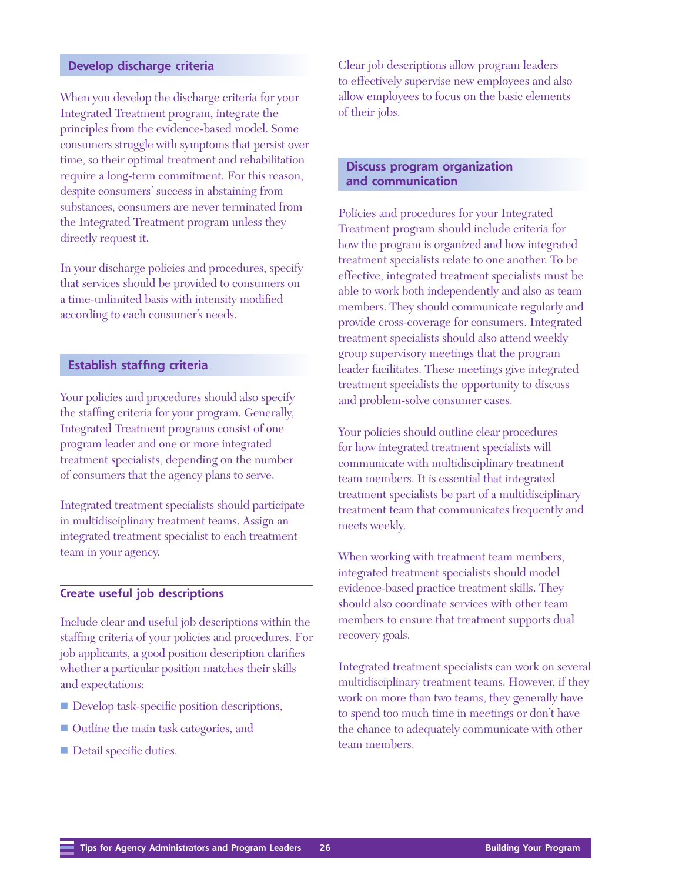## Develop discharge criteria

When you develop the discharge criteria for your Integrated Treatment program, integrate the principles from the evidence-based model. Some consumers struggle with symptoms that persist over time, so their optimal treatment and rehabilitation require a long-term commitment. For this reason, despite consumers' success in abstaining from substances, consumers are never terminated from the Integrated Treatment program unless they directly request it.

In your discharge policies and procedures, specify that services should be provided to consumers on a time-unlimited basis with intensity modified according to each consumer's needs.

## Establish staffing criteria

Your policies and procedures should also specify the staffing criteria for your program. Generally, Integrated Treatment programs consist of one program leader and one or more integrated treatment specialists, depending on the number of consumers that the agency plans to serve.

Integrated treatment specialists should participate in multidisciplinary treatment teams. Assign an integrated treatment specialist to each treatment team in your agency.

### Create useful job descriptions

Include clear and useful job descriptions within the staffing criteria of your policies and procedures. For job applicants, a good position description clarifies whether a particular position matches their skills and expectations:

- Develop task-specific position descriptions,
- Outline the main task categories, and
- Detail specific duties.

Clear job descriptions allow program leaders to effectively supervise new employees and also allow employees to focus on the basic elements of their jobs.

## Discuss program organization and communication

Policies and procedures for your Integrated Treatment program should include criteria for how the program is organized and how integrated treatment specialists relate to one another. To be effective, integrated treatment specialists must be able to work both independently and also as team members. They should communicate regularly and provide cross-coverage for consumers. Integrated treatment specialists should also attend weekly group supervisory meetings that the program leader facilitates. These meetings give integrated treatment specialists the opportunity to discuss and problem-solve consumer cases.

Your policies should outline clear procedures for how integrated treatment specialists will communicate with multidisciplinary treatment team members. It is essential that integrated treatment specialists be part of a multidisciplinary treatment team that communicates frequently and meets weekly.

When working with treatment team members, integrated treatment specialists should model evidence-based practice treatment skills. They should also coordinate services with other team members to ensure that treatment supports dual recovery goals.

Integrated treatment specialists can work on several multidisciplinary treatment teams. However, if they work on more than two teams, they generally have to spend too much time in meetings or don't have the chance to adequately communicate with other team members.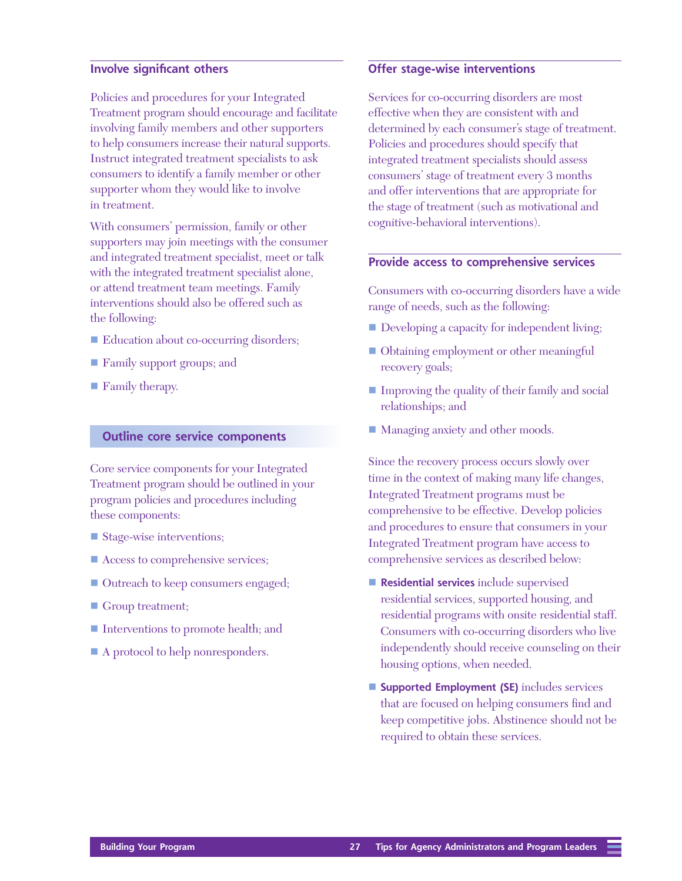### Involve significant others

Policies and procedures for your Integrated Treatment program should encourage and facilitate involving family members and other supporters to help consumers increase their natural supports. Instruct integrated treatment specialists to ask consumers to identify a family member or other supporter whom they would like to involve in treatment.

With consumers' permission, family or other supporters may join meetings with the consumer and integrated treatment specialist, meet or talk with the integrated treatment specialist alone, or attend treatment team meetings. Family interventions should also be offered such as the following:

- Education about co-occurring disorders;
- Family support groups; and
- Family therapy.

## Outline core service components

Core service components for your Integrated Treatment program should be outlined in your program policies and procedures including these components:

- Stage-wise interventions;
- Access to comprehensive services;
- Outreach to keep consumers engaged;
- Group treatment;
- Interventions to promote health; and
- A protocol to help nonresponders.

### Offer stage-wise interventions

Services for co-occurring disorders are most effective when they are consistent with and determined by each consumer's stage of treatment. Policies and procedures should specify that integrated treatment specialists should assess consumers' stage of treatment every 3 months and offer interventions that are appropriate for the stage of treatment (such as motivational and cognitive-behavioral interventions).

### Provide access to comprehensive services

Consumers with co-occurring disorders have a wide range of needs, such as the following:

- Developing a capacity for independent living;
- Obtaining employment or other meaningful recovery goals;
- Improving the quality of their family and social relationships; and
- Managing anxiety and other moods.

Since the recovery process occurs slowly over time in the context of making many life changes, Integrated Treatment programs must be comprehensive to be effective. Develop policies and procedures to ensure that consumers in your Integrated Treatment program have access to comprehensive services as described below:

- **Residential services** include supervised residential services, supported housing, and residential programs with onsite residential staff. Consumers with co-occurring disorders who live independently should receive counseling on their housing options, when needed.
- **Supported Employment (SE)** includes services that are focused on helping consumers find and keep competitive jobs. Abstinence should not be required to obtain these services.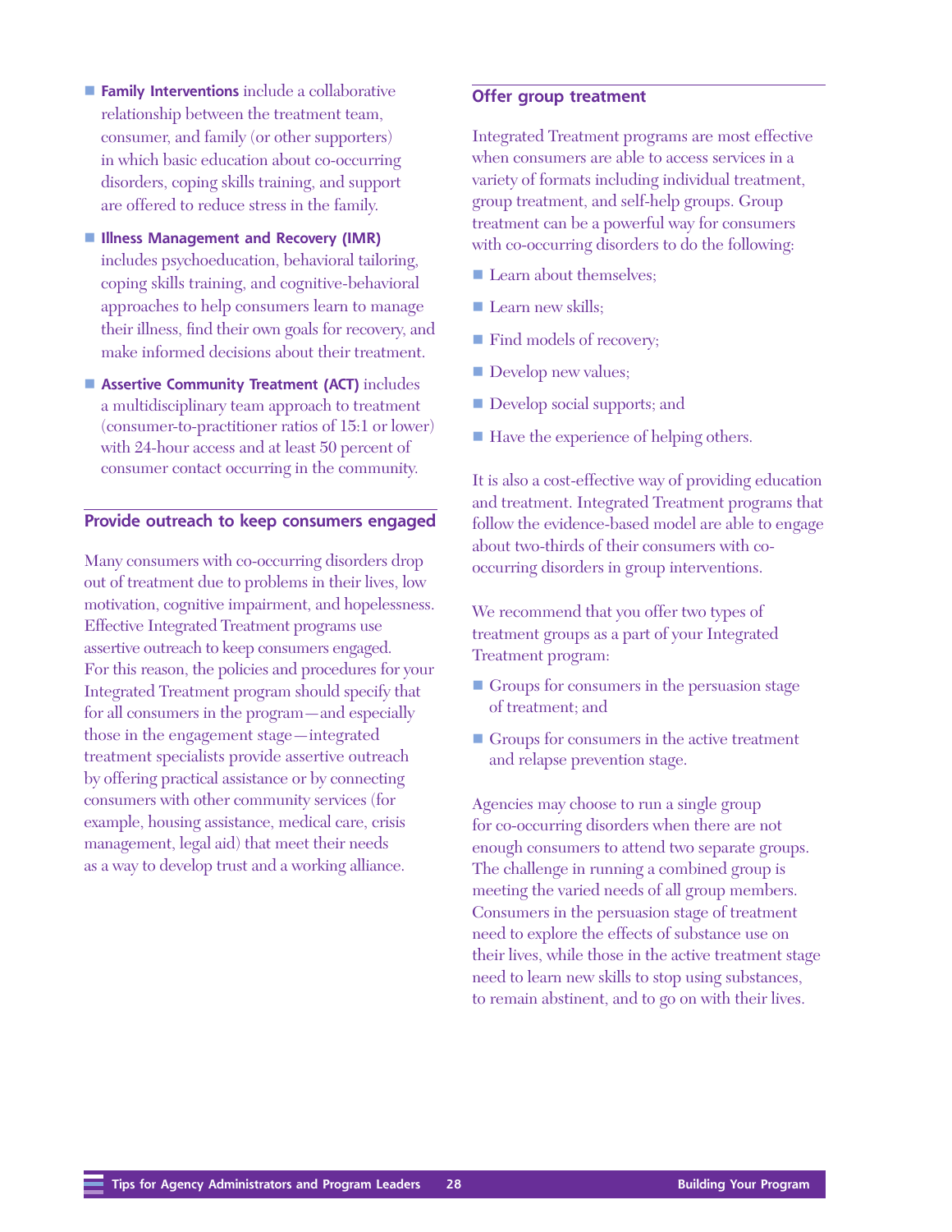- **Family Interventions** include a collaborative relationship between the treatment team, consumer, and family (or other supporters) in which basic education about co-occurring disorders, coping skills training, and support are offered to reduce stress in the family.
- **Illness Management and Recovery (IMR)** includes psychoeducation, behavioral tailoring, coping skills training, and cognitive-behavioral approaches to help consumers learn to manage their illness, find their own goals for recovery, and make informed decisions about their treatment.
- **Assertive Community Treatment (ACT)** includes a multidisciplinary team approach to treatment (consumer-to-practitioner ratios of 15:1 or lower) with 24-hour access and at least 50 percent of consumer contact occurring in the community.

## Provide outreach to keep consumers engaged

Many consumers with co-occurring disorders drop out of treatment due to problems in their lives, low motivation, cognitive impairment, and hopelessness. Effective Integrated Treatment programs use assertive outreach to keep consumers engaged. For this reason, the policies and procedures for your Integrated Treatment program should specify that for all consumers in the program—and especially those in the engagement stage—integrated treatment specialists provide assertive outreach by offering practical assistance or by connecting consumers with other community services (for example, housing assistance, medical care, crisis management, legal aid) that meet their needs as a way to develop trust and a working alliance.

## Offer group treatment

Integrated Treatment programs are most effective when consumers are able to access services in a variety of formats including individual treatment, group treatment, and self-help groups. Group treatment can be a powerful way for consumers with co-occurring disorders to do the following:

- Learn about themselves;
- Learn new skills;
- Find models of recovery;
- Develop new values;
- Develop social supports; and
- Have the experience of helping others.

It is also a cost-effective way of providing education and treatment. Integrated Treatment programs that follow the evidence-based model are able to engage about two-thirds of their consumers with co-occurring disorders in group interventions.

We recommend that you offer two types of treatment groups as a part of your Integrated Treatment program:

- Groups for consumers in the persuasion stage of treatment; and
- Groups for consumers in the active treatment and relapse prevention stage.

Agencies may choose to run a single group for co-occurring disorders when there are not enough consumers to attend two separate groups. The challenge in running a combined group is meeting the varied needs of all group members. Consumers in the persuasion stage of treatment need to explore the effects of substance use on their lives, while those in the active treatment stage need to learn new skills to stop using substances, to remain abstinent, and to go on with their lives.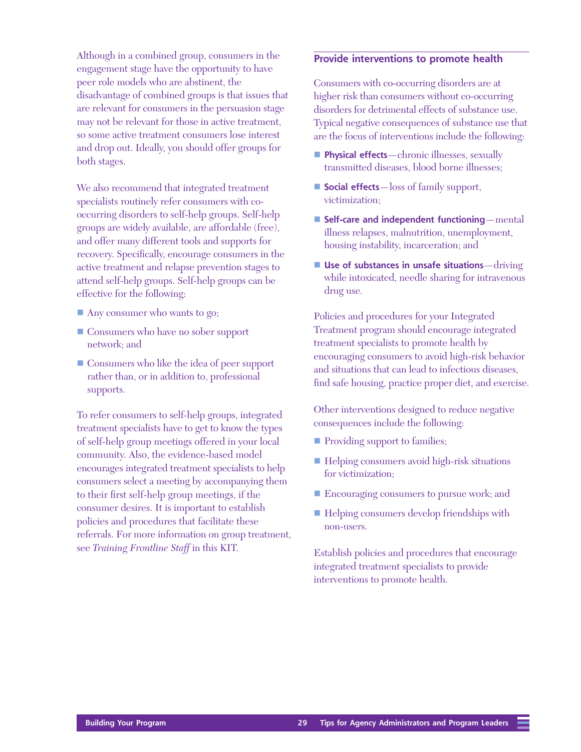Although in a combined group, consumers in the engagement stage have the opportunity to have peer role models who are abstinent, the disadvantage of combined groups is that issues that are relevant for consumers in the persuasion stage may not be relevant for those in active treatment, so some active treatment consumers lose interest and drop out. Ideally, you should offer groups for both stages.

We also recommend that integrated treatment specialists routinely refer consumers with co-occurring disorders to self-help groups. Self-help groups are widely available, are affordable (free), and offer many different tools and supports for recovery. Specifically, encourage consumers in the active treatment and relapse prevention stages to attend self-help groups. Self-help groups can be effective for the following:

- Any consumer who wants to go;
- Consumers who have no sober support network; and
- Consumers who like the idea of peer support rather than, or in addition to, professional supports.

To refer consumers to self-help groups, integrated treatment specialists have to get to know the types of self-help group meetings offered in your local community. Also, the evidence-based model encourages integrated treatment specialists to help consumers select a meeting by accompanying them to their first self-help group meetings, if the consumer desires. It is important to establish policies and procedures that facilitate these referrals. For more information on group treatment, see *Training Frontline Staff* in this KIT.

## Provide interventions to promote health

Consumers with co-occurring disorders are at higher risk than consumers without co-occurring disorders for detrimental effects of substance use. Typical negative consequences of substance use that are the focus of interventions include the following:

- **Physical effects**—chronic illnesses, sexually transmitted diseases, blood borne illnesses;
- **Social effects**—loss of family support, victimization;
- **Self-care and independent functioning**—mental illness relapses, malnutrition, unemployment, housing instability, incarceration; and
- **Use of substances in unsafe situations**—driving while intoxicated, needle sharing for intravenous drug use.

Policies and procedures for your Integrated Treatment program should encourage integrated treatment specialists to promote health by encouraging consumers to avoid high-risk behavior and situations that can lead to infectious diseases, find safe housing, practice proper diet, and exercise.

Other interventions designed to reduce negative consequences include the following:

- Providing support to families;
- Helping consumers avoid high-risk situations for victimization;
- Encouraging consumers to pursue work; and
- Helping consumers develop friendships with non-users.

Establish policies and procedures that encourage integrated treatment specialists to provide interventions to promote health.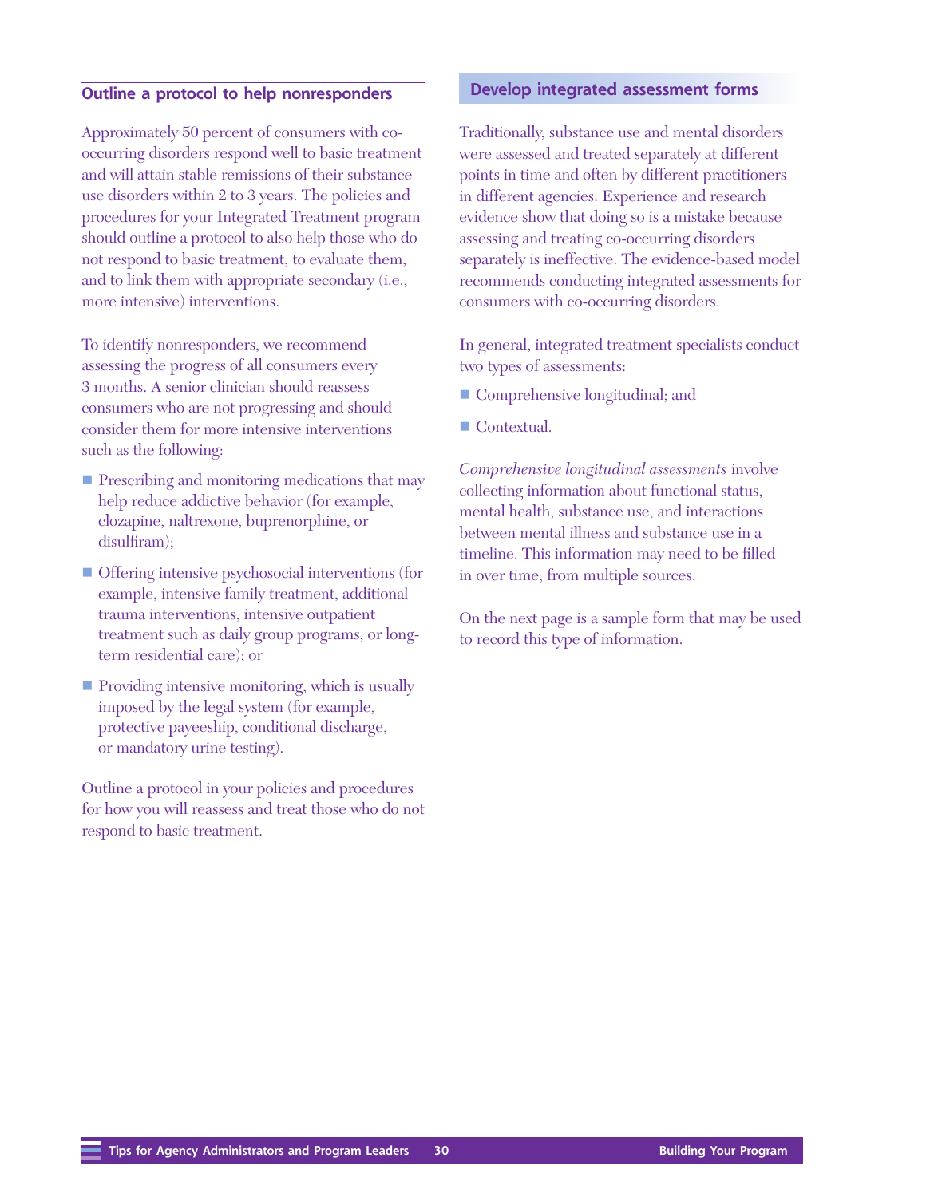## Outline a protocol to help nonresponders

Approximately 50 percent of consumers with co-occurring disorders respond well to basic treatment and will attain stable remissions of their substance use disorders within 2 to 3 years. The policies and procedures for your Integrated Treatment program should outline a protocol to also help those who do not respond to basic treatment, to evaluate them, and to link them with appropriate secondary (i.e., more intensive) interventions.

To identify nonresponders, we recommend assessing the progress of all consumers every 3 months. A senior clinician should reassess consumers who are not progressing and should consider them for more intensive interventions such as the following:

- Prescribing and monitoring medications that may help reduce addictive behavior (for example, clozapine, naltrexone, buprenorphine, or disulfiram);
- Offering intensive psychosocial interventions (for example, intensive family treatment, additional trauma interventions, intensive outpatient treatment such as daily group programs, or long-term residential care); or
- Providing intensive monitoring, which is usually imposed by the legal system (for example, protective payeeship, conditional discharge, or mandatory urine testing).

Outline a protocol in your policies and procedures for how you will reassess and treat those who do not respond to basic treatment.

## Develop integrated assessment forms

Traditionally, substance use and mental disorders were assessed and treated separately at different points in time and often by different practitioners in different agencies. Experience and research evidence show that doing so is a mistake because assessing and treating co-occurring disorders separately is ineffective. The evidence-based model recommends conducting integrated assessments for consumers with co-occurring disorders.

In general, integrated treatment specialists conduct two types of assessments:

- Comprehensive longitudinal; and
- Contextual.

*Comprehensive longitudinal assessments* involve collecting information about functional status, mental health, substance use, and interactions between mental illness and substance use in a timeline. This information may need to be filled in over time, from multiple sources.

On the next page is a sample form that may be used to record this type of information.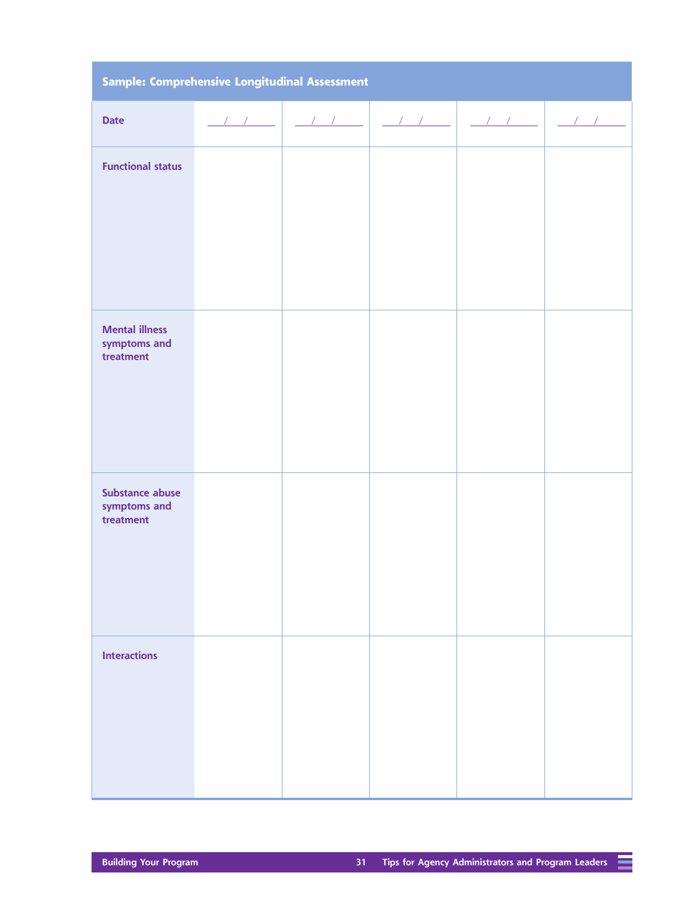**Sample: Comprehensive Longitudinal Assessment**

| Date | / / | / / | / / | / / | / / |
|---|---|---|---|---|---|
| Functional status | | | | | |
| Mental illness symptoms and treatment | | | | | |
| Substance abuse symptoms and treatment | | | | | |
| Interactions | | | | | |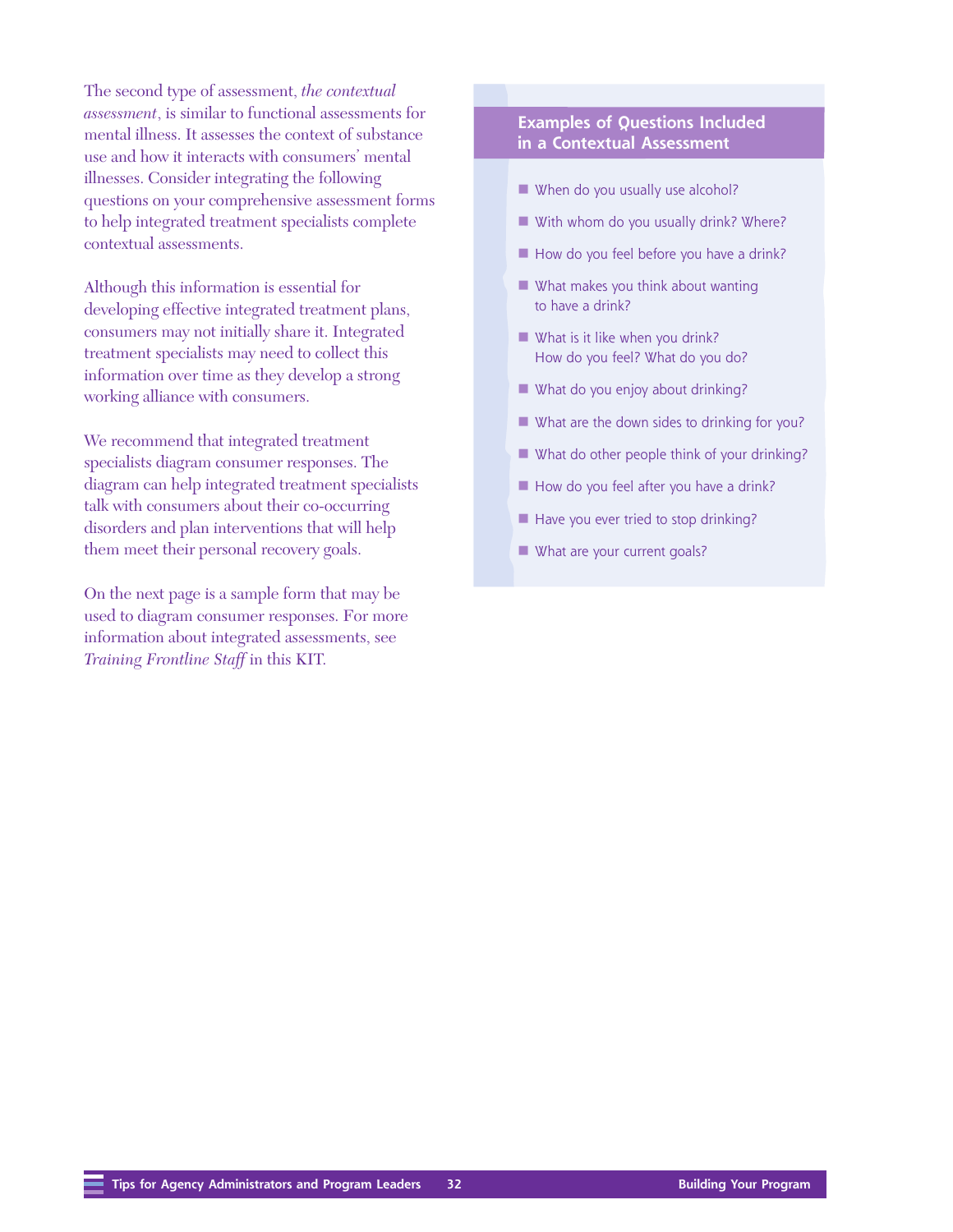The second type of assessment, *the contextual assessment*, is similar to functional assessments for mental illness. It assesses the context of substance use and how it interacts with consumers' mental illnesses. Consider integrating the following questions on your comprehensive assessment forms to help integrated treatment specialists complete contextual assessments.

Although this information is essential for developing effective integrated treatment plans, consumers may not initially share it. Integrated treatment specialists may need to collect this information over time as they develop a strong working alliance with consumers.

We recommend that integrated treatment specialists diagram consumer responses. The diagram can help integrated treatment specialists talk with consumers about their co-occurring disorders and plan interventions that will help them meet their personal recovery goals.

On the next page is a sample form that may be used to diagram consumer responses. For more information about integrated assessments, see *Training Frontline Staff* in this KIT.

### Examples of Questions Included in a Contextual Assessment

- When do you usually use alcohol?
- With whom do you usually drink? Where?
- How do you feel before you have a drink?
- What makes you think about wanting to have a drink?
- What is it like when you drink? How do you feel? What do you do?
- What do you enjoy about drinking?
- What are the down sides to drinking for you?
- What do other people think of your drinking?
- How do you feel after you have a drink?
- Have you ever tried to stop drinking?
- What are your current goals?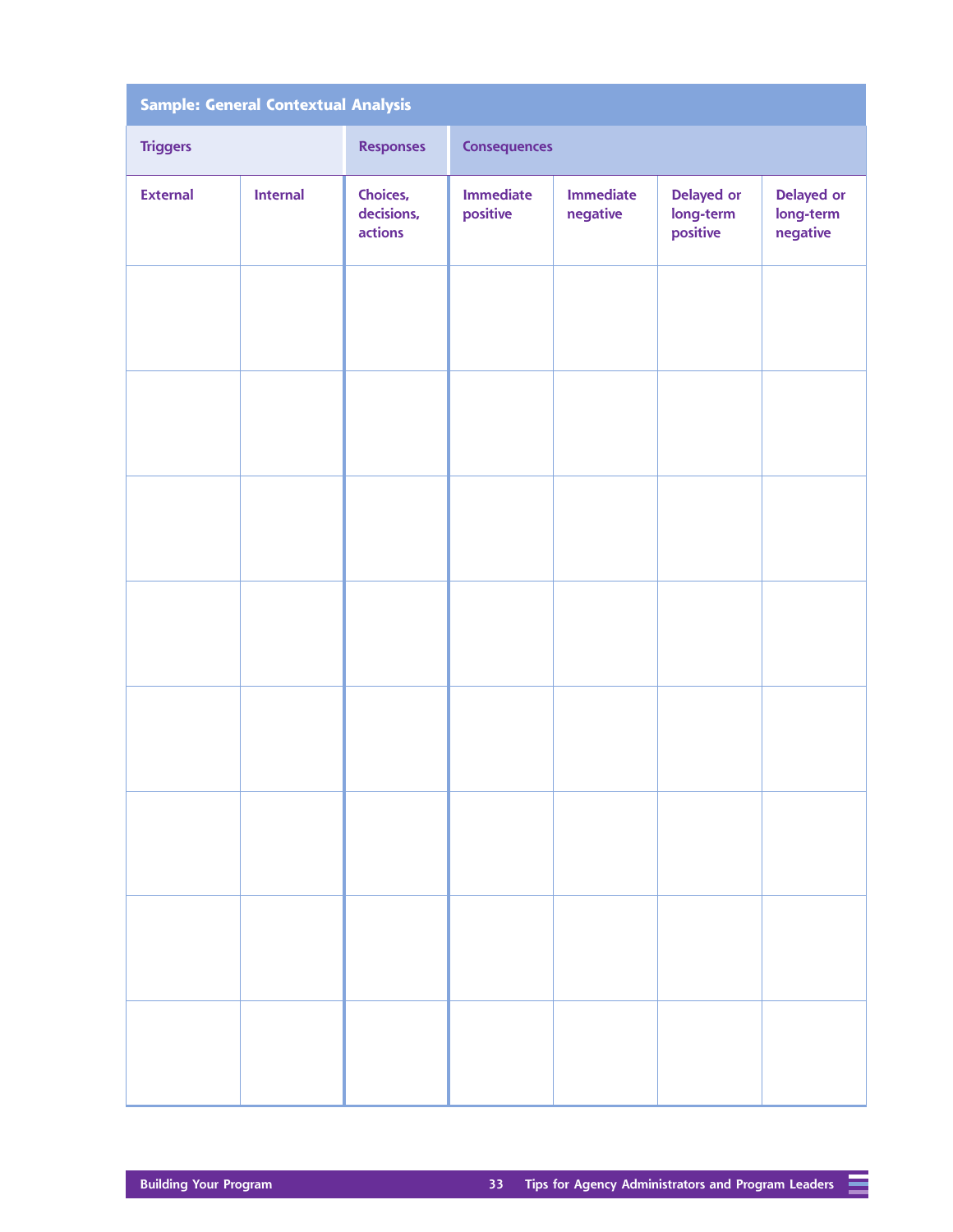## Sample: General Contextual Analysis

| Triggers | | Responses | Consequences | | | |
|---|---|---|---|---|---|---|
| External | Internal | Choices, decisions, actions | Immediate positive | Immediate negative | Delayed or long-term positive | Delayed or long-term negative |
| | | | | | | |
| | | | | | | |
| | | | | | | |
| | | | | | | |
| | | | | | | |
| | | | | | | |
| | | | | | | |
| | | | | | | |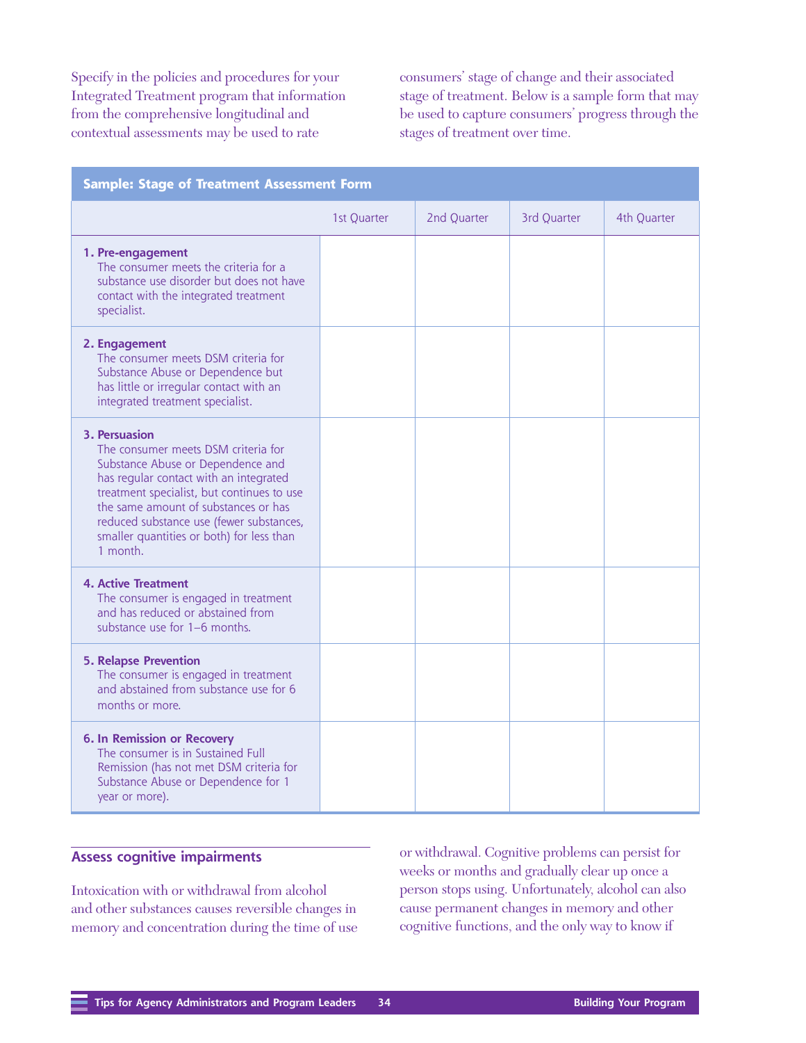Specify in the policies and procedures for your Integrated Treatment program that information from the comprehensive longitudinal and contextual assessments may be used to rate consumers' stage of change and their associated stage of treatment. Below is a sample form that may be used to capture consumers' progress through the stages of treatment over time.

**Sample: Stage of Treatment Assessment Form**

| | 1st Quarter | 2nd Quarter | 3rd Quarter | 4th Quarter |
|---|---|---|---|---|
| **1. Pre-engagement** The consumer meets the criteria for a substance use disorder but does not have contact with the integrated treatment specialist. | | | | |
| **2. Engagement** The consumer meets DSM criteria for Substance Abuse or Dependence but has little or irregular contact with an integrated treatment specialist. | | | | |
| **3. Persuasion** The consumer meets DSM criteria for Substance Abuse or Dependence and has regular contact with an integrated treatment specialist, but continues to use the same amount of substances or has reduced substance use (fewer substances, smaller quantities or both) for less than 1 month. | | | | |
| **4. Active Treatment** The consumer is engaged in treatment and has reduced or abstained from substance use for 1–6 months. | | | | |
| **5. Relapse Prevention** The consumer is engaged in treatment and abstained from substance use for 6 months or more. | | | | |
| **6. In Remission or Recovery** The consumer is in Sustained Full Remission (has not met DSM criteria for Substance Abuse or Dependence for 1 year or more). | | | | |

## Assess cognitive impairments

Intoxication with or withdrawal from alcohol and other substances causes reversible changes in memory and concentration during the time of use or withdrawal. Cognitive problems can persist for weeks or months and gradually clear up once a person stops using. Unfortunately, alcohol can also cause permanent changes in memory and other cognitive functions, and the only way to know if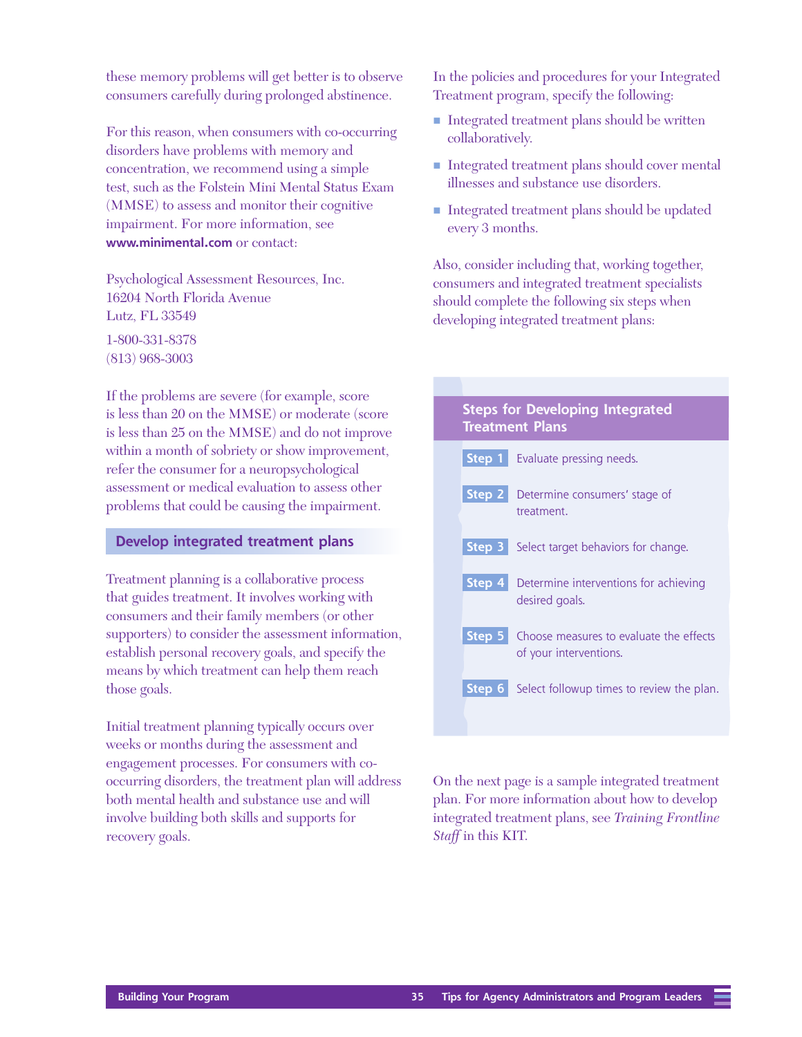these memory problems will get better is to observe consumers carefully during prolonged abstinence.

For this reason, when consumers with co-occurring disorders have problems with memory and concentration, we recommend using a simple test, such as the Folstein Mini Mental Status Exam (MMSE) to assess and monitor their cognitive impairment. For more information, see **www.minimental.com** or contact:

Psychological Assessment Resources, Inc.
16204 North Florida Avenue
Lutz, FL 33549

1-800-331-8378
(813) 968-3003

If the problems are severe (for example, score is less than 20 on the MMSE) or moderate (score is less than 25 on the MMSE) and do not improve within a month of sobriety or show improvement, refer the consumer for a neuropsychological assessment or medical evaluation to assess other problems that could be causing the impairment.

## Develop integrated treatment plans

Treatment planning is a collaborative process that guides treatment. It involves working with consumers and their family members (or other supporters) to consider the assessment information, establish personal recovery goals, and specify the means by which treatment can help them reach those goals.

Initial treatment planning typically occurs over weeks or months during the assessment and engagement processes. For consumers with co-occurring disorders, the treatment plan will address both mental health and substance use and will involve building both skills and supports for recovery goals.

In the policies and procedures for your Integrated Treatment program, specify the following:

- Integrated treatment plans should be written collaboratively.
- Integrated treatment plans should cover mental illnesses and substance use disorders.
- Integrated treatment plans should be updated every 3 months.

Also, consider including that, working together, consumers and integrated treatment specialists should complete the following six steps when developing integrated treatment plans:

### Steps for Developing Integrated Treatment Plans

**Step 1** Evaluate pressing needs.

**Step 2** Determine consumers' stage of treatment.

**Step 3** Select target behaviors for change.

**Step 4** Determine interventions for achieving desired goals.

**Step 5** Choose measures to evaluate the effects of your interventions.

**Step 6** Select followup times to review the plan.

On the next page is a sample integrated treatment plan. For more information about how to develop integrated treatment plans, see *Training Frontline Staff* in this KIT.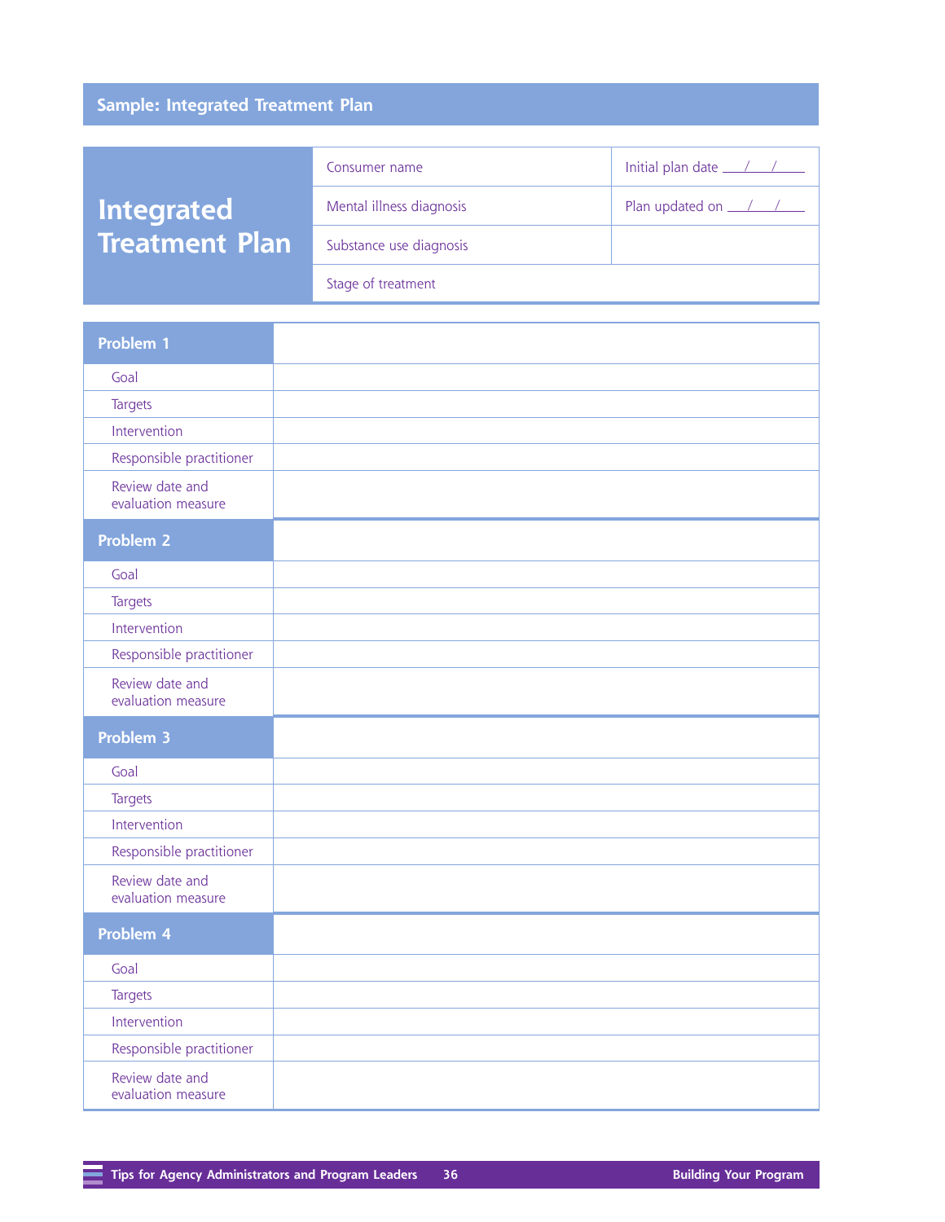## Sample: Integrated Treatment Plan

| Integrated Treatment Plan | | |
|---|---|---|
| | Consumer name | Initial plan date \_\_\_/\_\_\_/\_\_\_ |
| | Mental illness diagnosis | Plan updated on \_\_\_/\_\_\_/\_\_\_ |
| | Substance use diagnosis | |
| | Stage of treatment | |

| **Problem 1** | |
|---|---|
| Goal | |
| Targets | |
| Intervention | |
| Responsible practitioner | |
| Review date and evaluation measure | |
| **Problem 2** | |
| Goal | |
| Targets | |
| Intervention | |
| Responsible practitioner | |
| Review date and evaluation measure | |
| **Problem 3** | |
| Goal | |
| Targets | |
| Intervention | |
| Responsible practitioner | |
| Review date and evaluation measure | |
| **Problem 4** | |
| Goal | |
| Targets | |
| Intervention | |
| Responsible practitioner | |
| Review date and evaluation measure | |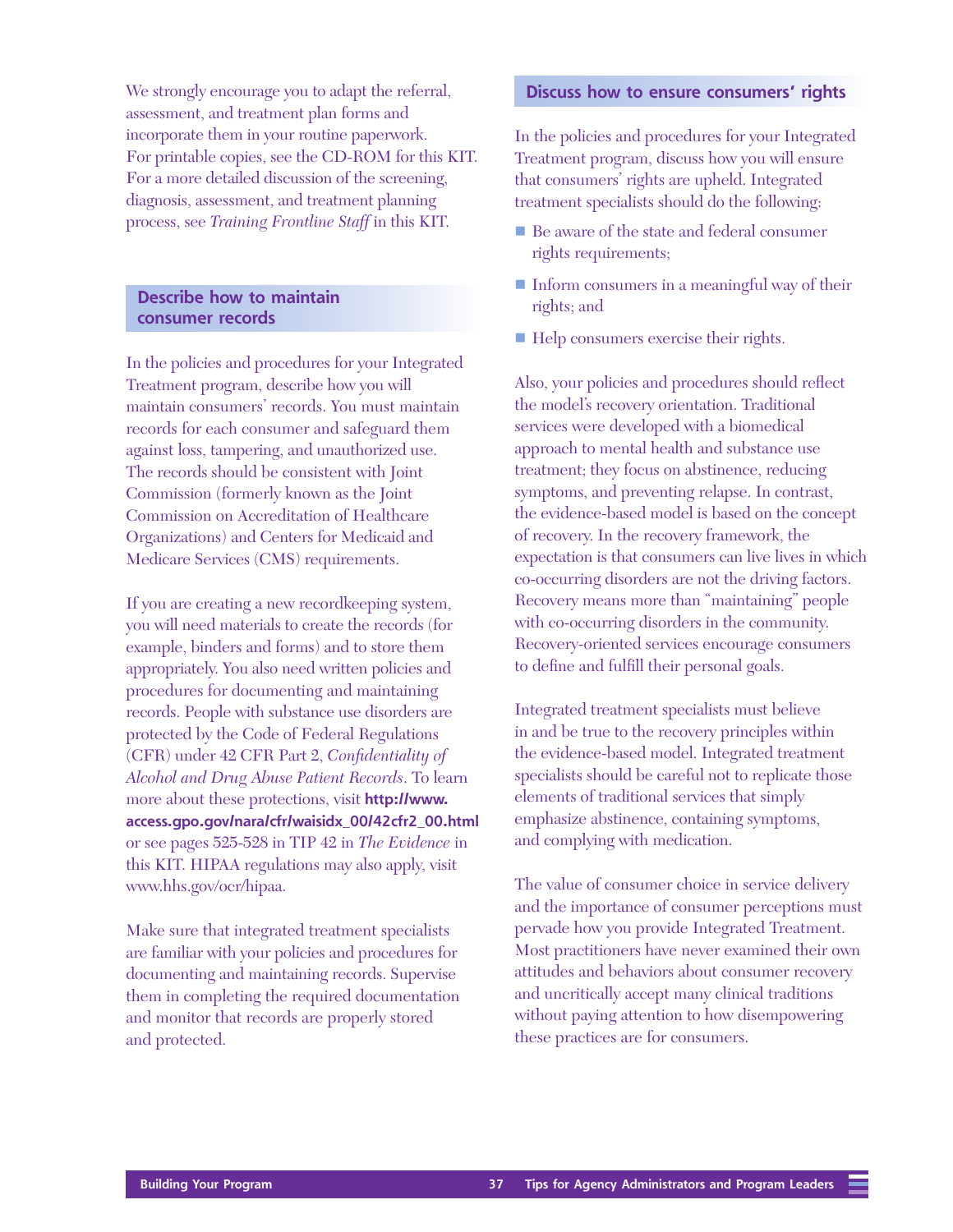We strongly encourage you to adapt the referral, assessment, and treatment plan forms and incorporate them in your routine paperwork. For printable copies, see the CD-ROM for this KIT. For a more detailed discussion of the screening, diagnosis, assessment, and treatment planning process, see *Training Frontline Staff* in this KIT.

## Describe how to maintain consumer records

In the policies and procedures for your Integrated Treatment program, describe how you will maintain consumers' records. You must maintain records for each consumer and safeguard them against loss, tampering, and unauthorized use. The records should be consistent with Joint Commission (formerly known as the Joint Commission on Accreditation of Healthcare Organizations) and Centers for Medicaid and Medicare Services (CMS) requirements.

If you are creating a new recordkeeping system, you will need materials to create the records (for example, binders and forms) and to store them appropriately. You also need written policies and procedures for documenting and maintaining records. People with substance use disorders are protected by the Code of Federal Regulations (CFR) under 42 CFR Part 2, *Confidentiality of Alcohol and Drug Abuse Patient Records*. To learn more about these protections, visit **http://www.access.gpo.gov/nara/cfr/waisidx_00/42cfr2_00.html** or see pages 525-528 in TIP 42 in *The Evidence* in this KIT. HIPAA regulations may also apply, visit www.hhs.gov/ocr/hipaa.

Make sure that integrated treatment specialists are familiar with your policies and procedures for documenting and maintaining records. Supervise them in completing the required documentation and monitor that records are properly stored and protected.

## Discuss how to ensure consumers' rights

In the policies and procedures for your Integrated Treatment program, discuss how you will ensure that consumers' rights are upheld. Integrated treatment specialists should do the following:

- Be aware of the state and federal consumer rights requirements;
- Inform consumers in a meaningful way of their rights; and
- Help consumers exercise their rights.

Also, your policies and procedures should reflect the model's recovery orientation. Traditional services were developed with a biomedical approach to mental health and substance use treatment; they focus on abstinence, reducing symptoms, and preventing relapse. In contrast, the evidence-based model is based on the concept of recovery. In the recovery framework, the expectation is that consumers can live lives in which co-occurring disorders are not the driving factors. Recovery means more than "maintaining" people with co-occurring disorders in the community. Recovery-oriented services encourage consumers to define and fulfill their personal goals.

Integrated treatment specialists must believe in and be true to the recovery principles within the evidence-based model. Integrated treatment specialists should be careful not to replicate those elements of traditional services that simply emphasize abstinence, containing symptoms, and complying with medication.

The value of consumer choice in service delivery and the importance of consumer perceptions must pervade how you provide Integrated Treatment. Most practitioners have never examined their own attitudes and behaviors about consumer recovery and uncritically accept many clinical traditions without paying attention to how disempowering these practices are for consumers.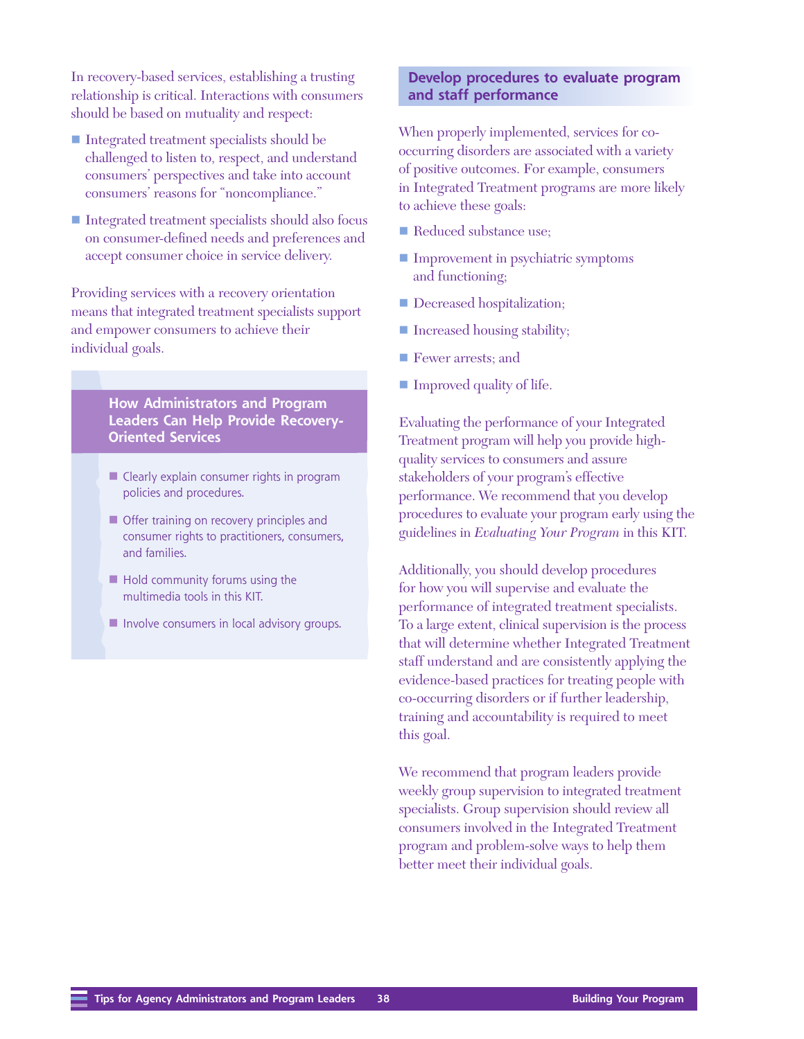In recovery-based services, establishing a trusting relationship is critical. Interactions with consumers should be based on mutuality and respect:

- Integrated treatment specialists should be challenged to listen to, respect, and understand consumers' perspectives and take into account consumers' reasons for "noncompliance."
- Integrated treatment specialists should also focus on consumer-defined needs and preferences and accept consumer choice in service delivery.

Providing services with a recovery orientation means that integrated treatment specialists support and empower consumers to achieve their individual goals.

### How Administrators and Program Leaders Can Help Provide Recovery-Oriented Services

- Clearly explain consumer rights in program policies and procedures.
- Offer training on recovery principles and consumer rights to practitioners, consumers, and families.
- Hold community forums using the multimedia tools in this KIT.
- Involve consumers in local advisory groups.

## Develop procedures to evaluate program and staff performance

When properly implemented, services for co-occurring disorders are associated with a variety of positive outcomes. For example, consumers in Integrated Treatment programs are more likely to achieve these goals:

- Reduced substance use;
- Improvement in psychiatric symptoms and functioning;
- Decreased hospitalization;
- Increased housing stability;
- Fewer arrests; and
- Improved quality of life.

Evaluating the performance of your Integrated Treatment program will help you provide high-quality services to consumers and assure stakeholders of your program's effective performance. We recommend that you develop procedures to evaluate your program early using the guidelines in *Evaluating Your Program* in this KIT.

Additionally, you should develop procedures for how you will supervise and evaluate the performance of integrated treatment specialists. To a large extent, clinical supervision is the process that will determine whether Integrated Treatment staff understand and are consistently applying the evidence-based practices for treating people with co-occurring disorders or if further leadership, training and accountability is required to meet this goal.

We recommend that program leaders provide weekly group supervision to integrated treatment specialists. Group supervision should review all consumers involved in the Integrated Treatment program and problem-solve ways to help them better meet their individual goals.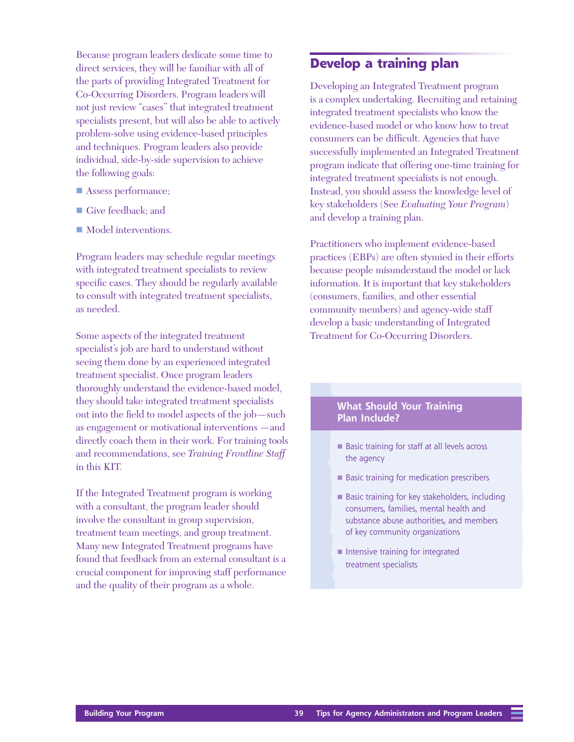Because program leaders dedicate some time to direct services, they will be familiar with all of the parts of providing Integrated Treatment for Co-Occurring Disorders. Program leaders will not just review "cases" that integrated treatment specialists present, but will also be able to actively problem-solve using evidence-based principles and techniques. Program leaders also provide individual, side-by-side supervision to achieve the following goals:

- Assess performance;
- Give feedback; and
- Model interventions.

Program leaders may schedule regular meetings with integrated treatment specialists to review specific cases. They should be regularly available to consult with integrated treatment specialists, as needed.

Some aspects of the integrated treatment specialist's job are hard to understand without seeing them done by an experienced integrated treatment specialist. Once program leaders thoroughly understand the evidence-based model, they should take integrated treatment specialists out into the field to model aspects of the job—such as engagement or motivational interventions —and directly coach them in their work. For training tools and recommendations, see *Training Frontline Staff* in this KIT.

If the Integrated Treatment program is working with a consultant, the program leader should involve the consultant in group supervision, treatment team meetings, and group treatment. Many new Integrated Treatment programs have found that feedback from an external consultant is a crucial component for improving staff performance and the quality of their program as a whole.

## Develop a training plan

Developing an Integrated Treatment program is a complex undertaking. Recruiting and retaining integrated treatment specialists who know the evidence-based model or who know how to treat consumers can be difficult. Agencies that have successfully implemented an Integrated Treatment program indicate that offering one-time training for integrated treatment specialists is not enough. Instead, you should assess the knowledge level of key stakeholders (See *Evaluating Your Program*) and develop a training plan.

Practitioners who implement evidence-based practices (EBPs) are often stymied in their efforts because people misunderstand the model or lack information. It is important that key stakeholders (consumers, families, and other essential community members) and agency-wide staff develop a basic understanding of Integrated Treatment for Co-Occurring Disorders.

### What Should Your Training Plan Include?

- Basic training for staff at all levels across the agency
- Basic training for medication prescribers
- Basic training for key stakeholders, including consumers, families, mental health and substance abuse authorities, and members of key community organizations
- Intensive training for integrated treatment specialists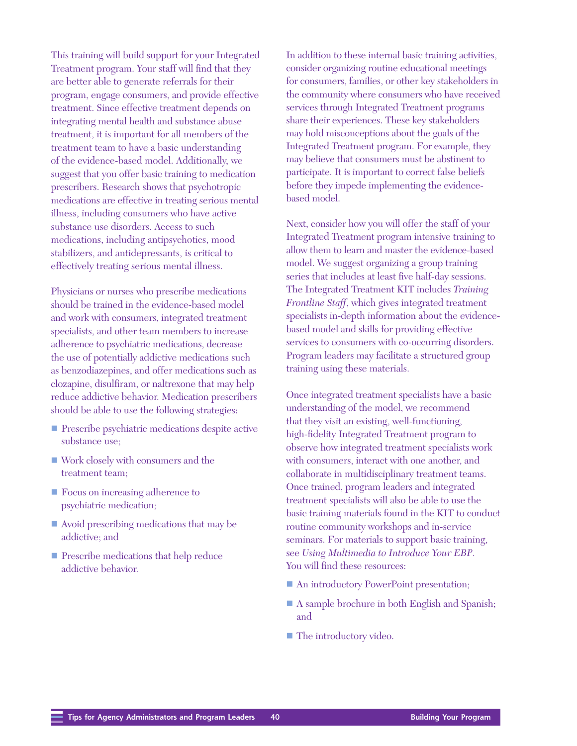This training will build support for your Integrated Treatment program. Your staff will find that they are better able to generate referrals for their program, engage consumers, and provide effective treatment. Since effective treatment depends on integrating mental health and substance abuse treatment, it is important for all members of the treatment team to have a basic understanding of the evidence-based model. Additionally, we suggest that you offer basic training to medication prescribers. Research shows that psychotropic medications are effective in treating serious mental illness, including consumers who have active substance use disorders. Access to such medications, including antipsychotics, mood stabilizers, and antidepressants, is critical to effectively treating serious mental illness.

Physicians or nurses who prescribe medications should be trained in the evidence-based model and work with consumers, integrated treatment specialists, and other team members to increase adherence to psychiatric medications, decrease the use of potentially addictive medications such as benzodiazepines, and offer medications such as clozapine, disulfiram, or naltrexone that may help reduce addictive behavior. Medication prescribers should be able to use the following strategies:

- Prescribe psychiatric medications despite active substance use;
- Work closely with consumers and the treatment team;
- Focus on increasing adherence to psychiatric medication;
- Avoid prescribing medications that may be addictive; and
- Prescribe medications that help reduce addictive behavior.

In addition to these internal basic training activities, consider organizing routine educational meetings for consumers, families, or other key stakeholders in the community where consumers who have received services through Integrated Treatment programs share their experiences. These key stakeholders may hold misconceptions about the goals of the Integrated Treatment program. For example, they may believe that consumers must be abstinent to participate. It is important to correct false beliefs before they impede implementing the evidence-based model.

Next, consider how you will offer the staff of your Integrated Treatment program intensive training to allow them to learn and master the evidence-based model. We suggest organizing a group training series that includes at least five half-day sessions. The Integrated Treatment KIT includes *Training Frontline Staff*, which gives integrated treatment specialists in-depth information about the evidence-based model and skills for providing effective services to consumers with co-occurring disorders. Program leaders may facilitate a structured group training using these materials.

Once integrated treatment specialists have a basic understanding of the model, we recommend that they visit an existing, well-functioning, high-fidelity Integrated Treatment program to observe how integrated treatment specialists work with consumers, interact with one another, and collaborate in multidisciplinary treatment teams. Once trained, program leaders and integrated treatment specialists will also be able to use the basic training materials found in the KIT to conduct routine community workshops and in-service seminars. For materials to support basic training, see *Using Multimedia to Introduce Your EBP*. You will find these resources:

- An introductory PowerPoint presentation;
- A sample brochure in both English and Spanish; and
- The introductory video.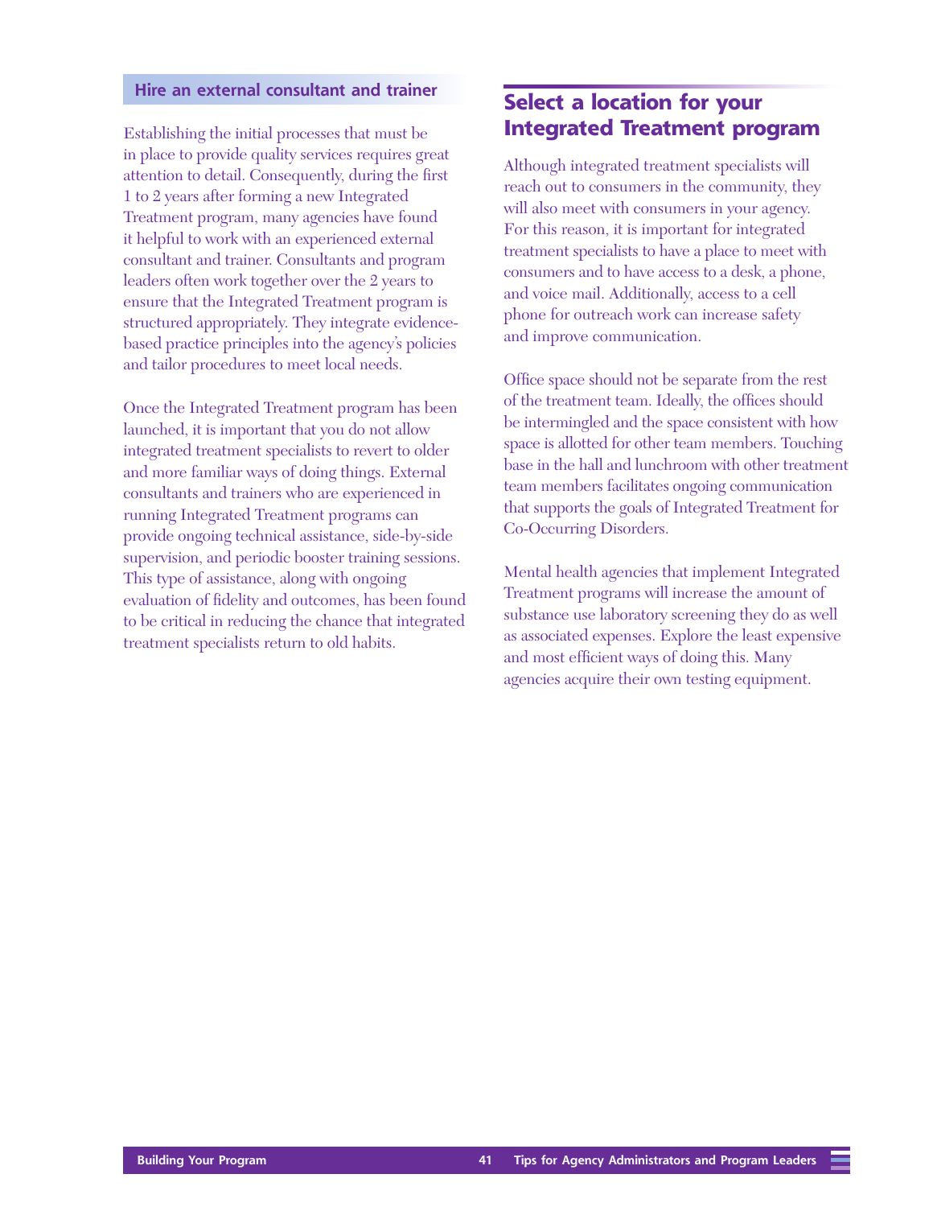### Hire an external consultant and trainer

Establishing the initial processes that must be in place to provide quality services requires great attention to detail. Consequently, during the first 1 to 2 years after forming a new Integrated Treatment program, many agencies have found it helpful to work with an experienced external consultant and trainer. Consultants and program leaders often work together over the 2 years to ensure that the Integrated Treatment program is structured appropriately. They integrate evidence-based practice principles into the agency's policies and tailor procedures to meet local needs.

Once the Integrated Treatment program has been launched, it is important that you do not allow integrated treatment specialists to revert to older and more familiar ways of doing things. External consultants and trainers who are experienced in running Integrated Treatment programs can provide ongoing technical assistance, side-by-side supervision, and periodic booster training sessions. This type of assistance, along with ongoing evaluation of fidelity and outcomes, has been found to be critical in reducing the chance that integrated treatment specialists return to old habits.

## Select a location for your Integrated Treatment program

Although integrated treatment specialists will reach out to consumers in the community, they will also meet with consumers in your agency. For this reason, it is important for integrated treatment specialists to have a place to meet with consumers and to have access to a desk, a phone, and voice mail. Additionally, access to a cell phone for outreach work can increase safety and improve communication.

Office space should not be separate from the rest of the treatment team. Ideally, the offices should be intermingled and the space consistent with how space is allotted for other team members. Touching base in the hall and lunchroom with other treatment team members facilitates ongoing communication that supports the goals of Integrated Treatment for Co-Occurring Disorders.

Mental health agencies that implement Integrated Treatment programs will increase the amount of substance use laboratory screening they do as well as associated expenses. Explore the least expensive and most efficient ways of doing this. Many agencies acquire their own testing equipment.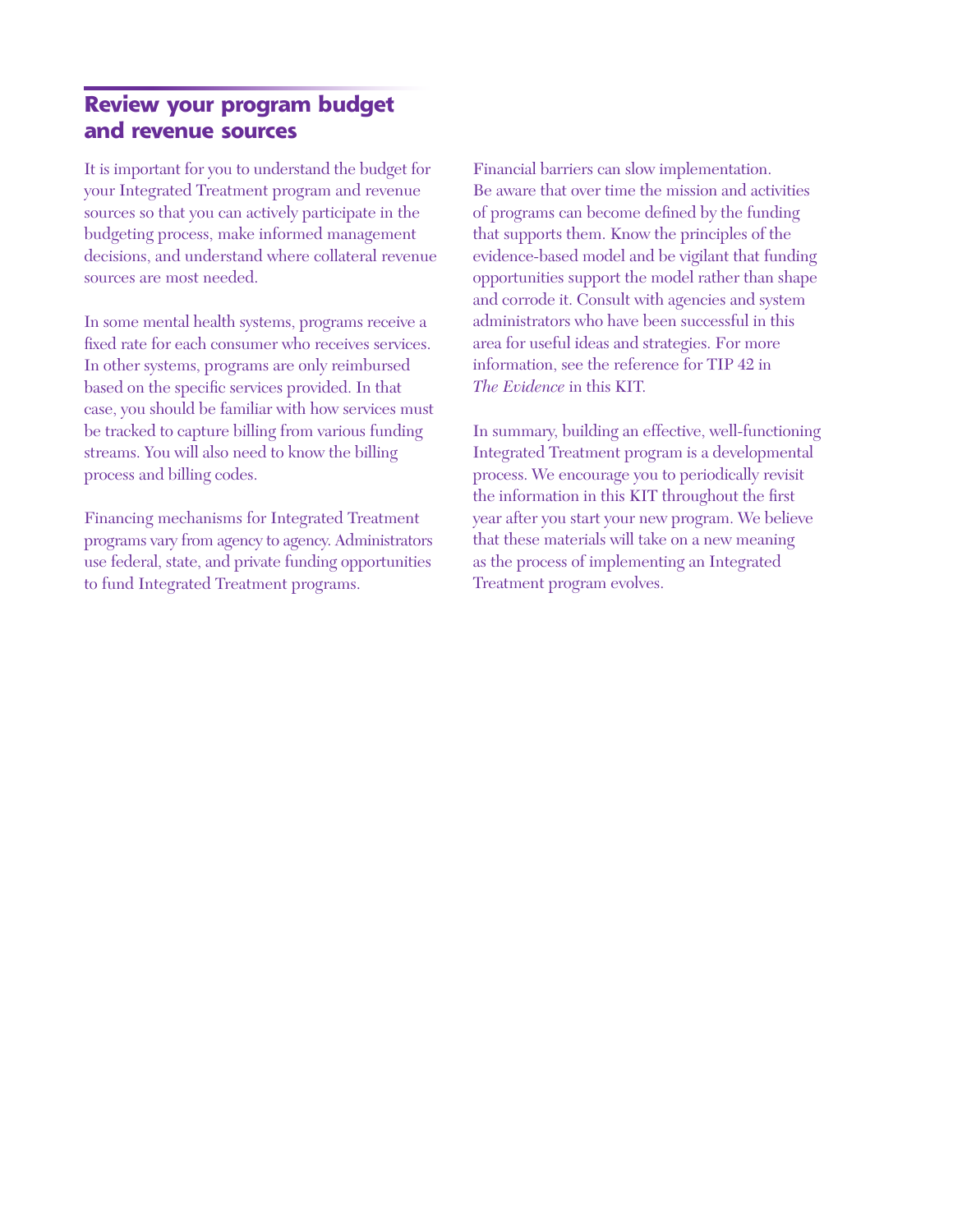## Review your program budget and revenue sources

It is important for you to understand the budget for your Integrated Treatment program and revenue sources so that you can actively participate in the budgeting process, make informed management decisions, and understand where collateral revenue sources are most needed.

In some mental health systems, programs receive a fixed rate for each consumer who receives services. In other systems, programs are only reimbursed based on the specific services provided. In that case, you should be familiar with how services must be tracked to capture billing from various funding streams. You will also need to know the billing process and billing codes.

Financing mechanisms for Integrated Treatment programs vary from agency to agency. Administrators use federal, state, and private funding opportunities to fund Integrated Treatment programs.

Financial barriers can slow implementation. Be aware that over time the mission and activities of programs can become defined by the funding that supports them. Know the principles of the evidence-based model and be vigilant that funding opportunities support the model rather than shape and corrode it. Consult with agencies and system administrators who have been successful in this area for useful ideas and strategies. For more information, see the reference for TIP 42 in *The Evidence* in this KIT.

In summary, building an effective, well-functioning Integrated Treatment program is a developmental process. We encourage you to periodically revisit the information in this KIT throughout the first year after you start your new program. We believe that these materials will take on a new meaning as the process of implementing an Integrated Treatment program evolves.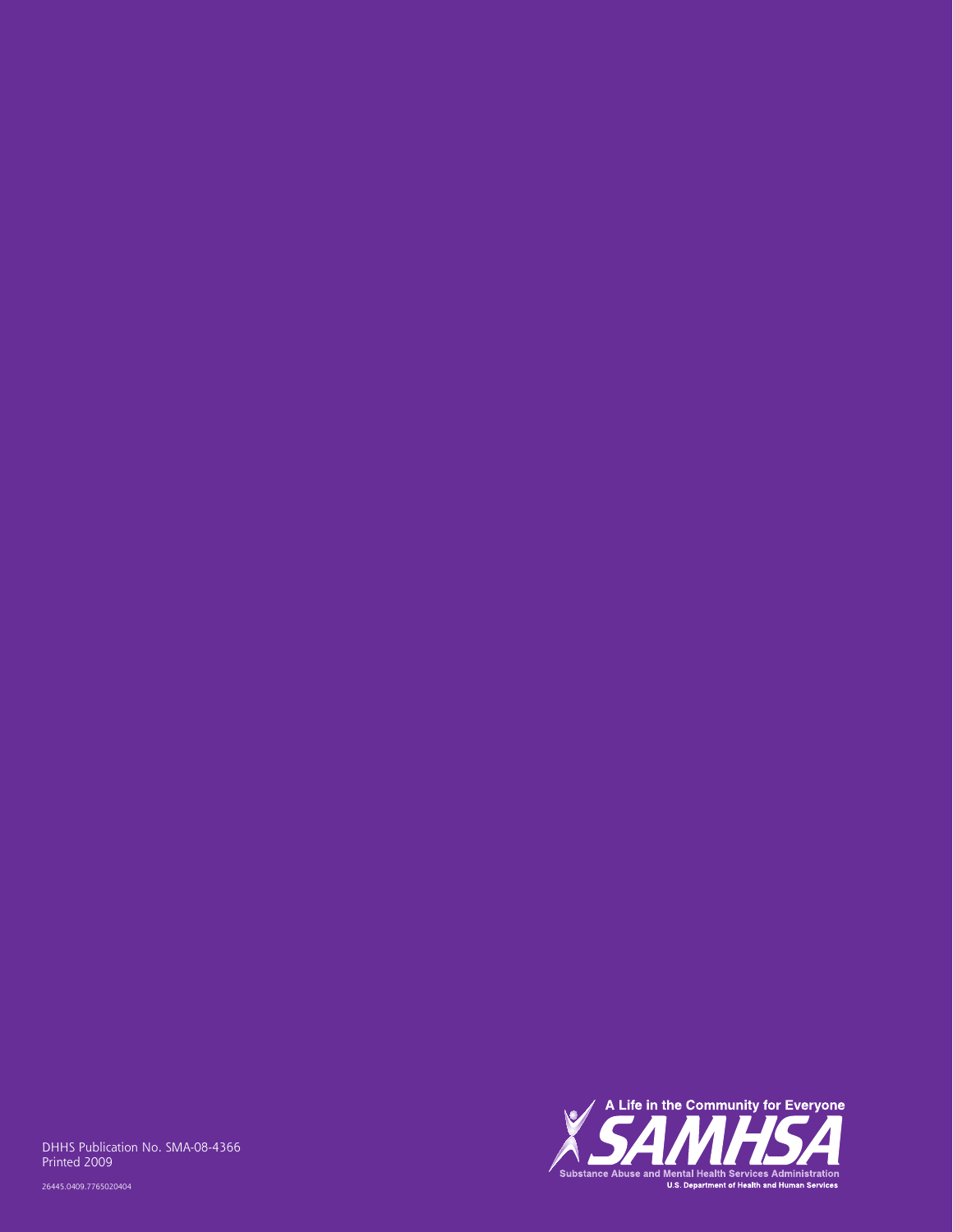DHHS Publication No. SMA-08-4366
Printed 2009

26445.0409.7765020404

A Life in the Community for Everyone

SAMHSA

Substance Abuse and Mental Health Services Administration

U.S. Department of Health and Human Services